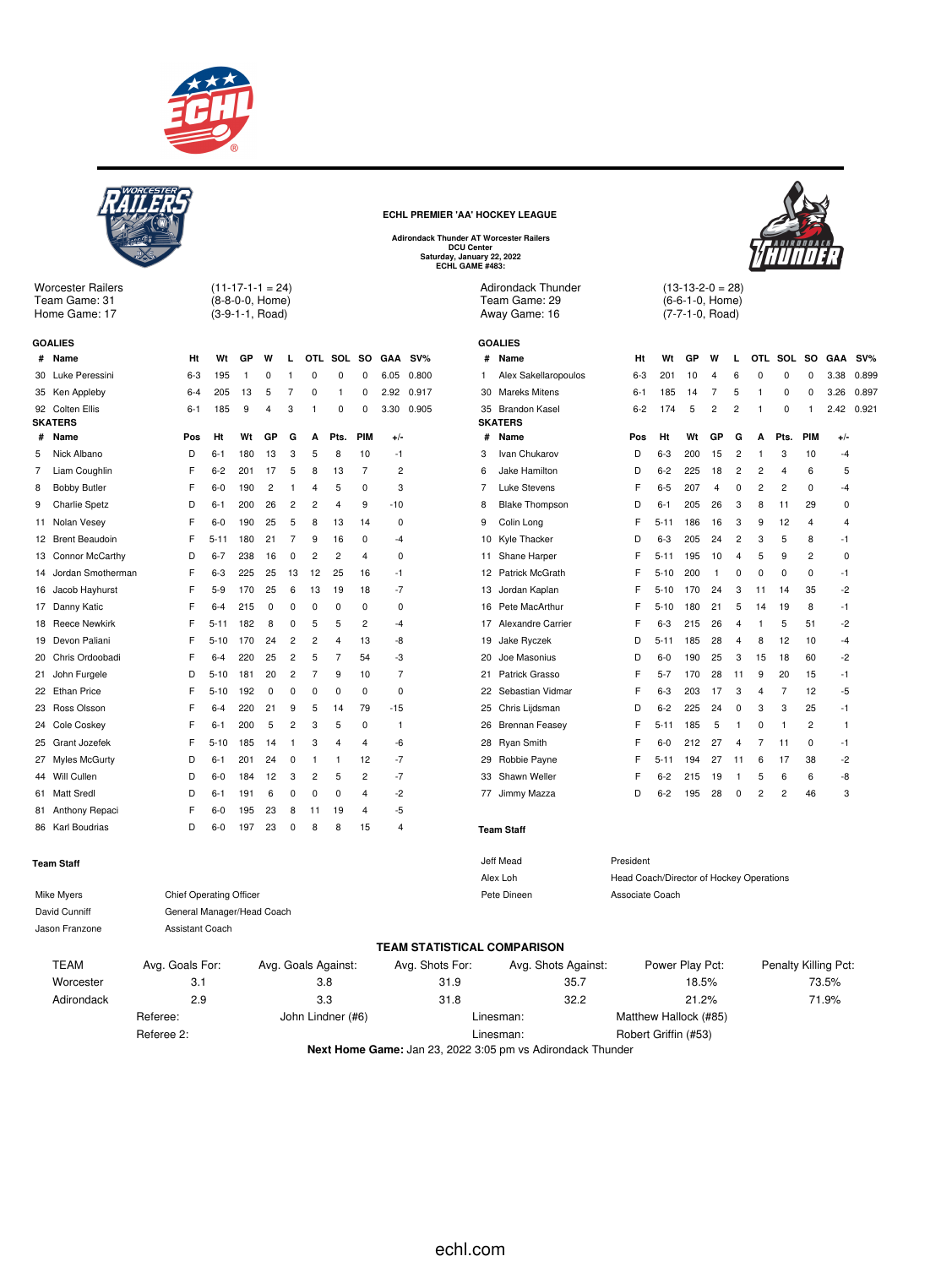ECHL PREMIER 'AA' HOCKEY LEAGUE

Adirondack Thunder AT Worcester Railers
DCU Center
Saturday, January 22, 2022
ECHL GAME #483:

Worcester Railers (11-17-1-1 = 24)
Team Game: 31 (8-8-0-0, Home)
Home Game: 17 (3-9-1-1, Road)

Adirondack Thunder (13-13-2-0 = 28)
Team Game: 29 (6-6-1-0, Home)
Away Game: 16 (7-7-1-0, Road)

## Worcester Railers

### GOALIES

| # | Name | Ht | Wt | GP | W | L | OTL | SOL | SO | GAA | SV% |
|---|---|---|---|---|---|---|---|---|---|---|---|
| 30 | Luke Peressini | 6-3 | 195 | 1 | 0 | 1 | 0 | 0 | 0 | 6.05 | 0.800 |
| 35 | Ken Appleby | 6-4 | 205 | 13 | 5 | 7 | 0 | 1 | 0 | 2.92 | 0.917 |
| 92 | Colten Ellis | 6-1 | 185 | 9 | 4 | 3 | 1 | 0 | 0 | 3.30 | 0.905 |

### SKATERS

| # | Name | Pos | Ht | Wt | GP | G | A | Pts. | PIM | +/- |
|---|---|---|---|---|---|---|---|---|---|---|
| 5 | Nick Albano | D | 6-1 | 180 | 13 | 3 | 5 | 8 | 10 | -1 |
| 7 | Liam Coughlin | F | 6-2 | 201 | 17 | 5 | 8 | 13 | 7 | 2 |
| 8 | Bobby Butler | F | 6-0 | 190 | 2 | 1 | 4 | 5 | 0 | 3 |
| 9 | Charlie Spetz | D | 6-1 | 200 | 26 | 2 | 2 | 4 | 9 | -10 |
| 11 | Nolan Vesey | F | 6-0 | 190 | 25 | 5 | 8 | 13 | 14 | 0 |
| 12 | Brent Beaudoin | F | 5-11 | 180 | 21 | 7 | 9 | 16 | 0 | -4 |
| 13 | Connor McCarthy | D | 6-7 | 238 | 16 | 0 | 2 | 2 | 4 | 0 |
| 14 | Jordan Smotherman | F | 6-3 | 225 | 25 | 13 | 12 | 25 | 16 | -1 |
| 16 | Jacob Hayhurst | F | 5-9 | 170 | 25 | 6 | 13 | 19 | 18 | -7 |
| 17 | Danny Katic | F | 6-4 | 215 | 0 | 0 | 0 | 0 | 0 | 0 |
| 18 | Reece Newkirk | F | 5-11 | 182 | 8 | 0 | 5 | 5 | 2 | -4 |
| 19 | Devon Paliani | F | 5-10 | 170 | 24 | 2 | 2 | 4 | 13 | -8 |
| 20 | Chris Ordoobadi | F | 6-4 | 220 | 25 | 2 | 5 | 7 | 54 | -3 |
| 21 | John Furgele | D | 5-10 | 181 | 20 | 2 | 7 | 9 | 10 | 7 |
| 22 | Ethan Price | F | 5-10 | 192 | 0 | 0 | 0 | 0 | 0 | 0 |
| 23 | Ross Olsson | F | 6-4 | 220 | 21 | 9 | 5 | 14 | 79 | -15 |
| 24 | Cole Coskey | F | 6-1 | 200 | 5 | 2 | 3 | 5 | 0 | 1 |
| 25 | Grant Jozefek | F | 5-10 | 185 | 14 | 1 | 3 | 4 | 4 | -6 |
| 27 | Myles McGurty | D | 6-1 | 201 | 24 | 0 | 1 | 1 | 12 | -7 |
| 44 | Will Cullen | D | 6-0 | 184 | 12 | 3 | 2 | 5 | 2 | -7 |
| 61 | Matt Sredl | D | 6-1 | 191 | 6 | 0 | 0 | 0 | 4 | -2 |
| 81 | Anthony Repaci | F | 6-0 | 195 | 23 | 8 | 11 | 19 | 4 | -5 |
| 86 | Karl Boudrias | D | 6-0 | 197 | 23 | 0 | 8 | 8 | 15 | 4 |

### Team Staff

| Name | Title |
|---|---|
| Mike Myers | Chief Operating Officer |
| David Cunniff | General Manager/Head Coach |
| Jason Franzone | Assistant Coach |

## Adirondack Thunder

### GOALIES

| # | Name | Ht | Wt | GP | W | L | OTL | SOL | SO | GAA | SV% |
|---|---|---|---|---|---|---|---|---|---|---|---|
| 1 | Alex Sakellaropoulos | 6-3 | 201 | 10 | 4 | 6 | 0 | 0 | 0 | 3.38 | 0.899 |
| 30 | Mareks Mitens | 6-1 | 185 | 14 | 7 | 5 | 1 | 0 | 0 | 3.26 | 0.897 |
| 35 | Brandon Kasel | 6-2 | 174 | 5 | 2 | 2 | 1 | 0 | 1 | 2.42 | 0.921 |

### SKATERS

| # | Name | Pos | Ht | Wt | GP | G | A | Pts. | PIM | +/- |
|---|---|---|---|---|---|---|---|---|---|---|
| 3 | Ivan Chukarov | D | 6-3 | 200 | 15 | 2 | 1 | 3 | 10 | -4 |
| 6 | Jake Hamilton | D | 6-2 | 225 | 18 | 2 | 2 | 4 | 6 | 5 |
| 7 | Luke Stevens | F | 6-5 | 207 | 4 | 0 | 2 | 2 | 0 | -4 |
| 8 | Blake Thompson | D | 6-1 | 205 | 26 | 3 | 8 | 11 | 29 | 0 |
| 9 | Colin Long | F | 5-11 | 186 | 16 | 3 | 9 | 12 | 4 | 4 |
| 10 | Kyle Thacker | D | 6-3 | 205 | 24 | 2 | 3 | 5 | 8 | -1 |
| 11 | Shane Harper | F | 5-11 | 195 | 10 | 4 | 5 | 9 | 2 | 0 |
| 12 | Patrick McGrath | F | 5-10 | 200 | 1 | 0 | 0 | 0 | 0 | -1 |
| 13 | Jordan Kaplan | F | 5-10 | 170 | 24 | 3 | 11 | 14 | 35 | -2 |
| 16 | Pete MacArthur | F | 5-10 | 180 | 21 | 5 | 14 | 19 | 8 | -1 |
| 17 | Alexandre Carrier | F | 6-3 | 215 | 26 | 4 | 1 | 5 | 51 | -2 |
| 19 | Jake Ryczek | D | 5-11 | 185 | 28 | 4 | 8 | 12 | 10 | -4 |
| 20 | Joe Masonius | D | 6-0 | 190 | 25 | 3 | 15 | 18 | 60 | -2 |
| 21 | Patrick Grasso | F | 5-7 | 170 | 28 | 11 | 9 | 20 | 15 | -1 |
| 22 | Sebastian Vidmar | F | 6-3 | 203 | 17 | 3 | 4 | 7 | 12 | -5 |
| 25 | Chris Lijdsman | D | 6-2 | 225 | 24 | 0 | 3 | 3 | 25 | -1 |
| 26 | Brennan Feasey | F | 5-11 | 185 | 5 | 1 | 0 | 1 | 2 | 1 |
| 28 | Ryan Smith | F | 6-0 | 212 | 27 | 4 | 7 | 11 | 0 | -1 |
| 29 | Robbie Payne | F | 5-11 | 194 | 27 | 11 | 6 | 17 | 38 | -2 |
| 33 | Shawn Weller | F | 6-2 | 215 | 19 | 1 | 5 | 6 | 6 | -8 |
| 77 | Jimmy Mazza | D | 6-2 | 195 | 28 | 0 | 2 | 2 | 46 | 3 |

### Team Staff

| Name | Title |
|---|---|
| Jeff Mead | President |
| Alex Loh | Head Coach/Director of Hockey Operations |
| Pete Dineen | Associate Coach |

## TEAM STATISTICAL COMPARISON

| TEAM | Avg. Goals For: | Avg. Goals Against: | Avg. Shots For: | Avg. Shots Against: | Power Play Pct: | Penalty Killing Pct: |
|---|---|---|---|---|---|---|
| Worcester | 3.1 | 3.8 | 31.9 | 35.7 | 18.5% | 73.5% |
| Adirondack | 2.9 | 3.3 | 31.8 | 32.2 | 21.2% | 71.9% |

Referee: John Lindner (#6) — Linesman: Matthew Hallock (#85)

Referee 2: — Linesman: Robert Griffin (#53)

**Next Home Game:** Jan 23, 2022 3:05 pm vs Adirondack Thunder

echl.com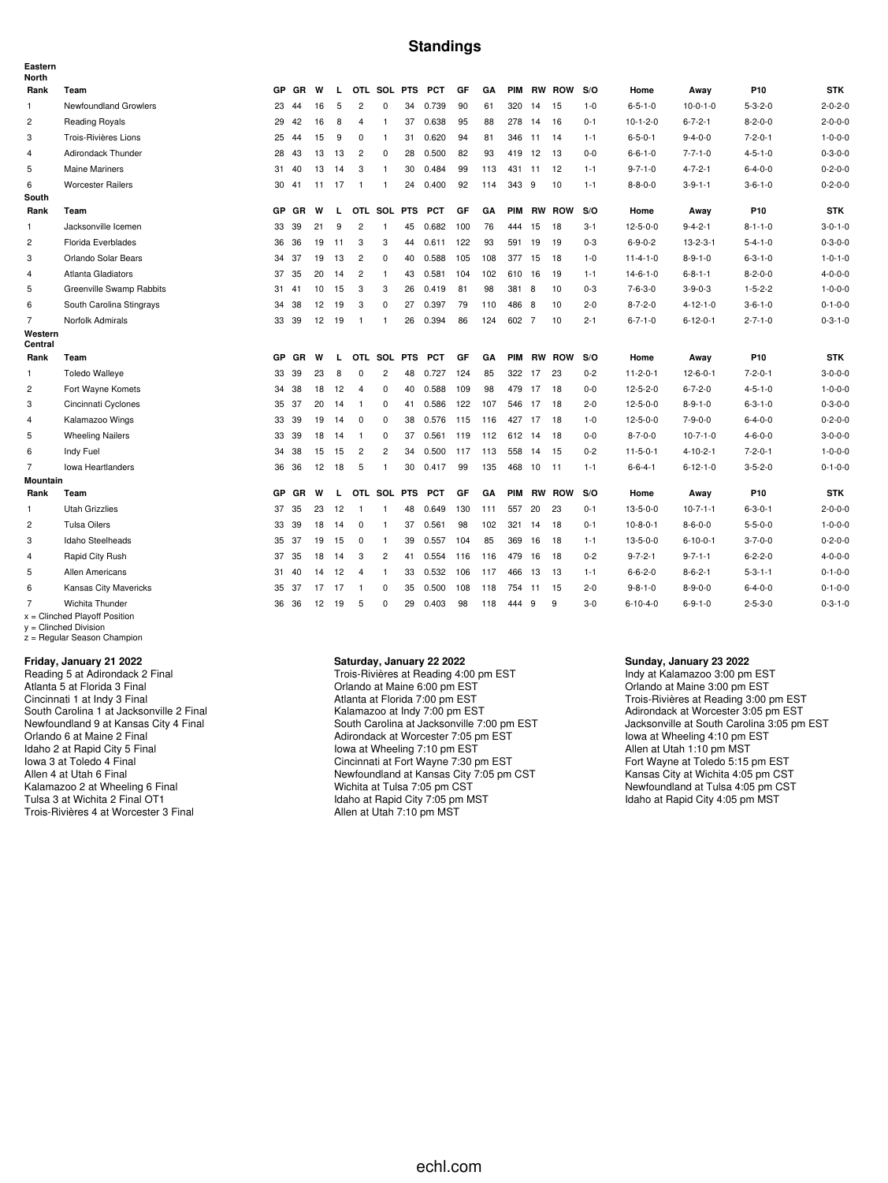# Standings

**Eastern**

**North**

| Rank | Team | GP | GR | W | L | OTL | SOL | PTS | PCT | GF | GA | PIM | RW | ROW | S/O | Home | Away | P10 | STK |
|---|---|---|---|---|---|---|---|---|---|---|---|---|---|---|---|---|---|---|---|
| 1 | Newfoundland Growlers | 23 | 44 | 16 | 5 | 2 | 0 | 34 | 0.739 | 90 | 61 | 320 | 14 | 15 | 1-0 | 6-5-1-0 | 10-0-1-0 | 5-3-2-0 | 2-0-2-0 |
| 2 | Reading Royals | 29 | 42 | 16 | 8 | 4 | 1 | 37 | 0.638 | 95 | 88 | 278 | 14 | 16 | 0-1 | 10-1-2-0 | 6-7-2-1 | 8-2-0-0 | 2-0-0-0 |
| 3 | Trois-Rivières Lions | 25 | 44 | 15 | 9 | 0 | 1 | 31 | 0.620 | 94 | 81 | 346 | 11 | 14 | 1-1 | 6-5-0-1 | 9-4-0-0 | 7-2-0-1 | 1-0-0-0 |
| 4 | Adirondack Thunder | 28 | 43 | 13 | 13 | 2 | 0 | 28 | 0.500 | 82 | 93 | 419 | 12 | 13 | 0-0 | 6-6-1-0 | 7-7-1-0 | 4-5-1-0 | 0-3-0-0 |
| 5 | Maine Mariners | 31 | 40 | 13 | 14 | 3 | 1 | 30 | 0.484 | 99 | 113 | 431 | 11 | 12 | 1-1 | 9-7-1-0 | 4-7-2-1 | 6-4-0-0 | 0-2-0-0 |
| 6 | Worcester Railers | 30 | 41 | 11 | 17 | 1 | 1 | 24 | 0.400 | 92 | 114 | 343 | 9 | 10 | 1-1 | 8-8-0-0 | 3-9-1-1 | 3-6-1-0 | 0-2-0-0 |

**South**

| Rank | Team | GP | GR | W | L | OTL | SOL | PTS | PCT | GF | GA | PIM | RW | ROW | S/O | Home | Away | P10 | STK |
|---|---|---|---|---|---|---|---|---|---|---|---|---|---|---|---|---|---|---|---|
| 1 | Jacksonville Icemen | 33 | 39 | 21 | 9 | 2 | 1 | 45 | 0.682 | 100 | 76 | 444 | 15 | 18 | 3-1 | 12-5-0-0 | 9-4-2-1 | 8-1-1-0 | 3-0-1-0 |
| 2 | Florida Everblades | 36 | 36 | 19 | 11 | 3 | 3 | 44 | 0.611 | 122 | 93 | 591 | 19 | 19 | 0-3 | 6-9-0-2 | 13-2-3-1 | 5-4-1-0 | 0-3-0-0 |
| 3 | Orlando Solar Bears | 34 | 37 | 19 | 13 | 2 | 0 | 40 | 0.588 | 105 | 108 | 377 | 15 | 18 | 1-0 | 11-4-1-0 | 8-9-1-0 | 6-3-1-0 | 1-0-1-0 |
| 4 | Atlanta Gladiators | 37 | 35 | 20 | 14 | 2 | 1 | 43 | 0.581 | 104 | 102 | 610 | 16 | 19 | 1-1 | 14-6-1-0 | 6-8-1-1 | 8-2-0-0 | 4-0-0-0 |
| 5 | Greenville Swamp Rabbits | 31 | 41 | 10 | 15 | 3 | 3 | 26 | 0.419 | 81 | 98 | 381 | 8 | 10 | 0-3 | 7-6-3-0 | 3-9-0-3 | 1-5-2-2 | 1-0-0-0 |
| 6 | South Carolina Stingrays | 34 | 38 | 12 | 19 | 3 | 0 | 27 | 0.397 | 79 | 110 | 486 | 8 | 10 | 2-0 | 8-7-2-0 | 4-12-1-0 | 3-6-1-0 | 0-1-0-0 |
| 7 | Norfolk Admirals | 33 | 39 | 12 | 19 | 1 | 1 | 26 | 0.394 | 86 | 124 | 602 | 7 | 10 | 2-1 | 6-7-1-0 | 6-12-0-1 | 2-7-1-0 | 0-3-1-0 |

**Western**

**Central**

| Rank | Team | GP | GR | W | L | OTL | SOL | PTS | PCT | GF | GA | PIM | RW | ROW | S/O | Home | Away | P10 | STK |
|---|---|---|---|---|---|---|---|---|---|---|---|---|---|---|---|---|---|---|---|
| 1 | Toledo Walleye | 33 | 39 | 23 | 8 | 0 | 2 | 48 | 0.727 | 124 | 85 | 322 | 17 | 23 | 0-2 | 11-2-0-1 | 12-6-0-1 | 7-2-0-1 | 3-0-0-0 |
| 2 | Fort Wayne Komets | 34 | 38 | 18 | 12 | 4 | 0 | 40 | 0.588 | 109 | 98 | 479 | 17 | 18 | 0-0 | 12-5-2-0 | 6-7-2-0 | 4-5-1-0 | 1-0-0-0 |
| 3 | Cincinnati Cyclones | 35 | 37 | 20 | 14 | 1 | 0 | 41 | 0.586 | 122 | 107 | 546 | 17 | 18 | 2-0 | 12-5-0-0 | 8-9-1-0 | 6-3-1-0 | 0-3-0-0 |
| 4 | Kalamazoo Wings | 33 | 39 | 19 | 14 | 0 | 0 | 38 | 0.576 | 115 | 116 | 427 | 17 | 18 | 1-0 | 12-5-0-0 | 7-9-0-0 | 6-4-0-0 | 0-2-0-0 |
| 5 | Wheeling Nailers | 33 | 39 | 18 | 14 | 1 | 0 | 37 | 0.561 | 119 | 112 | 612 | 14 | 18 | 0-0 | 8-7-0-0 | 10-7-1-0 | 4-6-0-0 | 3-0-0-0 |
| 6 | Indy Fuel | 34 | 38 | 15 | 15 | 2 | 2 | 34 | 0.500 | 117 | 113 | 558 | 14 | 15 | 0-2 | 11-5-0-1 | 4-10-2-1 | 7-2-0-1 | 1-0-0-0 |
| 7 | Iowa Heartlanders | 36 | 36 | 12 | 18 | 5 | 1 | 30 | 0.417 | 99 | 135 | 468 | 10 | 11 | 1-1 | 6-6-4-1 | 6-12-1-0 | 3-5-2-0 | 0-1-0-0 |

**Mountain**

| Rank | Team | GP | GR | W | L | OTL | SOL | PTS | PCT | GF | GA | PIM | RW | ROW | S/O | Home | Away | P10 | STK |
|---|---|---|---|---|---|---|---|---|---|---|---|---|---|---|---|---|---|---|---|
| 1 | Utah Grizzlies | 37 | 35 | 23 | 12 | 1 | 1 | 48 | 0.649 | 130 | 111 | 557 | 20 | 23 | 0-1 | 13-5-0-0 | 10-7-1-1 | 6-3-0-1 | 2-0-0-0 |
| 2 | Tulsa Oilers | 33 | 39 | 18 | 14 | 0 | 1 | 37 | 0.561 | 98 | 102 | 321 | 14 | 18 | 0-1 | 10-8-0-1 | 8-6-0-0 | 5-5-0-0 | 1-0-0-0 |
| 3 | Idaho Steelheads | 35 | 37 | 19 | 15 | 0 | 1 | 39 | 0.557 | 104 | 85 | 369 | 16 | 18 | 1-1 | 13-5-0-0 | 6-10-0-1 | 3-7-0-0 | 0-2-0-0 |
| 4 | Rapid City Rush | 37 | 35 | 18 | 14 | 3 | 2 | 41 | 0.554 | 116 | 116 | 479 | 16 | 18 | 0-2 | 9-7-2-1 | 9-7-1-1 | 6-2-2-0 | 4-0-0-0 |
| 5 | Allen Americans | 31 | 40 | 14 | 12 | 4 | 1 | 33 | 0.532 | 106 | 117 | 466 | 13 | 13 | 1-1 | 6-6-2-0 | 8-6-2-1 | 5-3-1-1 | 0-1-0-0 |
| 6 | Kansas City Mavericks | 35 | 37 | 17 | 17 | 1 | 0 | 35 | 0.500 | 108 | 118 | 754 | 11 | 15 | 2-0 | 9-8-1-0 | 8-9-0-0 | 6-4-0-0 | 0-1-0-0 |
| 7 | Wichita Thunder | 36 | 36 | 12 | 19 | 5 | 0 | 29 | 0.403 | 98 | 118 | 444 | 9 | 9 | 3-0 | 6-10-4-0 | 6-9-1-0 | 2-5-3-0 | 0-3-1-0 |

x = Clinched Playoff Position
y = Clinched Division
z = Regular Season Champion

**Friday, January 21 2022**

Reading 5 at Adirondack 2 Final
Atlanta 5 at Florida 3 Final
Cincinnati 1 at Indy 3 Final
South Carolina 1 at Jacksonville 2 Final
Newfoundland 9 at Kansas City 4 Final
Orlando 6 at Maine 2 Final
Idaho 2 at Rapid City 5 Final
Iowa 3 at Toledo 4 Final
Allen 4 at Utah 6 Final
Kalamazoo 2 at Wheeling 6 Final
Tulsa 3 at Wichita 2 Final OT1
Trois-Rivières 4 at Worcester 3 Final

**Saturday, January 22 2022**

Trois-Rivières at Reading 4:00 pm EST
Orlando at Maine 6:00 pm EST
Atlanta at Florida 7:00 pm EST
Kalamazoo at Indy 7:00 pm EST
South Carolina at Jacksonville 7:00 pm EST
Adirondack at Worcester 7:05 pm EST
Iowa at Wheeling 7:10 pm EST
Cincinnati at Fort Wayne 7:30 pm EST
Newfoundland at Kansas City 7:05 pm CST
Wichita at Tulsa 7:05 pm CST
Idaho at Rapid City 7:05 pm MST
Allen at Utah 7:10 pm MST

**Sunday, January 23 2022**

Indy at Kalamazoo 3:00 pm EST
Orlando at Maine 3:00 pm EST
Trois-Rivières at Reading 3:00 pm EST
Adirondack at Worcester 3:05 pm EST
Jacksonville at South Carolina 3:05 pm EST
Iowa at Wheeling 4:10 pm EST
Allen at Utah 1:10 pm MST
Fort Wayne at Toledo 5:15 pm EST
Kansas City at Wichita 4:05 pm CST
Newfoundland at Tulsa 4:05 pm CST
Idaho at Rapid City 4:05 pm MST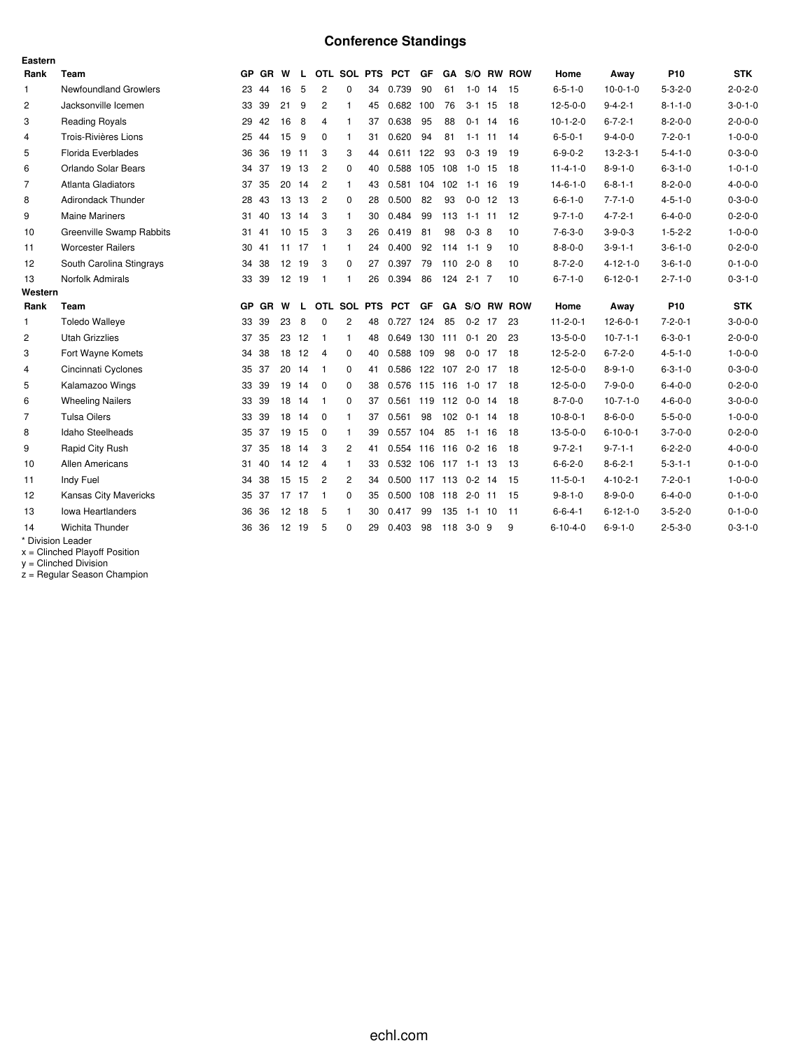# Conference Standings

**Eastern**

| Rank | Team | GP | GR | W | L | OTL | SOL | PTS | PCT | GF | GA | S/O | RW | ROW | Home | Away | P10 | STK |
|---|---|---|---|---|---|---|---|---|---|---|---|---|---|---|---|---|---|---|
| 1 | Newfoundland Growlers | 23 | 44 | 16 | 5 | 2 | 0 | 34 | 0.739 | 90 | 61 | 1-0 | 14 | 15 | 6-5-1-0 | 10-0-1-0 | 5-3-2-0 | 2-0-2-0 |
| 2 | Jacksonville Icemen | 33 | 39 | 21 | 9 | 2 | 1 | 45 | 0.682 | 100 | 76 | 3-1 | 15 | 18 | 12-5-0-0 | 9-4-2-1 | 8-1-1-0 | 3-0-1-0 |
| 3 | Reading Royals | 29 | 42 | 16 | 8 | 4 | 1 | 37 | 0.638 | 95 | 88 | 0-1 | 14 | 16 | 10-1-2-0 | 6-7-2-1 | 8-2-0-0 | 2-0-0-0 |
| 4 | Trois-Rivières Lions | 25 | 44 | 15 | 9 | 0 | 1 | 31 | 0.620 | 94 | 81 | 1-1 | 11 | 14 | 6-5-0-1 | 9-4-0-0 | 7-2-0-1 | 1-0-0-0 |
| 5 | Florida Everblades | 36 | 36 | 19 | 11 | 3 | 3 | 44 | 0.611 | 122 | 93 | 0-3 | 19 | 19 | 6-9-0-2 | 13-2-3-1 | 5-4-1-0 | 0-3-0-0 |
| 6 | Orlando Solar Bears | 34 | 37 | 19 | 13 | 2 | 0 | 40 | 0.588 | 105 | 108 | 1-0 | 15 | 18 | 11-4-1-0 | 8-9-1-0 | 6-3-1-0 | 1-0-1-0 |
| 7 | Atlanta Gladiators | 37 | 35 | 20 | 14 | 2 | 1 | 43 | 0.581 | 104 | 102 | 1-1 | 16 | 19 | 14-6-1-0 | 6-8-1-1 | 8-2-0-0 | 4-0-0-0 |
| 8 | Adirondack Thunder | 28 | 43 | 13 | 13 | 2 | 0 | 28 | 0.500 | 82 | 93 | 0-0 | 12 | 13 | 6-6-1-0 | 7-7-1-0 | 4-5-1-0 | 0-3-0-0 |
| 9 | Maine Mariners | 31 | 40 | 13 | 14 | 3 | 1 | 30 | 0.484 | 99 | 113 | 1-1 | 11 | 12 | 9-7-1-0 | 4-7-2-1 | 6-4-0-0 | 0-2-0-0 |
| 10 | Greenville Swamp Rabbits | 31 | 41 | 10 | 15 | 3 | 3 | 26 | 0.419 | 81 | 98 | 0-3 | 8 | 10 | 7-6-3-0 | 3-9-0-3 | 1-5-2-2 | 1-0-0-0 |
| 11 | Worcester Railers | 30 | 41 | 11 | 17 | 1 | 1 | 24 | 0.400 | 92 | 114 | 1-1 | 9 | 10 | 8-8-0-0 | 3-9-1-1 | 3-6-1-0 | 0-2-0-0 |
| 12 | South Carolina Stingrays | 34 | 38 | 12 | 19 | 3 | 0 | 27 | 0.397 | 79 | 110 | 2-0 | 8 | 10 | 8-7-2-0 | 4-12-1-0 | 3-6-1-0 | 0-1-0-0 |
| 13 | Norfolk Admirals | 33 | 39 | 12 | 19 | 1 | 1 | 26 | 0.394 | 86 | 124 | 2-1 | 7 | 10 | 6-7-1-0 | 6-12-0-1 | 2-7-1-0 | 0-3-1-0 |

**Western**

| Rank | Team | GP | GR | W | L | OTL | SOL | PTS | PCT | GF | GA | S/O | RW | ROW | Home | Away | P10 | STK |
|---|---|---|---|---|---|---|---|---|---|---|---|---|---|---|---|---|---|---|
| 1 | Toledo Walleye | 33 | 39 | 23 | 8 | 0 | 2 | 48 | 0.727 | 124 | 85 | 0-2 | 17 | 23 | 11-2-0-1 | 12-6-0-1 | 7-2-0-1 | 3-0-0-0 |
| 2 | Utah Grizzlies | 37 | 35 | 23 | 12 | 1 | 1 | 48 | 0.649 | 130 | 111 | 0-1 | 20 | 23 | 13-5-0-0 | 10-7-1-1 | 6-3-0-1 | 2-0-0-0 |
| 3 | Fort Wayne Komets | 34 | 38 | 18 | 12 | 4 | 0 | 40 | 0.588 | 109 | 98 | 0-0 | 17 | 18 | 12-5-2-0 | 6-7-2-0 | 4-5-1-0 | 1-0-0-0 |
| 4 | Cincinnati Cyclones | 35 | 37 | 20 | 14 | 1 | 0 | 41 | 0.586 | 122 | 107 | 2-0 | 17 | 18 | 12-5-0-0 | 8-9-1-0 | 6-3-1-0 | 0-3-0-0 |
| 5 | Kalamazoo Wings | 33 | 39 | 19 | 14 | 0 | 0 | 38 | 0.576 | 115 | 116 | 1-0 | 17 | 18 | 12-5-0-0 | 7-9-0-0 | 6-4-0-0 | 0-2-0-0 |
| 6 | Wheeling Nailers | 33 | 39 | 18 | 14 | 1 | 0 | 37 | 0.561 | 119 | 112 | 0-0 | 14 | 18 | 8-7-0-0 | 10-7-1-0 | 4-6-0-0 | 3-0-0-0 |
| 7 | Tulsa Oilers | 33 | 39 | 18 | 14 | 0 | 1 | 37 | 0.561 | 98 | 102 | 0-1 | 14 | 18 | 10-8-0-1 | 8-6-0-0 | 5-5-0-0 | 1-0-0-0 |
| 8 | Idaho Steelheads | 35 | 37 | 19 | 15 | 0 | 1 | 39 | 0.557 | 104 | 85 | 1-1 | 16 | 18 | 13-5-0-0 | 6-10-0-1 | 3-7-0-0 | 0-2-0-0 |
| 9 | Rapid City Rush | 37 | 35 | 18 | 14 | 3 | 2 | 41 | 0.554 | 116 | 116 | 0-2 | 16 | 18 | 9-7-2-1 | 9-7-1-1 | 6-2-2-0 | 4-0-0-0 |
| 10 | Allen Americans | 31 | 40 | 14 | 12 | 4 | 1 | 33 | 0.532 | 106 | 117 | 1-1 | 13 | 13 | 6-6-2-0 | 8-6-2-1 | 5-3-1-1 | 0-1-0-0 |
| 11 | Indy Fuel | 34 | 38 | 15 | 15 | 2 | 2 | 34 | 0.500 | 117 | 113 | 0-2 | 14 | 15 | 11-5-0-1 | 4-10-2-1 | 7-2-0-1 | 1-0-0-0 |
| 12 | Kansas City Mavericks | 35 | 37 | 17 | 17 | 1 | 0 | 35 | 0.500 | 108 | 118 | 2-0 | 11 | 15 | 9-8-1-0 | 8-9-0-0 | 6-4-0-0 | 0-1-0-0 |
| 13 | Iowa Heartlanders | 36 | 36 | 12 | 18 | 5 | 1 | 30 | 0.417 | 99 | 135 | 1-1 | 10 | 11 | 6-6-4-1 | 6-12-1-0 | 3-5-2-0 | 0-1-0-0 |
| 14 | Wichita Thunder | 36 | 36 | 12 | 19 | 5 | 0 | 29 | 0.403 | 98 | 118 | 3-0 | 9 | 9 | 6-10-4-0 | 6-9-1-0 | 2-5-3-0 | 0-3-1-0 |

\* Division Leader
x = Clinched Playoff Position
y = Clinched Division
z = Regular Season Champion

echl.com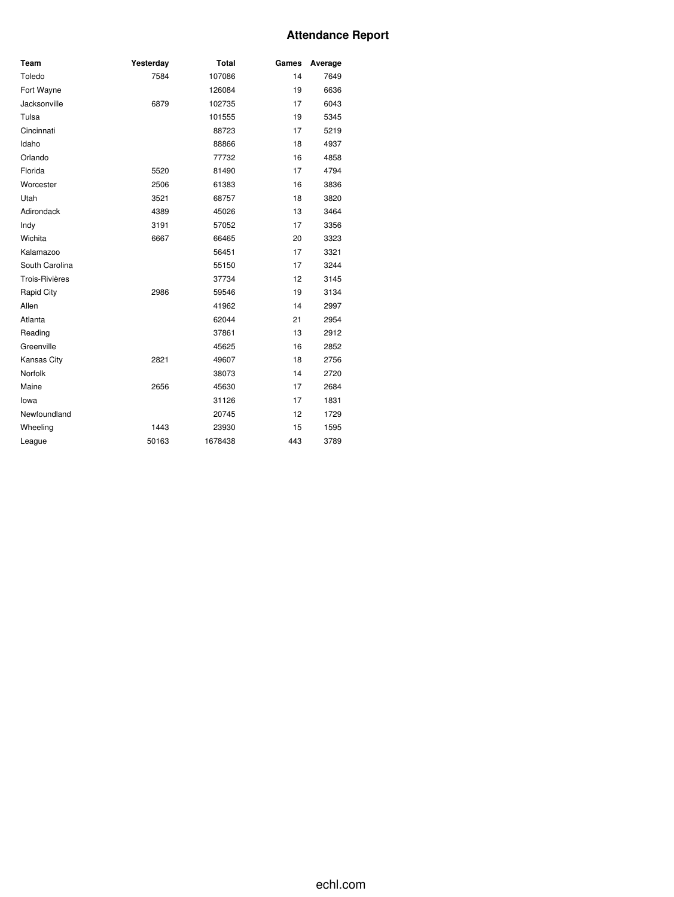# Attendance Report

| Team | Yesterday | Total | Games | Average |
|---|---|---|---|---|
| Toledo | 7584 | 107086 | 14 | 7649 |
| Fort Wayne | | 126084 | 19 | 6636 |
| Jacksonville | 6879 | 102735 | 17 | 6043 |
| Tulsa | | 101555 | 19 | 5345 |
| Cincinnati | | 88723 | 17 | 5219 |
| Idaho | | 88866 | 18 | 4937 |
| Orlando | | 77732 | 16 | 4858 |
| Florida | 5520 | 81490 | 17 | 4794 |
| Worcester | 2506 | 61383 | 16 | 3836 |
| Utah | 3521 | 68757 | 18 | 3820 |
| Adirondack | 4389 | 45026 | 13 | 3464 |
| Indy | 3191 | 57052 | 17 | 3356 |
| Wichita | 6667 | 66465 | 20 | 3323 |
| Kalamazoo | | 56451 | 17 | 3321 |
| South Carolina | | 55150 | 17 | 3244 |
| Trois-Rivières | | 37734 | 12 | 3145 |
| Rapid City | 2986 | 59546 | 19 | 3134 |
| Allen | | 41962 | 14 | 2997 |
| Atlanta | | 62044 | 21 | 2954 |
| Reading | | 37861 | 13 | 2912 |
| Greenville | | 45625 | 16 | 2852 |
| Kansas City | 2821 | 49607 | 18 | 2756 |
| Norfolk | | 38073 | 14 | 2720 |
| Maine | 2656 | 45630 | 17 | 2684 |
| Iowa | | 31126 | 17 | 1831 |
| Newfoundland | | 20745 | 12 | 1729 |
| Wheeling | 1443 | 23930 | 15 | 1595 |
| League | 50163 | 1678438 | 443 | 3789 |

echl.com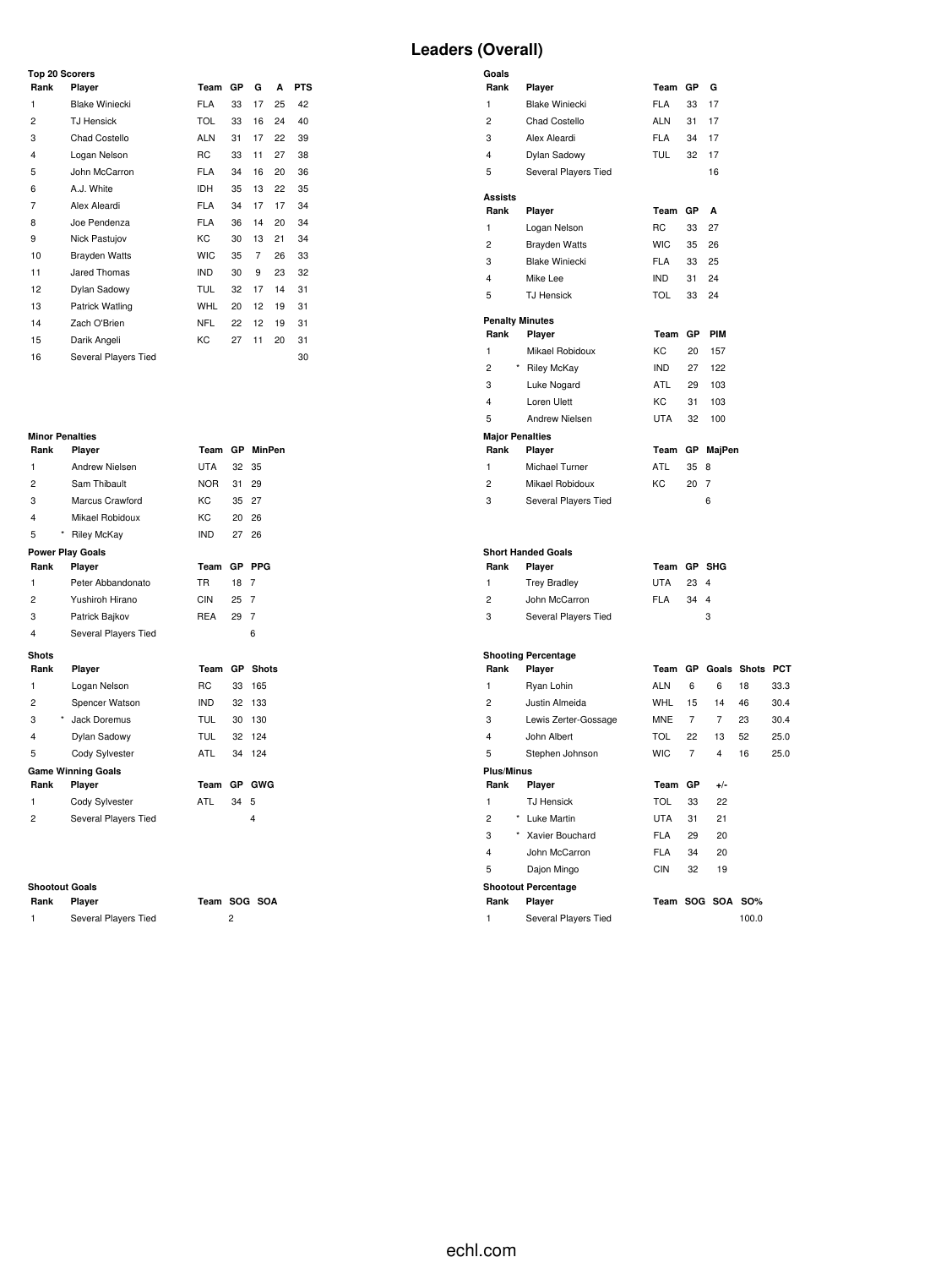# Leaders (Overall)

### Top 20 Scorers

| Rank | Player | Team | GP | G | A | PTS |
|---|---|---|---|---|---|---|
| 1 | Blake Winiecki | FLA | 33 | 17 | 25 | 42 |
| 2 | TJ Hensick | TOL | 33 | 16 | 24 | 40 |
| 3 | Chad Costello | ALN | 31 | 17 | 22 | 39 |
| 4 | Logan Nelson | RC | 33 | 11 | 27 | 38 |
| 5 | John McCarron | FLA | 34 | 16 | 20 | 36 |
| 6 | A.J. White | IDH | 35 | 13 | 22 | 35 |
| 7 | Alex Aleardi | FLA | 34 | 17 | 17 | 34 |
| 8 | Joe Pendenza | FLA | 36 | 14 | 20 | 34 |
| 9 | Nick Pastujov | KC | 30 | 13 | 21 | 34 |
| 10 | Brayden Watts | WIC | 35 | 7 | 26 | 33 |
| 11 | Jared Thomas | IND | 30 | 9 | 23 | 32 |
| 12 | Dylan Sadowy | TUL | 32 | 17 | 14 | 31 |
| 13 | Patrick Watling | WHL | 20 | 12 | 19 | 31 |
| 14 | Zach O'Brien | NFL | 22 | 12 | 19 | 31 |
| 15 | Darik Angeli | KC | 27 | 11 | 20 | 31 |
| 16 | Several Players Tied | | | | | 30 |

### Goals

| Rank | Player | Team | GP | G |
|---|---|---|---|---|
| 1 | Blake Winiecki | FLA | 33 | 17 |
| 2 | Chad Costello | ALN | 31 | 17 |
| 3 | Alex Aleardi | FLA | 34 | 17 |
| 4 | Dylan Sadowy | TUL | 32 | 17 |
| 5 | Several Players Tied | | | 16 |

### Assists

| Rank | Player | Team | GP | A |
|---|---|---|---|---|
| 1 | Logan Nelson | RC | 33 | 27 |
| 2 | Brayden Watts | WIC | 35 | 26 |
| 3 | Blake Winiecki | FLA | 33 | 25 |
| 4 | Mike Lee | IND | 31 | 24 |
| 5 | TJ Hensick | TOL | 33 | 24 |

### Penalty Minutes

| Rank | Player | Team | GP | PIM |
|---|---|---|---|---|
| 1 | Mikael Robidoux | KC | 20 | 157 |
| 2 | * Riley McKay | IND | 27 | 122 |
| 3 | Luke Nogard | ATL | 29 | 103 |
| 4 | Loren Ulett | KC | 31 | 103 |
| 5 | Andrew Nielsen | UTA | 32 | 100 |

### Minor Penalties

| Rank | Player | Team | GP | MinPen |
|---|---|---|---|---|
| 1 | Andrew Nielsen | UTA | 32 | 35 |
| 2 | Sam Thibault | NOR | 31 | 29 |
| 3 | Marcus Crawford | KC | 35 | 27 |
| 4 | Mikael Robidoux | KC | 20 | 26 |
| 5 | * Riley McKay | IND | 27 | 26 |

### Major Penalties

| Rank | Player | Team | GP | MajPen |
|---|---|---|---|---|
| 1 | Michael Turner | ATL | 35 | 8 |
| 2 | Mikael Robidoux | KC | 20 | 7 |
| 3 | Several Players Tied | | | 6 |

### Power Play Goals

| Rank | Player | Team | GP | PPG |
|---|---|---|---|---|
| 1 | Peter Abbandonato | TR | 18 | 7 |
| 2 | Yushiroh Hirano | CIN | 25 | 7 |
| 3 | Patrick Bajkov | REA | 29 | 7 |
| 4 | Several Players Tied | | | 6 |

### Short Handed Goals

| Rank | Player | Team | GP | SHG |
|---|---|---|---|---|
| 1 | Trey Bradley | UTA | 23 | 4 |
| 2 | John McCarron | FLA | 34 | 4 |
| 3 | Several Players Tied | | | 3 |

### Shots

| Rank | Player | Team | GP | Shots |
|---|---|---|---|---|
| 1 | Logan Nelson | RC | 33 | 165 |
| 2 | Spencer Watson | IND | 32 | 133 |
| 3 | * Jack Doremus | TUL | 30 | 130 |
| 4 | Dylan Sadowy | TUL | 32 | 124 |
| 5 | Cody Sylvester | ATL | 34 | 124 |

### Shooting Percentage

| Rank | Player | Team | GP | Goals | Shots | PCT |
|---|---|---|---|---|---|---|
| 1 | Ryan Lohin | ALN | 6 | 6 | 18 | 33.3 |
| 2 | Justin Almeida | WHL | 15 | 14 | 46 | 30.4 |
| 3 | Lewis Zerter-Gossage | MNE | 7 | 7 | 23 | 30.4 |
| 4 | John Albert | TOL | 22 | 13 | 52 | 25.0 |
| 5 | Stephen Johnson | WIC | 7 | 4 | 16 | 25.0 |

### Game Winning Goals

| Rank | Player | Team | GP | GWG |
|---|---|---|---|---|
| 1 | Cody Sylvester | ATL | 34 | 5 |
| 2 | Several Players Tied | | | 4 |

### Plus/Minus

| Rank | Player | Team | GP | +/- |
|---|---|---|---|---|
| 1 | TJ Hensick | TOL | 33 | 22 |
| 2 | * Luke Martin | UTA | 31 | 21 |
| 3 | * Xavier Bouchard | FLA | 29 | 20 |
| 4 | John McCarron | FLA | 34 | 20 |
| 5 | Dajon Mingo | CIN | 32 | 19 |

### Shootout Goals

| Rank | Player | Team | SOG | SOA |
|---|---|---|---|---|
| 1 | Several Players Tied | | 2 | |

### Shootout Percentage

| Rank | Player | Team | SOG | SOA | SO% |
|---|---|---|---|---|---|
| 1 | Several Players Tied | | | | 100.0 |

echl.com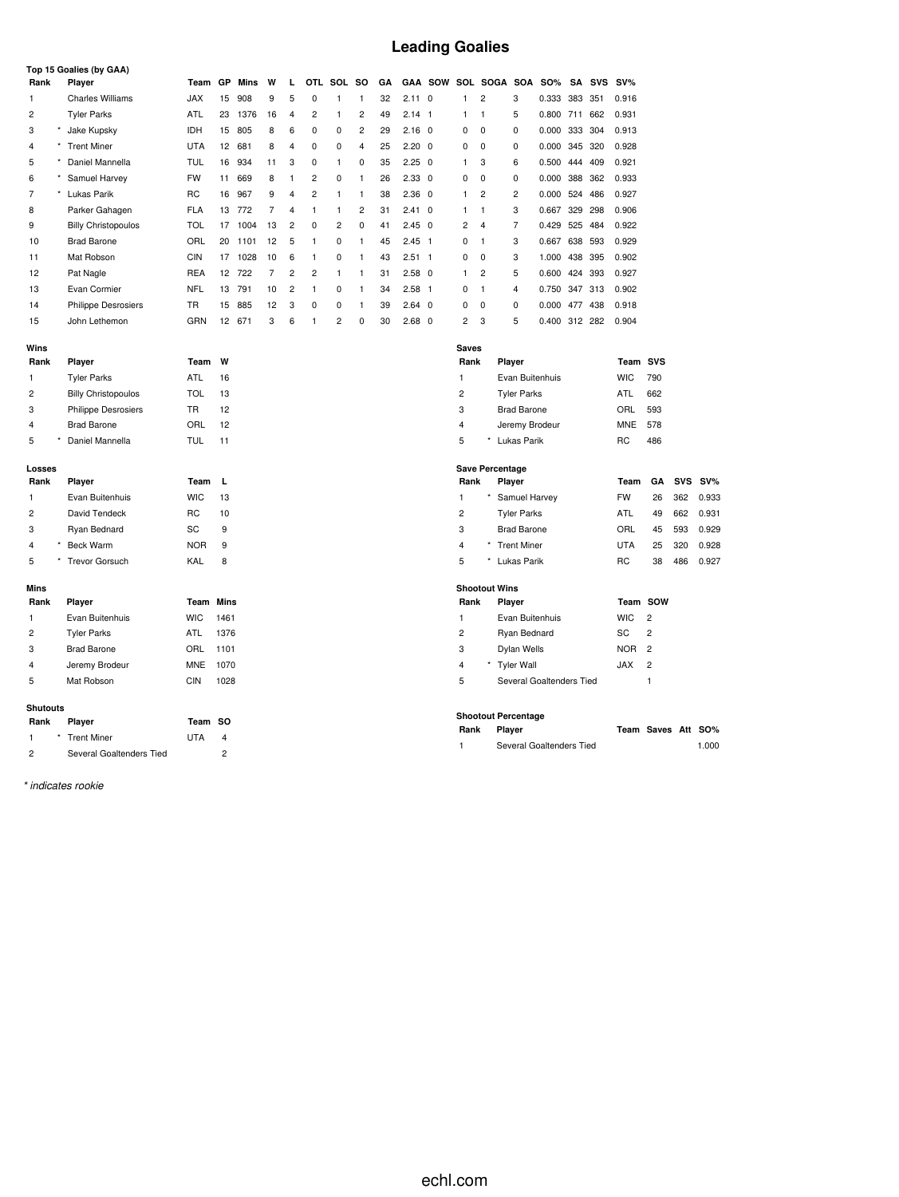# Leading Goalies

**Top 15 Goalies (by GAA)**

| Rank | | Player | Team | GP | Mins | W | L | OTL | SOL | SO | GA | GAA | SOW | SOL | SOGA | SOA | SO% | SA | SVS | SV% |
|---|---|---|---|---|---|---|---|---|---|---|---|---|---|---|---|---|---|---|---|---|
| 1 | | Charles Williams | JAX | 15 | 908 | 9 | 5 | 0 | 1 | 1 | 32 | 2.11 | 0 | 1 | 2 | 3 | 0.333 | 383 | 351 | 0.916 |
| 2 | | Tyler Parks | ATL | 23 | 1376 | 16 | 4 | 2 | 1 | 2 | 49 | 2.14 | 1 | 1 | 1 | 5 | 0.800 | 711 | 662 | 0.931 |
| 3 | * | Jake Kupsky | IDH | 15 | 805 | 8 | 6 | 0 | 0 | 2 | 29 | 2.16 | 0 | 0 | 0 | 0 | 0.000 | 333 | 304 | 0.913 |
| 4 | * | Trent Miner | UTA | 12 | 681 | 8 | 4 | 0 | 0 | 4 | 25 | 2.20 | 0 | 0 | 0 | 0 | 0.000 | 345 | 320 | 0.928 |
| 5 | * | Daniel Mannella | TUL | 16 | 934 | 11 | 3 | 0 | 1 | 0 | 35 | 2.25 | 0 | 1 | 3 | 6 | 0.500 | 444 | 409 | 0.921 |
| 6 | * | Samuel Harvey | FW | 11 | 669 | 8 | 1 | 2 | 0 | 1 | 26 | 2.33 | 0 | 0 | 0 | 0 | 0.000 | 388 | 362 | 0.933 |
| 7 | * | Lukas Parik | RC | 16 | 967 | 9 | 4 | 2 | 1 | 1 | 38 | 2.36 | 0 | 1 | 2 | 2 | 0.000 | 524 | 486 | 0.927 |
| 8 | | Parker Gahagen | FLA | 13 | 772 | 7 | 4 | 1 | 1 | 2 | 31 | 2.41 | 0 | 1 | 1 | 3 | 0.667 | 329 | 298 | 0.906 |
| 9 | | Billy Christopoulos | TOL | 17 | 1004 | 13 | 2 | 0 | 2 | 0 | 41 | 2.45 | 0 | 2 | 4 | 7 | 0.429 | 525 | 484 | 0.922 |
| 10 | | Brad Barone | ORL | 20 | 1101 | 12 | 5 | 1 | 0 | 1 | 45 | 2.45 | 1 | 0 | 1 | 3 | 0.667 | 638 | 593 | 0.929 |
| 11 | | Mat Robson | CIN | 17 | 1028 | 10 | 6 | 1 | 0 | 1 | 43 | 2.51 | 1 | 0 | 0 | 3 | 1.000 | 438 | 395 | 0.902 |
| 12 | | Pat Nagle | REA | 12 | 722 | 7 | 2 | 2 | 1 | 1 | 31 | 2.58 | 0 | 1 | 2 | 5 | 0.600 | 424 | 393 | 0.927 |
| 13 | | Evan Cormier | NFL | 13 | 791 | 10 | 2 | 1 | 0 | 1 | 34 | 2.58 | 1 | 0 | 1 | 4 | 0.750 | 347 | 313 | 0.902 |
| 14 | | Philippe Desrosiers | TR | 15 | 885 | 12 | 3 | 0 | 0 | 1 | 39 | 2.64 | 0 | 0 | 0 | 0 | 0.000 | 477 | 438 | 0.918 |
| 15 | | John Lethemon | GRN | 12 | 671 | 3 | 6 | 1 | 2 | 0 | 30 | 2.68 | 0 | 2 | 3 | 5 | 0.400 | 312 | 282 | 0.904 |

**Wins**

| Rank | | Player | Team | W |
|---|---|---|---|---|
| 1 | | Tyler Parks | ATL | 16 |
| 2 | | Billy Christopoulos | TOL | 13 |
| 3 | | Philippe Desrosiers | TR | 12 |
| 4 | | Brad Barone | ORL | 12 |
| 5 | * | Daniel Mannella | TUL | 11 |

**Losses**

| Rank | | Player | Team | L |
|---|---|---|---|---|
| 1 | | Evan Buitenhuis | WIC | 13 |
| 2 | | David Tendeck | RC | 10 |
| 3 | | Ryan Bednard | SC | 9 |
| 4 | * | Beck Warm | NOR | 9 |
| 5 | * | Trevor Gorsuch | KAL | 8 |

**Mins**

| Rank | | Player | Team | Mins |
|---|---|---|---|---|
| 1 | | Evan Buitenhuis | WIC | 1461 |
| 2 | | Tyler Parks | ATL | 1376 |
| 3 | | Brad Barone | ORL | 1101 |
| 4 | | Jeremy Brodeur | MNE | 1070 |
| 5 | | Mat Robson | CIN | 1028 |

**Shutouts**

| Rank | | Player | Team | SO |
|---|---|---|---|---|
| 1 | * | Trent Miner | UTA | 4 |
| 2 | | Several Goaltenders Tied | | 2 |

**Saves**

| Rank | | Player | Team | SVS |
|---|---|---|---|---|
| 1 | | Evan Buitenhuis | WIC | 790 |
| 2 | | Tyler Parks | ATL | 662 |
| 3 | | Brad Barone | ORL | 593 |
| 4 | | Jeremy Brodeur | MNE | 578 |
| 5 | * | Lukas Parik | RC | 486 |

**Save Percentage**

| Rank | | Player | Team | GA | SVS | SV% |
|---|---|---|---|---|---|---|
| 1 | * | Samuel Harvey | FW | 26 | 362 | 0.933 |
| 2 | | Tyler Parks | ATL | 49 | 662 | 0.931 |
| 3 | | Brad Barone | ORL | 45 | 593 | 0.929 |
| 4 | * | Trent Miner | UTA | 25 | 320 | 0.928 |
| 5 | * | Lukas Parik | RC | 38 | 486 | 0.927 |

**Shootout Wins**

| Rank | | Player | Team | SOW |
|---|---|---|---|---|
| 1 | | Evan Buitenhuis | WIC | 2 |
| 2 | | Ryan Bednard | SC | 2 |
| 3 | | Dylan Wells | NOR | 2 |
| 4 | * | Tyler Wall | JAX | 2 |
| 5 | | Several Goaltenders Tied | | 1 |

**Shootout Percentage**

| Rank | Player | Team | Saves | Att | SO% |
|---|---|---|---|---|---|
| 1 | Several Goaltenders Tied | | | | 1.000 |

*\* indicates rookie*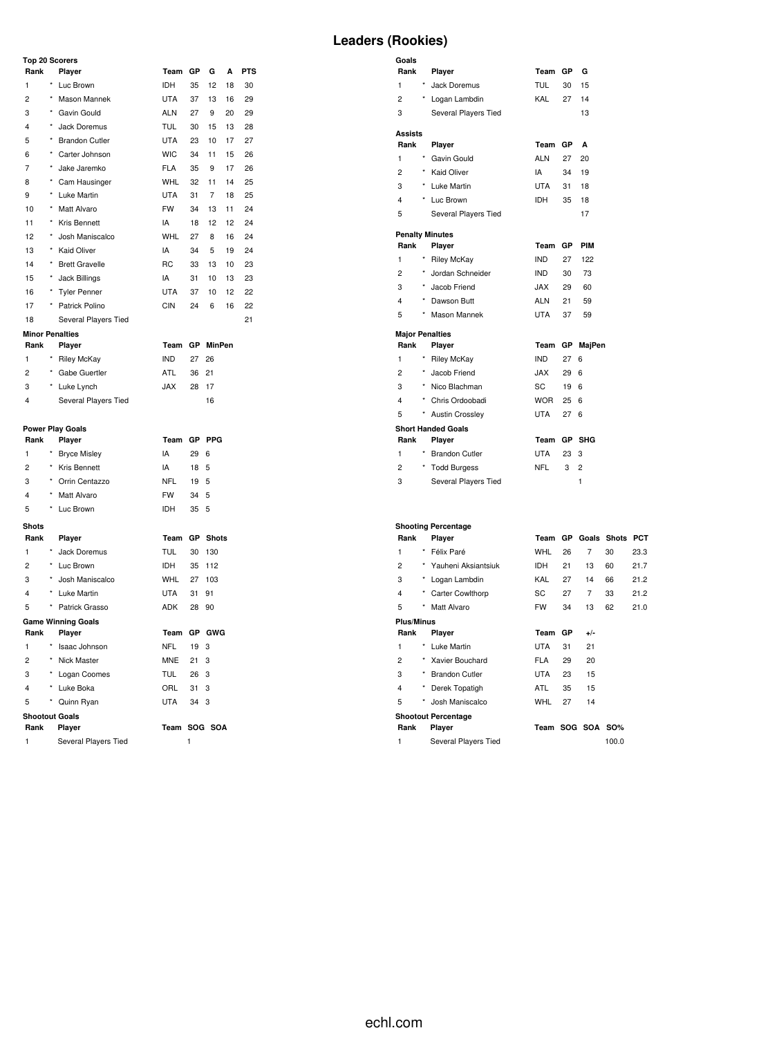# Leaders (Rookies)

### Top 20 Scorers

| Rank | | Player | Team | GP | G | A | PTS |
|---|---|---|---|---|---|---|---|
| 1 | * | Luc Brown | IDH | 35 | 12 | 18 | 30 |
| 2 | * | Mason Mannek | UTA | 37 | 13 | 16 | 29 |
| 3 | * | Gavin Gould | ALN | 27 | 9 | 20 | 29 |
| 4 | * | Jack Doremus | TUL | 30 | 15 | 13 | 28 |
| 5 | * | Brandon Cutler | UTA | 23 | 10 | 17 | 27 |
| 6 | * | Carter Johnson | WIC | 34 | 11 | 15 | 26 |
| 7 | * | Jake Jaremko | FLA | 35 | 9 | 17 | 26 |
| 8 | * | Cam Hausinger | WHL | 32 | 11 | 14 | 25 |
| 9 | * | Luke Martin | UTA | 31 | 7 | 18 | 25 |
| 10 | * | Matt Alvaro | FW | 34 | 13 | 11 | 24 |
| 11 | * | Kris Bennett | IA | 18 | 12 | 12 | 24 |
| 12 | * | Josh Maniscalco | WHL | 27 | 8 | 16 | 24 |
| 13 | * | Kaid Oliver | IA | 34 | 5 | 19 | 24 |
| 14 | * | Brett Gravelle | RC | 33 | 13 | 10 | 23 |
| 15 | * | Jack Billings | IA | 31 | 10 | 13 | 23 |
| 16 | * | Tyler Penner | UTA | 37 | 10 | 12 | 22 |
| 17 | * | Patrick Polino | CIN | 24 | 6 | 16 | 22 |
| 18 | | Several Players Tied | | | | | 21 |

### Minor Penalties

| Rank | | Player | Team | GP | MinPen |
|---|---|---|---|---|---|
| 1 | * | Riley McKay | IND | 27 | 26 |
| 2 | * | Gabe Guertler | ATL | 36 | 21 |
| 3 | * | Luke Lynch | JAX | 28 | 17 |
| 4 | | Several Players Tied | | | 16 |

### Power Play Goals

| Rank | | Player | Team | GP | PPG |
|---|---|---|---|---|---|
| 1 | * | Bryce Misley | IA | 29 | 6 |
| 2 | * | Kris Bennett | IA | 18 | 5 |
| 3 | * | Orrin Centazzo | NFL | 19 | 5 |
| 4 | * | Matt Alvaro | FW | 34 | 5 |
| 5 | * | Luc Brown | IDH | 35 | 5 |

### Shots

| Rank | | Player | Team | GP | Shots |
|---|---|---|---|---|---|
| 1 | * | Jack Doremus | TUL | 30 | 130 |
| 2 | * | Luc Brown | IDH | 35 | 112 |
| 3 | * | Josh Maniscalco | WHL | 27 | 103 |
| 4 | * | Luke Martin | UTA | 31 | 91 |
| 5 | * | Patrick Grasso | ADK | 28 | 90 |

### Game Winning Goals

| Rank | | Player | Team | GP | GWG |
|---|---|---|---|---|---|
| 1 | * | Isaac Johnson | NFL | 19 | 3 |
| 2 | * | Nick Master | MNE | 21 | 3 |
| 3 | * | Logan Coomes | TUL | 26 | 3 |
| 4 | * | Luke Boka | ORL | 31 | 3 |
| 5 | * | Quinn Ryan | UTA | 34 | 3 |

### Shootout Goals

| Rank | Player | Team | SOG | SOA |
|---|---|---|---|---|
| 1 | Several Players Tied | | 1 | |

### Goals

| Rank | | Player | Team | GP | G |
|---|---|---|---|---|---|
| 1 | * | Jack Doremus | TUL | 30 | 15 |
| 2 | * | Logan Lambdin | KAL | 27 | 14 |
| 3 | | Several Players Tied | | | 13 |

### Assists

| Rank | | Player | Team | GP | A |
|---|---|---|---|---|---|
| 1 | * | Gavin Gould | ALN | 27 | 20 |
| 2 | * | Kaid Oliver | IA | 34 | 19 |
| 3 | * | Luke Martin | UTA | 31 | 18 |
| 4 | * | Luc Brown | IDH | 35 | 18 |
| 5 | | Several Players Tied | | | 17 |

### Penalty Minutes

| Rank | | Player | Team | GP | PIM |
|---|---|---|---|---|---|
| 1 | * | Riley McKay | IND | 27 | 122 |
| 2 | * | Jordan Schneider | IND | 30 | 73 |
| 3 | * | Jacob Friend | JAX | 29 | 60 |
| 4 | * | Dawson Butt | ALN | 21 | 59 |
| 5 | * | Mason Mannek | UTA | 37 | 59 |

### Major Penalties

| Rank | | Player | Team | GP | MajPen |
|---|---|---|---|---|---|
| 1 | * | Riley McKay | IND | 27 | 6 |
| 2 | * | Jacob Friend | JAX | 29 | 6 |
| 3 | * | Nico Blachman | SC | 19 | 6 |
| 4 | * | Chris Ordoobadi | WOR | 25 | 6 |
| 5 | * | Austin Crossley | UTA | 27 | 6 |

### Short Handed Goals

| Rank | | Player | Team | GP | SHG |
|---|---|---|---|---|---|
| 1 | * | Brandon Cutler | UTA | 23 | 3 |
| 2 | * | Todd Burgess | NFL | 3 | 2 |
| 3 | | Several Players Tied | | | 1 |

### Shooting Percentage

| Rank | | Player | Team | GP | Goals | Shots | PCT |
|---|---|---|---|---|---|---|---|
| 1 | * | Félix Paré | WHL | 26 | 7 | 30 | 23.3 |
| 2 | * | Yauheni Aksiantsiuk | IDH | 21 | 13 | 60 | 21.7 |
| 3 | * | Logan Lambdin | KAL | 27 | 14 | 66 | 21.2 |
| 4 | * | Carter Cowlthorp | SC | 27 | 7 | 33 | 21.2 |
| 5 | * | Matt Alvaro | FW | 34 | 13 | 62 | 21.0 |

### Plus/Minus

| Rank | | Player | Team | GP | +/- |
|---|---|---|---|---|---|
| 1 | * | Luke Martin | UTA | 31 | 21 |
| 2 | * | Xavier Bouchard | FLA | 29 | 20 |
| 3 | * | Brandon Cutler | UTA | 23 | 15 |
| 4 | * | Derek Topatigh | ATL | 35 | 15 |
| 5 | * | Josh Maniscalco | WHL | 27 | 14 |

### Shootout Percentage

| Rank | Player | Team | SOG | SOA | SO% |
|---|---|---|---|---|---|
| 1 | Several Players Tied | | | | 100.0 |

echl.com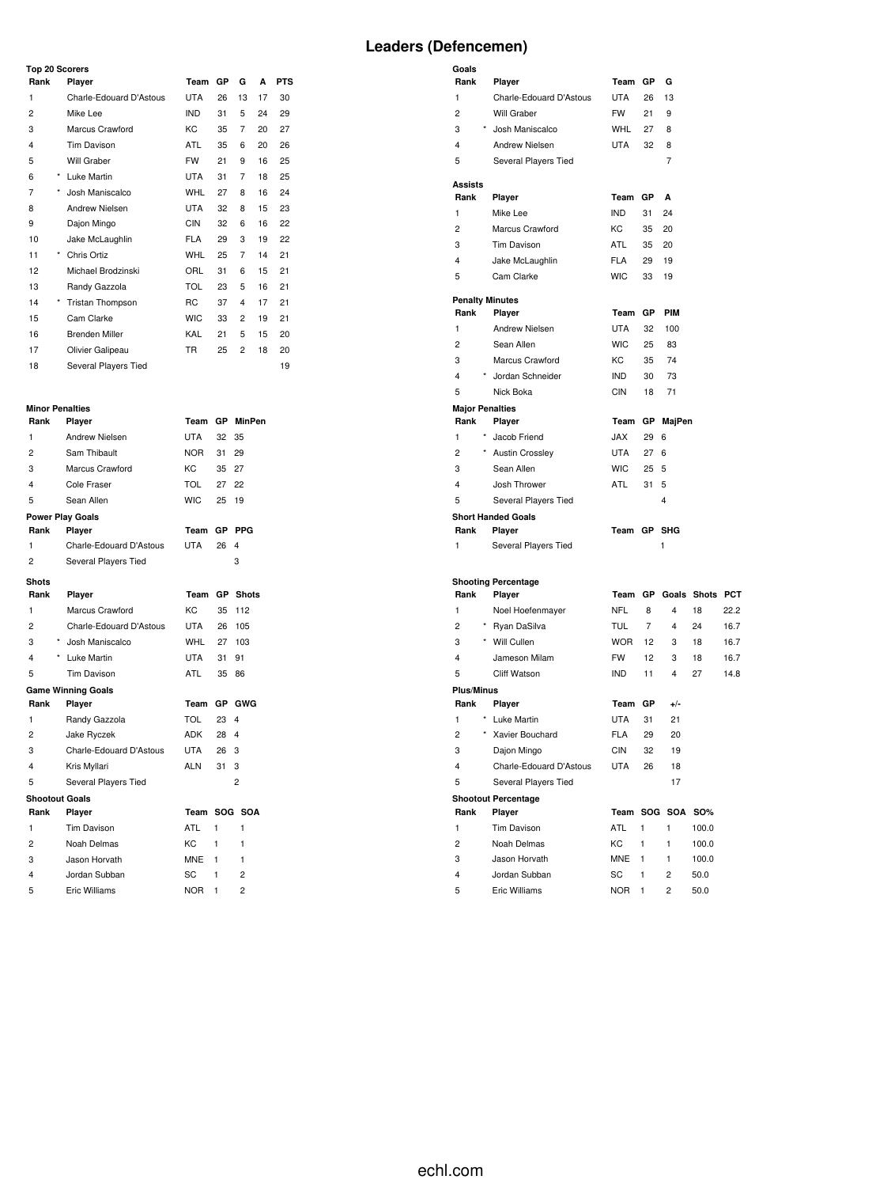# Leaders (Defencemen)

### Top 20 Scorers

| Rank | | Player | Team | GP | G | A | PTS |
|---|---|---|---|---|---|---|---|
| 1 | | Charle-Edouard D'Astous | UTA | 26 | 13 | 17 | 30 |
| 2 | | Mike Lee | IND | 31 | 5 | 24 | 29 |
| 3 | | Marcus Crawford | KC | 35 | 7 | 20 | 27 |
| 4 | | Tim Davison | ATL | 35 | 6 | 20 | 26 |
| 5 | | Will Graber | FW | 21 | 9 | 16 | 25 |
| 6 | * | Luke Martin | UTA | 31 | 7 | 18 | 25 |
| 7 | * | Josh Maniscalco | WHL | 27 | 8 | 16 | 24 |
| 8 | | Andrew Nielsen | UTA | 32 | 8 | 15 | 23 |
| 9 | | Dajon Mingo | CIN | 32 | 6 | 16 | 22 |
| 10 | | Jake McLaughlin | FLA | 29 | 3 | 19 | 22 |
| 11 | * | Chris Ortiz | WHL | 25 | 7 | 14 | 21 |
| 12 | | Michael Brodzinski | ORL | 31 | 6 | 15 | 21 |
| 13 | | Randy Gazzola | TOL | 23 | 5 | 16 | 21 |
| 14 | * | Tristan Thompson | RC | 37 | 4 | 17 | 21 |
| 15 | | Cam Clarke | WIC | 33 | 2 | 19 | 21 |
| 16 | | Brenden Miller | KAL | 21 | 5 | 15 | 20 |
| 17 | | Olivier Galipeau | TR | 25 | 2 | 18 | 20 |
| 18 | | Several Players Tied | | | | | 19 |

### Goals

| Rank | | Player | Team | GP | G |
|---|---|---|---|---|---|
| 1 | | Charle-Edouard D'Astous | UTA | 26 | 13 |
| 2 | | Will Graber | FW | 21 | 9 |
| 3 | * | Josh Maniscalco | WHL | 27 | 8 |
| 4 | | Andrew Nielsen | UTA | 32 | 8 |
| 5 | | Several Players Tied | | | 7 |

### Assists

| Rank | Player | Team | GP | A |
|---|---|---|---|---|
| 1 | Mike Lee | IND | 31 | 24 |
| 2 | Marcus Crawford | KC | 35 | 20 |
| 3 | Tim Davison | ATL | 35 | 20 |
| 4 | Jake McLaughlin | FLA | 29 | 19 |
| 5 | Cam Clarke | WIC | 33 | 19 |

### Penalty Minutes

| Rank | | Player | Team | GP | PIM |
|---|---|---|---|---|---|
| 1 | | Andrew Nielsen | UTA | 32 | 100 |
| 2 | | Sean Allen | WIC | 25 | 83 |
| 3 | | Marcus Crawford | KC | 35 | 74 |
| 4 | * | Jordan Schneider | IND | 30 | 73 |
| 5 | | Nick Boka | CIN | 18 | 71 |

### Minor Penalties

| Rank | Player | Team | GP | MinPen |
|---|---|---|---|---|
| 1 | Andrew Nielsen | UTA | 32 | 35 |
| 2 | Sam Thibault | NOR | 31 | 29 |
| 3 | Marcus Crawford | KC | 35 | 27 |
| 4 | Cole Fraser | TOL | 27 | 22 |
| 5 | Sean Allen | WIC | 25 | 19 |

### Major Penalties

| Rank | | Player | Team | GP | MajPen |
|---|---|---|---|---|---|
| 1 | * | Jacob Friend | JAX | 29 | 6 |
| 2 | * | Austin Crossley | UTA | 27 | 6 |
| 3 | | Sean Allen | WIC | 25 | 5 |
| 4 | | Josh Thrower | ATL | 31 | 5 |
| 5 | | Several Players Tied | | | 4 |

### Power Play Goals

| Rank | Player | Team | GP | PPG |
|---|---|---|---|---|
| 1 | Charle-Edouard D'Astous | UTA | 26 | 4 |
| 2 | Several Players Tied | | | 3 |

### Short Handed Goals

| Rank | Player | Team | GP | SHG |
|---|---|---|---|---|
| 1 | Several Players Tied | | | 1 |

### Shots

| Rank | | Player | Team | GP | Shots |
|---|---|---|---|---|---|
| 1 | | Marcus Crawford | KC | 35 | 112 |
| 2 | | Charle-Edouard D'Astous | UTA | 26 | 105 |
| 3 | * | Josh Maniscalco | WHL | 27 | 103 |
| 4 | * | Luke Martin | UTA | 31 | 91 |
| 5 | | Tim Davison | ATL | 35 | 86 |

### Shooting Percentage

| Rank | | Player | Team | GP | Goals | Shots | PCT |
|---|---|---|---|---|---|---|---|
| 1 | | Noel Hoefenmayer | NFL | 8 | 4 | 18 | 22.2 |
| 2 | * | Ryan DaSilva | TUL | 7 | 4 | 24 | 16.7 |
| 3 | * | Will Cullen | WOR | 12 | 3 | 18 | 16.7 |
| 4 | | Jameson Milam | FW | 12 | 3 | 18 | 16.7 |
| 5 | | Cliff Watson | IND | 11 | 4 | 27 | 14.8 |

### Game Winning Goals

| Rank | Player | Team | GP | GWG |
|---|---|---|---|---|
| 1 | Randy Gazzola | TOL | 23 | 4 |
| 2 | Jake Ryczek | ADK | 28 | 4 |
| 3 | Charle-Edouard D'Astous | UTA | 26 | 3 |
| 4 | Kris Myllari | ALN | 31 | 3 |
| 5 | Several Players Tied | | | 2 |

### Plus/Minus

| Rank | | Player | Team | GP | +/- |
|---|---|---|---|---|---|
| 1 | * | Luke Martin | UTA | 31 | 21 |
| 2 | * | Xavier Bouchard | FLA | 29 | 20 |
| 3 | | Dajon Mingo | CIN | 32 | 19 |
| 4 | | Charle-Edouard D'Astous | UTA | 26 | 18 |
| 5 | | Several Players Tied | | | 17 |

### Shootout Goals

| Rank | Player | Team | SOG | SOA |
|---|---|---|---|---|
| 1 | Tim Davison | ATL | 1 | 1 |
| 2 | Noah Delmas | KC | 1 | 1 |
| 3 | Jason Horvath | MNE | 1 | 1 |
| 4 | Jordan Subban | SC | 1 | 2 |
| 5 | Eric Williams | NOR | 1 | 2 |

### Shootout Percentage

| Rank | Player | Team | SOG | SOA | SO% |
|---|---|---|---|---|---|
| 1 | Tim Davison | ATL | 1 | 1 | 100.0 |
| 2 | Noah Delmas | KC | 1 | 1 | 100.0 |
| 3 | Jason Horvath | MNE | 1 | 1 | 100.0 |
| 4 | Jordan Subban | SC | 1 | 2 | 50.0 |
| 5 | Eric Williams | NOR | 1 | 2 | 50.0 |

echl.com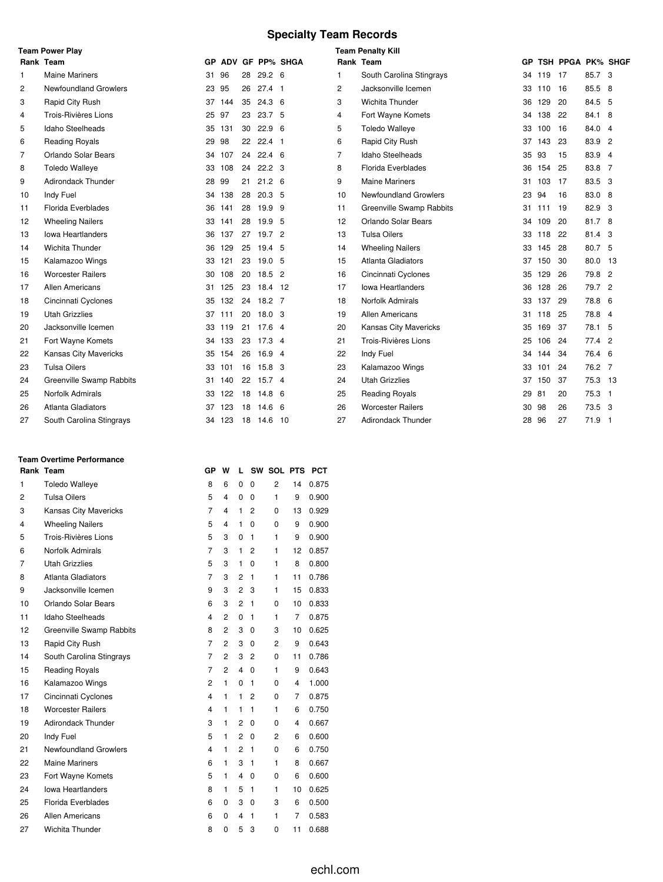# Specialty Team Records

### Team Power Play

| Rank | Team | GP | ADV | GF | PP% | SHGA |
|---|---|---|---|---|---|---|
| 1 | Maine Mariners | 31 | 96 | 28 | 29.2 | 6 |
| 2 | Newfoundland Growlers | 23 | 95 | 26 | 27.4 | 1 |
| 3 | Rapid City Rush | 37 | 144 | 35 | 24.3 | 6 |
| 4 | Trois-Rivières Lions | 25 | 97 | 23 | 23.7 | 5 |
| 5 | Idaho Steelheads | 35 | 131 | 30 | 22.9 | 6 |
| 6 | Reading Royals | 29 | 98 | 22 | 22.4 | 1 |
| 7 | Orlando Solar Bears | 34 | 107 | 24 | 22.4 | 6 |
| 8 | Toledo Walleye | 33 | 108 | 24 | 22.2 | 3 |
| 9 | Adirondack Thunder | 28 | 99 | 21 | 21.2 | 6 |
| 10 | Indy Fuel | 34 | 138 | 28 | 20.3 | 5 |
| 11 | Florida Everblades | 36 | 141 | 28 | 19.9 | 9 |
| 12 | Wheeling Nailers | 33 | 141 | 28 | 19.9 | 5 |
| 13 | Iowa Heartlanders | 36 | 137 | 27 | 19.7 | 2 |
| 14 | Wichita Thunder | 36 | 129 | 25 | 19.4 | 5 |
| 15 | Kalamazoo Wings | 33 | 121 | 23 | 19.0 | 5 |
| 16 | Worcester Railers | 30 | 108 | 20 | 18.5 | 2 |
| 17 | Allen Americans | 31 | 125 | 23 | 18.4 | 12 |
| 18 | Cincinnati Cyclones | 35 | 132 | 24 | 18.2 | 7 |
| 19 | Utah Grizzlies | 37 | 111 | 20 | 18.0 | 3 |
| 20 | Jacksonville Icemen | 33 | 119 | 21 | 17.6 | 4 |
| 21 | Fort Wayne Komets | 34 | 133 | 23 | 17.3 | 4 |
| 22 | Kansas City Mavericks | 35 | 154 | 26 | 16.9 | 4 |
| 23 | Tulsa Oilers | 33 | 101 | 16 | 15.8 | 3 |
| 24 | Greenville Swamp Rabbits | 31 | 140 | 22 | 15.7 | 4 |
| 25 | Norfolk Admirals | 33 | 122 | 18 | 14.8 | 6 |
| 26 | Atlanta Gladiators | 37 | 123 | 18 | 14.6 | 6 |
| 27 | South Carolina Stingrays | 34 | 123 | 18 | 14.6 | 10 |

### Team Penalty Kill

| Rank | Team | GP | TSH | PPGA | PK% | SHGF |
|---|---|---|---|---|---|---|
| 1 | South Carolina Stingrays | 34 | 119 | 17 | 85.7 | 3 |
| 2 | Jacksonville Icemen | 33 | 110 | 16 | 85.5 | 8 |
| 3 | Wichita Thunder | 36 | 129 | 20 | 84.5 | 5 |
| 4 | Fort Wayne Komets | 34 | 138 | 22 | 84.1 | 8 |
| 5 | Toledo Walleye | 33 | 100 | 16 | 84.0 | 4 |
| 6 | Rapid City Rush | 37 | 143 | 23 | 83.9 | 2 |
| 7 | Idaho Steelheads | 35 | 93 | 15 | 83.9 | 4 |
| 8 | Florida Everblades | 36 | 154 | 25 | 83.8 | 7 |
| 9 | Maine Mariners | 31 | 103 | 17 | 83.5 | 3 |
| 10 | Newfoundland Growlers | 23 | 94 | 16 | 83.0 | 8 |
| 11 | Greenville Swamp Rabbits | 31 | 111 | 19 | 82.9 | 3 |
| 12 | Orlando Solar Bears | 34 | 109 | 20 | 81.7 | 8 |
| 13 | Tulsa Oilers | 33 | 118 | 22 | 81.4 | 3 |
| 14 | Wheeling Nailers | 33 | 145 | 28 | 80.7 | 5 |
| 15 | Atlanta Gladiators | 37 | 150 | 30 | 80.0 | 13 |
| 16 | Cincinnati Cyclones | 35 | 129 | 26 | 79.8 | 2 |
| 17 | Iowa Heartlanders | 36 | 128 | 26 | 79.7 | 2 |
| 18 | Norfolk Admirals | 33 | 137 | 29 | 78.8 | 6 |
| 19 | Allen Americans | 31 | 118 | 25 | 78.8 | 4 |
| 20 | Kansas City Mavericks | 35 | 169 | 37 | 78.1 | 5 |
| 21 | Trois-Rivières Lions | 25 | 106 | 24 | 77.4 | 2 |
| 22 | Indy Fuel | 34 | 144 | 34 | 76.4 | 6 |
| 23 | Kalamazoo Wings | 33 | 101 | 24 | 76.2 | 7 |
| 24 | Utah Grizzlies | 37 | 150 | 37 | 75.3 | 13 |
| 25 | Reading Royals | 29 | 81 | 20 | 75.3 | 1 |
| 26 | Worcester Railers | 30 | 98 | 26 | 73.5 | 3 |
| 27 | Adirondack Thunder | 28 | 96 | 27 | 71.9 | 1 |

### Team Overtime Performance

| Rank | Team | GP | W | L | SW | SOL | PTS | PCT |
|---|---|---|---|---|---|---|---|---|
| 1 | Toledo Walleye | 8 | 6 | 0 | 0 | 2 | 14 | 0.875 |
| 2 | Tulsa Oilers | 5 | 4 | 0 | 0 | 1 | 9 | 0.900 |
| 3 | Kansas City Mavericks | 7 | 4 | 1 | 2 | 0 | 13 | 0.929 |
| 4 | Wheeling Nailers | 5 | 4 | 1 | 0 | 0 | 9 | 0.900 |
| 5 | Trois-Rivières Lions | 5 | 3 | 0 | 1 | 1 | 9 | 0.900 |
| 6 | Norfolk Admirals | 7 | 3 | 1 | 2 | 1 | 12 | 0.857 |
| 7 | Utah Grizzlies | 5 | 3 | 1 | 0 | 1 | 8 | 0.800 |
| 8 | Atlanta Gladiators | 7 | 3 | 2 | 1 | 1 | 11 | 0.786 |
| 9 | Jacksonville Icemen | 9 | 3 | 2 | 3 | 1 | 15 | 0.833 |
| 10 | Orlando Solar Bears | 6 | 3 | 2 | 1 | 0 | 10 | 0.833 |
| 11 | Idaho Steelheads | 4 | 2 | 0 | 1 | 1 | 7 | 0.875 |
| 12 | Greenville Swamp Rabbits | 8 | 2 | 3 | 0 | 3 | 10 | 0.625 |
| 13 | Rapid City Rush | 7 | 2 | 3 | 0 | 2 | 9 | 0.643 |
| 14 | South Carolina Stingrays | 7 | 2 | 3 | 2 | 0 | 11 | 0.786 |
| 15 | Reading Royals | 7 | 2 | 4 | 0 | 1 | 9 | 0.643 |
| 16 | Kalamazoo Wings | 2 | 1 | 0 | 1 | 0 | 4 | 1.000 |
| 17 | Cincinnati Cyclones | 4 | 1 | 1 | 2 | 0 | 7 | 0.875 |
| 18 | Worcester Railers | 4 | 1 | 1 | 1 | 1 | 6 | 0.750 |
| 19 | Adirondack Thunder | 3 | 1 | 2 | 0 | 0 | 4 | 0.667 |
| 20 | Indy Fuel | 5 | 1 | 2 | 0 | 2 | 6 | 0.600 |
| 21 | Newfoundland Growlers | 4 | 1 | 2 | 1 | 0 | 6 | 0.750 |
| 22 | Maine Mariners | 6 | 1 | 3 | 1 | 1 | 8 | 0.667 |
| 23 | Fort Wayne Komets | 5 | 1 | 4 | 0 | 0 | 6 | 0.600 |
| 24 | Iowa Heartlanders | 8 | 1 | 5 | 1 | 1 | 10 | 0.625 |
| 25 | Florida Everblades | 6 | 0 | 3 | 0 | 3 | 6 | 0.500 |
| 26 | Allen Americans | 6 | 0 | 4 | 1 | 1 | 7 | 0.583 |
| 27 | Wichita Thunder | 8 | 0 | 5 | 3 | 0 | 11 | 0.688 |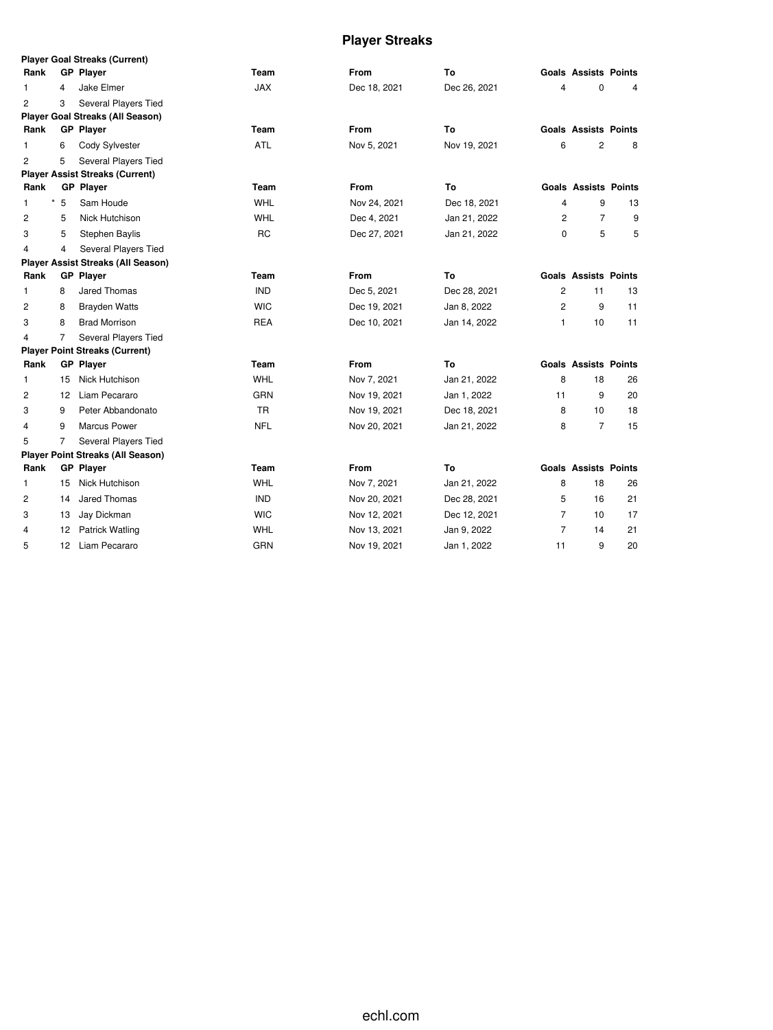# Player Streaks

**Player Goal Streaks (Current)**

| Rank | GP | Player | Team | From | To | Goals | Assists | Points |
|---|---|---|---|---|---|---|---|---|
| 1 | 4 | Jake Elmer | JAX | Dec 18, 2021 | Dec 26, 2021 | 4 | 0 | 4 |
| 2 | 3 | Several Players Tied | | | | | | |

**Player Goal Streaks (All Season)**

| Rank | GP | Player | Team | From | To | Goals | Assists | Points |
|---|---|---|---|---|---|---|---|---|
| 1 | 6 | Cody Sylvester | ATL | Nov 5, 2021 | Nov 19, 2021 | 6 | 2 | 8 |
| 2 | 5 | Several Players Tied | | | | | | |

**Player Assist Streaks (Current)**

| Rank | GP | Player | Team | From | To | Goals | Assists | Points |
|---|---|---|---|---|---|---|---|---|
| 1 | * 5 | Sam Houde | WHL | Nov 24, 2021 | Dec 18, 2021 | 4 | 9 | 13 |
| 2 | 5 | Nick Hutchison | WHL | Dec 4, 2021 | Jan 21, 2022 | 2 | 7 | 9 |
| 3 | 5 | Stephen Baylis | RC | Dec 27, 2021 | Jan 21, 2022 | 0 | 5 | 5 |
| 4 | 4 | Several Players Tied | | | | | | |

**Player Assist Streaks (All Season)**

| Rank | GP | Player | Team | From | To | Goals | Assists | Points |
|---|---|---|---|---|---|---|---|---|
| 1 | 8 | Jared Thomas | IND | Dec 5, 2021 | Dec 28, 2021 | 2 | 11 | 13 |
| 2 | 8 | Brayden Watts | WIC | Dec 19, 2021 | Jan 8, 2022 | 2 | 9 | 11 |
| 3 | 8 | Brad Morrison | REA | Dec 10, 2021 | Jan 14, 2022 | 1 | 10 | 11 |
| 4 | 7 | Several Players Tied | | | | | | |

**Player Point Streaks (Current)**

| Rank | GP | Player | Team | From | To | Goals | Assists | Points |
|---|---|---|---|---|---|---|---|---|
| 1 | 15 | Nick Hutchison | WHL | Nov 7, 2021 | Jan 21, 2022 | 8 | 18 | 26 |
| 2 | 12 | Liam Pecararo | GRN | Nov 19, 2021 | Jan 1, 2022 | 11 | 9 | 20 |
| 3 | 9 | Peter Abbandonato | TR | Nov 19, 2021 | Dec 18, 2021 | 8 | 10 | 18 |
| 4 | 9 | Marcus Power | NFL | Nov 20, 2021 | Jan 21, 2022 | 8 | 7 | 15 |
| 5 | 7 | Several Players Tied | | | | | | |

**Player Point Streaks (All Season)**

| Rank | GP | Player | Team | From | To | Goals | Assists | Points |
|---|---|---|---|---|---|---|---|---|
| 1 | 15 | Nick Hutchison | WHL | Nov 7, 2021 | Jan 21, 2022 | 8 | 18 | 26 |
| 2 | 14 | Jared Thomas | IND | Nov 20, 2021 | Dec 28, 2021 | 5 | 16 | 21 |
| 3 | 13 | Jay Dickman | WIC | Nov 12, 2021 | Dec 12, 2021 | 7 | 10 | 17 |
| 4 | 12 | Patrick Watling | WHL | Nov 13, 2021 | Jan 9, 2022 | 7 | 14 | 21 |
| 5 | 12 | Liam Pecararo | GRN | Nov 19, 2021 | Jan 1, 2022 | 11 | 9 | 20 |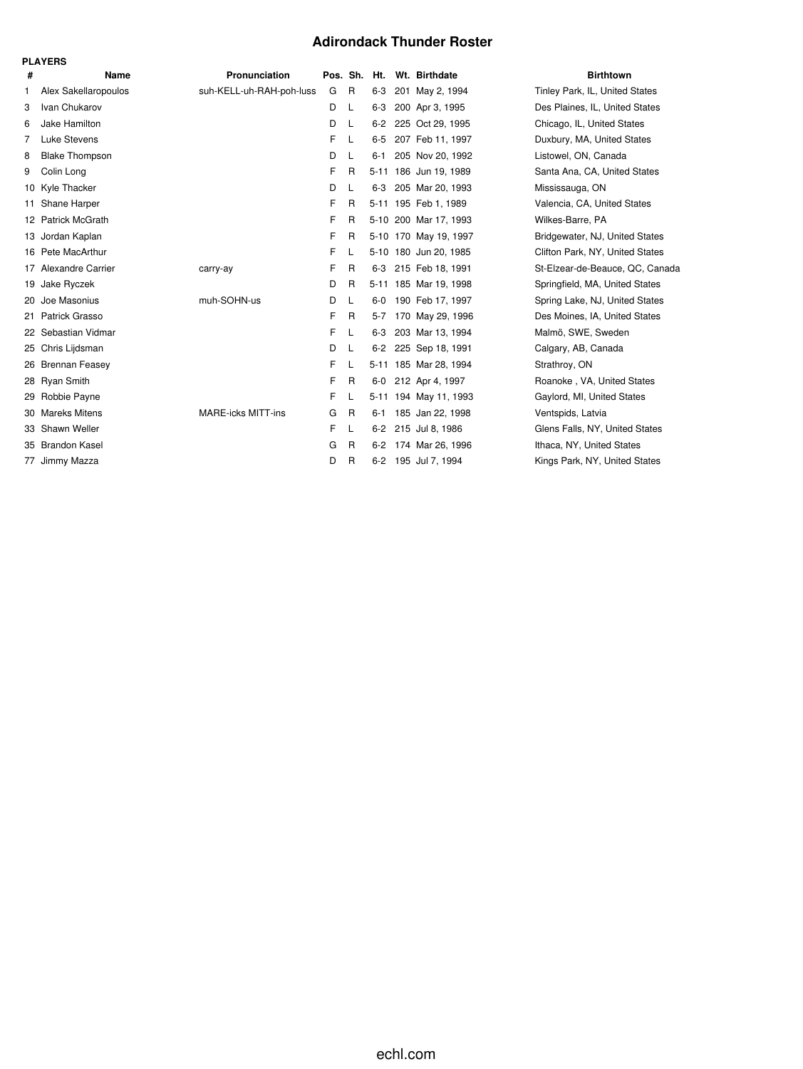# Adirondack Thunder Roster

**PLAYERS**

| # | Name | Pronunciation | Pos. | Sh. | Ht. | Wt. | Birthdate | Birthtown |
|---|---|---|---|---|---|---|---|---|
| 1 | Alex Sakellaropoulos | suh-KELL-uh-RAH-poh-luss | G | R | 6-3 | 201 | May 2, 1994 | Tinley Park, IL, United States |
| 3 | Ivan Chukarov | | D | L | 6-3 | 200 | Apr 3, 1995 | Des Plaines, IL, United States |
| 6 | Jake Hamilton | | D | L | 6-2 | 225 | Oct 29, 1995 | Chicago, IL, United States |
| 7 | Luke Stevens | | F | L | 6-5 | 207 | Feb 11, 1997 | Duxbury, MA, United States |
| 8 | Blake Thompson | | D | L | 6-1 | 205 | Nov 20, 1992 | Listowel, ON, Canada |
| 9 | Colin Long | | F | R | 5-11 | 186 | Jun 19, 1989 | Santa Ana, CA, United States |
| 10 | Kyle Thacker | | D | L | 6-3 | 205 | Mar 20, 1993 | Mississauga, ON |
| 11 | Shane Harper | | F | R | 5-11 | 195 | Feb 1, 1989 | Valencia, CA, United States |
| 12 | Patrick McGrath | | F | R | 5-10 | 200 | Mar 17, 1993 | Wilkes-Barre, PA |
| 13 | Jordan Kaplan | | F | R | 5-10 | 170 | May 19, 1997 | Bridgewater, NJ, United States |
| 16 | Pete MacArthur | | F | L | 5-10 | 180 | Jun 20, 1985 | Clifton Park, NY, United States |
| 17 | Alexandre Carrier | carry-ay | F | R | 6-3 | 215 | Feb 18, 1991 | St-Elzear-de-Beauce, QC, Canada |
| 19 | Jake Ryczek | | D | R | 5-11 | 185 | Mar 19, 1998 | Springfield, MA, United States |
| 20 | Joe Masonius | muh-SOHN-us | D | L | 6-0 | 190 | Feb 17, 1997 | Spring Lake, NJ, United States |
| 21 | Patrick Grasso | | F | R | 5-7 | 170 | May 29, 1996 | Des Moines, IA, United States |
| 22 | Sebastian Vidmar | | F | L | 6-3 | 203 | Mar 13, 1994 | Malmö, SWE, Sweden |
| 25 | Chris Lijdsman | | D | L | 6-2 | 225 | Sep 18, 1991 | Calgary, AB, Canada |
| 26 | Brennan Feasey | | F | L | 5-11 | 185 | Mar 28, 1994 | Strathroy, ON |
| 28 | Ryan Smith | | F | R | 6-0 | 212 | Apr 4, 1997 | Roanoke , VA, United States |
| 29 | Robbie Payne | | F | L | 5-11 | 194 | May 11, 1993 | Gaylord, MI, United States |
| 30 | Mareks Mitens | MARE-icks MITT-ins | G | R | 6-1 | 185 | Jan 22, 1998 | Ventspids, Latvia |
| 33 | Shawn Weller | | F | L | 6-2 | 215 | Jul 8, 1986 | Glens Falls, NY, United States |
| 35 | Brandon Kasel | | G | R | 6-2 | 174 | Mar 26, 1996 | Ithaca, NY, United States |
| 77 | Jimmy Mazza | | D | R | 6-2 | 195 | Jul 7, 1994 | Kings Park, NY, United States |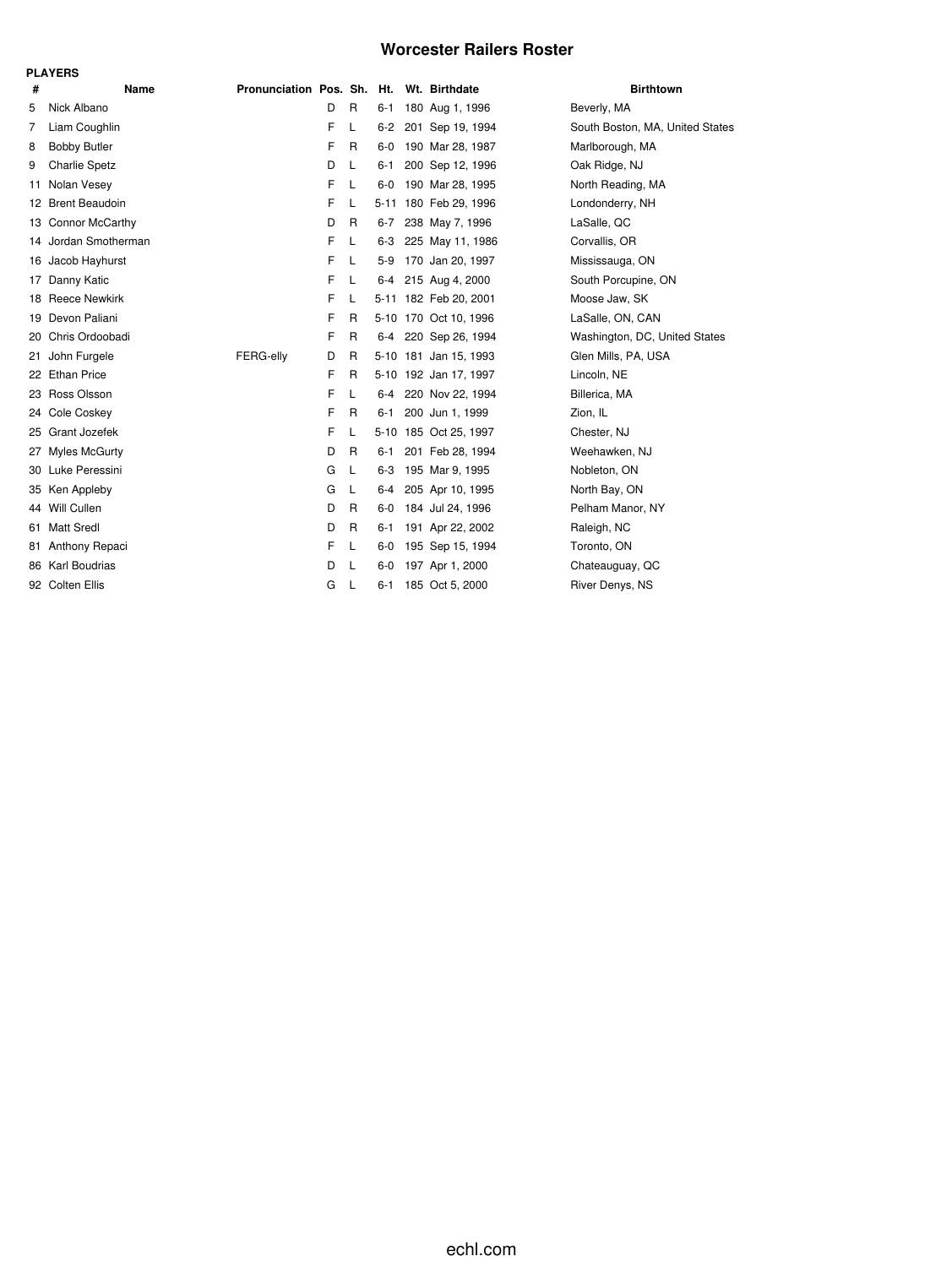# Worcester Railers Roster

**PLAYERS**

| # | Name | Pronunciation | Pos. | Sh. | Ht. | Wt. | Birthdate | Birthtown |
|---|---|---|---|---|---|---|---|---|
| 5 | Nick Albano | | D | R | 6-1 | 180 | Aug 1, 1996 | Beverly, MA |
| 7 | Liam Coughlin | | F | L | 6-2 | 201 | Sep 19, 1994 | South Boston, MA, United States |
| 8 | Bobby Butler | | F | R | 6-0 | 190 | Mar 28, 1987 | Marlborough, MA |
| 9 | Charlie Spetz | | D | L | 6-1 | 200 | Sep 12, 1996 | Oak Ridge, NJ |
| 11 | Nolan Vesey | | F | L | 6-0 | 190 | Mar 28, 1995 | North Reading, MA |
| 12 | Brent Beaudoin | | F | L | 5-11 | 180 | Feb 29, 1996 | Londonderry, NH |
| 13 | Connor McCarthy | | D | R | 6-7 | 238 | May 7, 1996 | LaSalle, QC |
| 14 | Jordan Smotherman | | F | L | 6-3 | 225 | May 11, 1986 | Corvallis, OR |
| 16 | Jacob Hayhurst | | F | L | 5-9 | 170 | Jan 20, 1997 | Mississauga, ON |
| 17 | Danny Katic | | F | L | 6-4 | 215 | Aug 4, 2000 | South Porcupine, ON |
| 18 | Reece Newkirk | | F | L | 5-11 | 182 | Feb 20, 2001 | Moose Jaw, SK |
| 19 | Devon Paliani | | F | R | 5-10 | 170 | Oct 10, 1996 | LaSalle, ON, CAN |
| 20 | Chris Ordoobadi | | F | R | 6-4 | 220 | Sep 26, 1994 | Washington, DC, United States |
| 21 | John Furgele | FERG-elly | D | R | 5-10 | 181 | Jan 15, 1993 | Glen Mills, PA, USA |
| 22 | Ethan Price | | F | R | 5-10 | 192 | Jan 17, 1997 | Lincoln, NE |
| 23 | Ross Olsson | | F | L | 6-4 | 220 | Nov 22, 1994 | Billerica, MA |
| 24 | Cole Coskey | | F | R | 6-1 | 200 | Jun 1, 1999 | Zion, IL |
| 25 | Grant Jozefek | | F | L | 5-10 | 185 | Oct 25, 1997 | Chester, NJ |
| 27 | Myles McGurty | | D | R | 6-1 | 201 | Feb 28, 1994 | Weehawken, NJ |
| 30 | Luke Peressini | | G | L | 6-3 | 195 | Mar 9, 1995 | Nobleton, ON |
| 35 | Ken Appleby | | G | L | 6-4 | 205 | Apr 10, 1995 | North Bay, ON |
| 44 | Will Cullen | | D | R | 6-0 | 184 | Jul 24, 1996 | Pelham Manor, NY |
| 61 | Matt Sredl | | D | R | 6-1 | 191 | Apr 22, 2002 | Raleigh, NC |
| 81 | Anthony Repaci | | F | L | 6-0 | 195 | Sep 15, 1994 | Toronto, ON |
| 86 | Karl Boudrias | | D | L | 6-0 | 197 | Apr 1, 2000 | Chateauguay, QC |
| 92 | Colten Ellis | | G | L | 6-1 | 185 | Oct 5, 2000 | River Denys, NS |

echl.com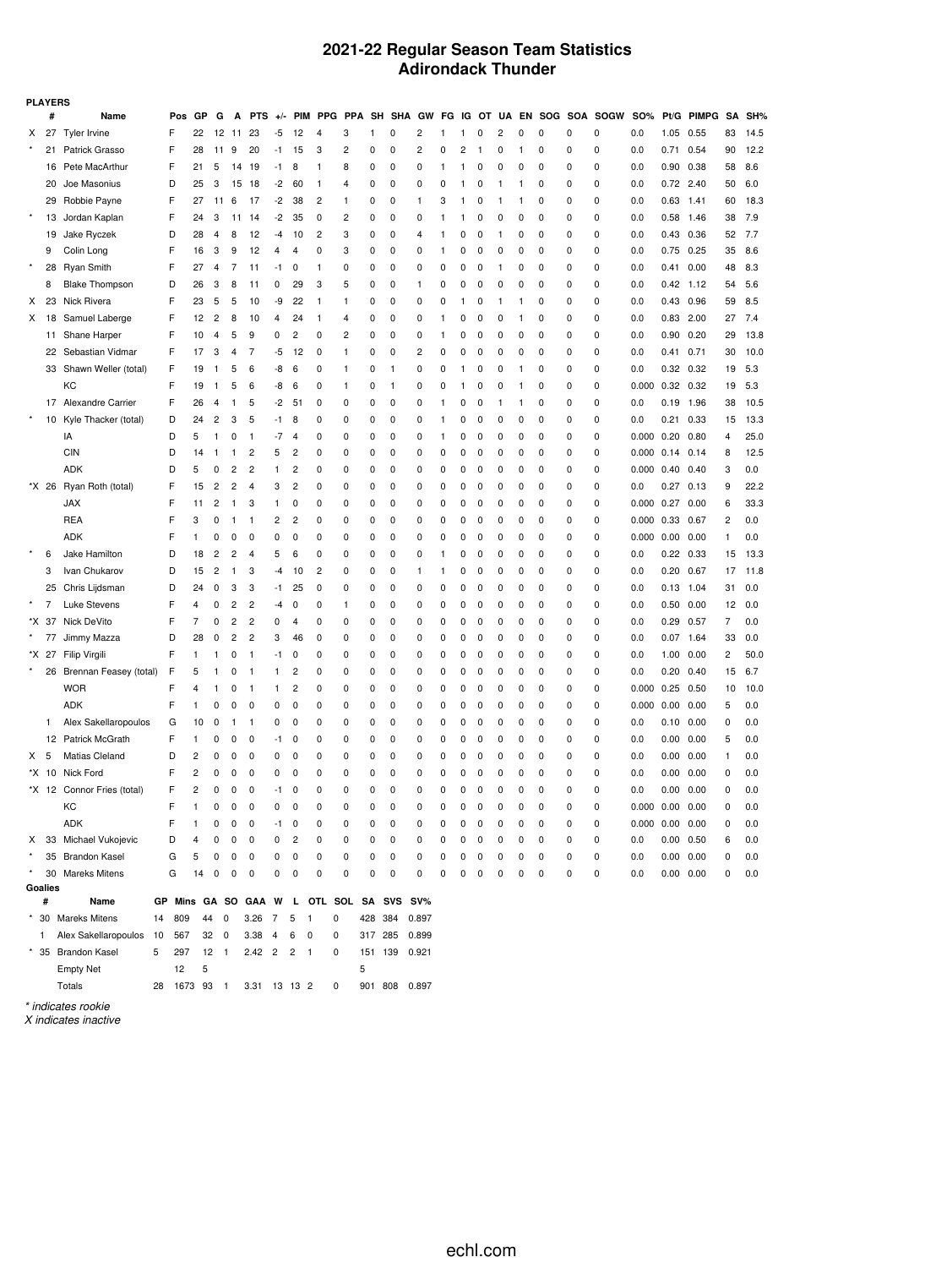# 2021-22 Regular Season Team Statistics
## Adirondack Thunder

**PLAYERS**

| | # | Name | Pos | GP | G | A | PTS | +/- | PIM | PPG | PPA | SH | SHA | GW | FG | IG | OT | UA | EN | SOG | SOA | SOGW | SO% | Pt/G | PIMPG | SA | SH% |
|---|---|---|---|---|---|---|---|---|---|---|---|---|---|---|---|---|---|---|---|---|---|---|---|---|---|---|---|
| X | 27 | Tyler Irvine | F | 22 | 12 | 11 | 23 | -5 | 12 | 4 | 3 | 1 | 0 | 2 | 1 | 1 | 0 | 2 | 0 | 0 | 0 | 0 | 0.0 | 1.05 | 0.55 | 83 | 14.5 |
| * | 21 | Patrick Grasso | F | 28 | 11 | 9 | 20 | -1 | 15 | 3 | 2 | 0 | 0 | 2 | 0 | 2 | 1 | 0 | 1 | 0 | 0 | 0 | 0.0 | 0.71 | 0.54 | 90 | 12.2 |
| | 16 | Pete MacArthur | F | 21 | 5 | 14 | 19 | -1 | 8 | 1 | 8 | 0 | 0 | 0 | 1 | 1 | 0 | 0 | 0 | 0 | 0 | 0 | 0.0 | 0.90 | 0.38 | 58 | 8.6 |
| | 20 | Joe Masonius | D | 25 | 3 | 15 | 18 | -2 | 60 | 1 | 4 | 0 | 0 | 0 | 0 | 1 | 0 | 1 | 1 | 0 | 0 | 0 | 0.0 | 0.72 | 2.40 | 50 | 6.0 |
| | 29 | Robbie Payne | F | 27 | 11 | 6 | 17 | -2 | 38 | 2 | 1 | 0 | 0 | 1 | 3 | 1 | 0 | 1 | 1 | 0 | 0 | 0 | 0.0 | 0.63 | 1.41 | 60 | 18.3 |
| * | 13 | Jordan Kaplan | F | 24 | 3 | 11 | 14 | -2 | 35 | 0 | 2 | 0 | 0 | 0 | 1 | 1 | 0 | 0 | 0 | 0 | 0 | 0 | 0.0 | 0.58 | 1.46 | 38 | 7.9 |
| | 19 | Jake Ryczek | D | 28 | 4 | 8 | 12 | -4 | 10 | 2 | 3 | 0 | 0 | 4 | 1 | 0 | 0 | 1 | 0 | 0 | 0 | 0 | 0.0 | 0.43 | 0.36 | 52 | 7.7 |
| | 9 | Colin Long | F | 16 | 3 | 9 | 12 | 4 | 4 | 0 | 3 | 0 | 0 | 0 | 1 | 0 | 0 | 0 | 0 | 0 | 0 | 0 | 0.0 | 0.75 | 0.25 | 35 | 8.6 |
| * | 28 | Ryan Smith | F | 27 | 4 | 7 | 11 | -1 | 0 | 1 | 0 | 0 | 0 | 0 | 0 | 0 | 0 | 1 | 0 | 0 | 0 | 0 | 0.0 | 0.41 | 0.00 | 48 | 8.3 |
| | 8 | Blake Thompson | D | 26 | 3 | 8 | 11 | 0 | 29 | 3 | 5 | 0 | 0 | 1 | 0 | 0 | 0 | 0 | 0 | 0 | 0 | 0 | 0.0 | 0.42 | 1.12 | 54 | 5.6 |
| X | 23 | Nick Rivera | F | 23 | 5 | 5 | 10 | -9 | 22 | 1 | 1 | 0 | 0 | 0 | 0 | 1 | 0 | 1 | 1 | 0 | 0 | 0 | 0.0 | 0.43 | 0.96 | 59 | 8.5 |
| X | 18 | Samuel Laberge | F | 12 | 2 | 8 | 10 | 4 | 24 | 1 | 4 | 0 | 0 | 0 | 1 | 0 | 0 | 0 | 1 | 0 | 0 | 0 | 0.0 | 0.83 | 2.00 | 27 | 7.4 |
| | 11 | Shane Harper | F | 10 | 4 | 5 | 9 | 0 | 2 | 0 | 2 | 0 | 0 | 0 | 1 | 0 | 0 | 0 | 0 | 0 | 0 | 0 | 0.0 | 0.90 | 0.20 | 29 | 13.8 |
| | 22 | Sebastian Vidmar | F | 17 | 3 | 4 | 7 | -5 | 12 | 0 | 1 | 0 | 0 | 2 | 0 | 0 | 0 | 0 | 0 | 0 | 0 | 0 | 0.0 | 0.41 | 0.71 | 30 | 10.0 |
| | 33 | Shawn Weller (total) | F | 19 | 1 | 5 | 6 | -8 | 6 | 0 | 1 | 0 | 1 | 0 | 0 | 1 | 0 | 0 | 1 | 0 | 0 | 0 | 0.0 | 0.32 | 0.32 | 19 | 5.3 |
| | | KC | F | 19 | 1 | 5 | 6 | -8 | 6 | 0 | 1 | 0 | 1 | 0 | 0 | 1 | 0 | 0 | 1 | 0 | 0 | 0 | 0.000 | 0.32 | 0.32 | 19 | 5.3 |
| | 17 | Alexandre Carrier | F | 26 | 4 | 1 | 5 | -2 | 51 | 0 | 0 | 0 | 0 | 0 | 1 | 0 | 0 | 1 | 1 | 0 | 0 | 0 | 0.0 | 0.19 | 1.96 | 38 | 10.5 |
| * | 10 | Kyle Thacker (total) | D | 24 | 2 | 3 | 5 | -1 | 8 | 0 | 0 | 0 | 0 | 0 | 1 | 0 | 0 | 0 | 0 | 0 | 0 | 0 | 0.0 | 0.21 | 0.33 | 15 | 13.3 |
| | | IA | D | 5 | 1 | 0 | 1 | -7 | 4 | 0 | 0 | 0 | 0 | 0 | 1 | 0 | 0 | 0 | 0 | 0 | 0 | 0 | 0.000 | 0.20 | 0.80 | 4 | 25.0 |
| | | CIN | D | 14 | 1 | 1 | 2 | 5 | 2 | 0 | 0 | 0 | 0 | 0 | 0 | 0 | 0 | 0 | 0 | 0 | 0 | 0 | 0.000 | 0.14 | 0.14 | 8 | 12.5 |
| | | ADK | D | 5 | 0 | 2 | 2 | 1 | 2 | 0 | 0 | 0 | 0 | 0 | 0 | 0 | 0 | 0 | 0 | 0 | 0 | 0 | 0.000 | 0.40 | 0.40 | 3 | 0.0 |
| *X | 26 | Ryan Roth (total) | F | 15 | 2 | 2 | 4 | 3 | 2 | 0 | 0 | 0 | 0 | 0 | 0 | 0 | 0 | 0 | 0 | 0 | 0 | 0 | 0.0 | 0.27 | 0.13 | 9 | 22.2 |
| | | JAX | F | 11 | 2 | 1 | 3 | 1 | 0 | 0 | 0 | 0 | 0 | 0 | 0 | 0 | 0 | 0 | 0 | 0 | 0 | 0 | 0.000 | 0.27 | 0.00 | 6 | 33.3 |
| | | REA | F | 3 | 0 | 1 | 1 | 2 | 2 | 0 | 0 | 0 | 0 | 0 | 0 | 0 | 0 | 0 | 0 | 0 | 0 | 0 | 0.000 | 0.33 | 0.67 | 2 | 0.0 |
| | | ADK | F | 1 | 0 | 0 | 0 | 0 | 0 | 0 | 0 | 0 | 0 | 0 | 0 | 0 | 0 | 0 | 0 | 0 | 0 | 0 | 0.000 | 0.00 | 0.00 | 1 | 0.0 |
| * | 6 | Jake Hamilton | D | 18 | 2 | 2 | 4 | 5 | 6 | 0 | 0 | 0 | 0 | 0 | 1 | 0 | 0 | 0 | 0 | 0 | 0 | 0 | 0.0 | 0.22 | 0.33 | 15 | 13.3 |
| | 3 | Ivan Chukarov | D | 15 | 2 | 1 | 3 | -4 | 10 | 2 | 0 | 0 | 0 | 1 | 1 | 0 | 0 | 0 | 0 | 0 | 0 | 0 | 0.0 | 0.20 | 0.67 | 17 | 11.8 |
| | 25 | Chris Lijdsman | D | 24 | 0 | 3 | 3 | -1 | 25 | 0 | 0 | 0 | 0 | 0 | 0 | 0 | 0 | 0 | 0 | 0 | 0 | 0 | 0.0 | 0.13 | 1.04 | 31 | 0.0 |
| * | 7 | Luke Stevens | F | 4 | 0 | 2 | 2 | -4 | 0 | 0 | 1 | 0 | 0 | 0 | 0 | 0 | 0 | 0 | 0 | 0 | 0 | 0 | 0.0 | 0.50 | 0.00 | 12 | 0.0 |
| *X | 37 | Nick DeVito | F | 7 | 0 | 2 | 2 | 0 | 4 | 0 | 0 | 0 | 0 | 0 | 0 | 0 | 0 | 0 | 0 | 0 | 0 | 0 | 0.0 | 0.29 | 0.57 | 7 | 0.0 |
| * | 77 | Jimmy Mazza | D | 28 | 0 | 2 | 2 | 3 | 46 | 0 | 0 | 0 | 0 | 0 | 0 | 0 | 0 | 0 | 0 | 0 | 0 | 0 | 0.0 | 0.07 | 1.64 | 33 | 0.0 |
| *X | 27 | Filip Virgili | F | 1 | 1 | 0 | 1 | -1 | 0 | 0 | 0 | 0 | 0 | 0 | 0 | 0 | 0 | 0 | 0 | 0 | 0 | 0 | 0.0 | 1.00 | 0.00 | 2 | 50.0 |
| * | 26 | Brennan Feasey (total) | F | 5 | 1 | 0 | 1 | 1 | 2 | 0 | 0 | 0 | 0 | 0 | 0 | 0 | 0 | 0 | 0 | 0 | 0 | 0 | 0.0 | 0.20 | 0.40 | 15 | 6.7 |
| | | WOR | F | 4 | 1 | 0 | 1 | 1 | 2 | 0 | 0 | 0 | 0 | 0 | 0 | 0 | 0 | 0 | 0 | 0 | 0 | 0 | 0.000 | 0.25 | 0.50 | 10 | 10.0 |
| | | ADK | F | 1 | 0 | 0 | 0 | 0 | 0 | 0 | 0 | 0 | 0 | 0 | 0 | 0 | 0 | 0 | 0 | 0 | 0 | 0 | 0.000 | 0.00 | 0.00 | 5 | 0.0 |
| | 1 | Alex Sakellaropoulos | G | 10 | 0 | 1 | 1 | 0 | 0 | 0 | 0 | 0 | 0 | 0 | 0 | 0 | 0 | 0 | 0 | 0 | 0 | 0 | 0.0 | 0.10 | 0.00 | 0 | 0.0 |
| | 12 | Patrick McGrath | F | 1 | 0 | 0 | 0 | -1 | 0 | 0 | 0 | 0 | 0 | 0 | 0 | 0 | 0 | 0 | 0 | 0 | 0 | 0 | 0.0 | 0.00 | 0.00 | 5 | 0.0 |
| X | 5 | Matias Cleland | D | 2 | 0 | 0 | 0 | 0 | 0 | 0 | 0 | 0 | 0 | 0 | 0 | 0 | 0 | 0 | 0 | 0 | 0 | 0 | 0.0 | 0.00 | 0.00 | 1 | 0.0 |
| *X | 10 | Nick Ford | F | 2 | 0 | 0 | 0 | 0 | 0 | 0 | 0 | 0 | 0 | 0 | 0 | 0 | 0 | 0 | 0 | 0 | 0 | 0 | 0.0 | 0.00 | 0.00 | 0 | 0.0 |
| *X | 12 | Connor Fries (total) | F | 2 | 0 | 0 | 0 | -1 | 0 | 0 | 0 | 0 | 0 | 0 | 0 | 0 | 0 | 0 | 0 | 0 | 0 | 0 | 0.0 | 0.00 | 0.00 | 0 | 0.0 |
| | | KC | F | 1 | 0 | 0 | 0 | 0 | 0 | 0 | 0 | 0 | 0 | 0 | 0 | 0 | 0 | 0 | 0 | 0 | 0 | 0 | 0.000 | 0.00 | 0.00 | 0 | 0.0 |
| | | ADK | F | 1 | 0 | 0 | 0 | -1 | 0 | 0 | 0 | 0 | 0 | 0 | 0 | 0 | 0 | 0 | 0 | 0 | 0 | 0 | 0.000 | 0.00 | 0.00 | 0 | 0.0 |
| X | 33 | Michael Vukojevic | D | 4 | 0 | 0 | 0 | 0 | 2 | 0 | 0 | 0 | 0 | 0 | 0 | 0 | 0 | 0 | 0 | 0 | 0 | 0 | 0.0 | 0.00 | 0.50 | 6 | 0.0 |
| * | 35 | Brandon Kasel | G | 5 | 0 | 0 | 0 | 0 | 0 | 0 | 0 | 0 | 0 | 0 | 0 | 0 | 0 | 0 | 0 | 0 | 0 | 0 | 0.0 | 0.00 | 0.00 | 0 | 0.0 |
| * | 30 | Mareks Mitens | G | 14 | 0 | 0 | 0 | 0 | 0 | 0 | 0 | 0 | 0 | 0 | 0 | 0 | 0 | 0 | 0 | 0 | 0 | 0 | 0.0 | 0.00 | 0.00 | 0 | 0.0 |

**Goalies**

| | # | Name | GP | Mins | GA | SO | GAA | W | L | OTL | SOL | SA | SVS | SV% |
|---|---|---|---|---|---|---|---|---|---|---|---|---|---|---|
| * | 30 | Mareks Mitens | 14 | 809 | 44 | 0 | 3.26 | 7 | 5 | 1 | 0 | 428 | 384 | 0.897 |
| | 1 | Alex Sakellaropoulos | 10 | 567 | 32 | 0 | 3.38 | 4 | 6 | 0 | 0 | 317 | 285 | 0.899 |
| * | 35 | Brandon Kasel | 5 | 297 | 12 | 1 | 2.42 | 2 | 2 | 1 | 0 | 151 | 139 | 0.921 |
| | | Empty Net | | 12 | 5 | | | | | | | 5 | | |
| | | Totals | 28 | 1673 | 93 | 1 | 3.31 | 13 | 13 | 2 | 0 | 901 | 808 | 0.897 |

*\* indicates rookie*
*X indicates inactive*

echl.com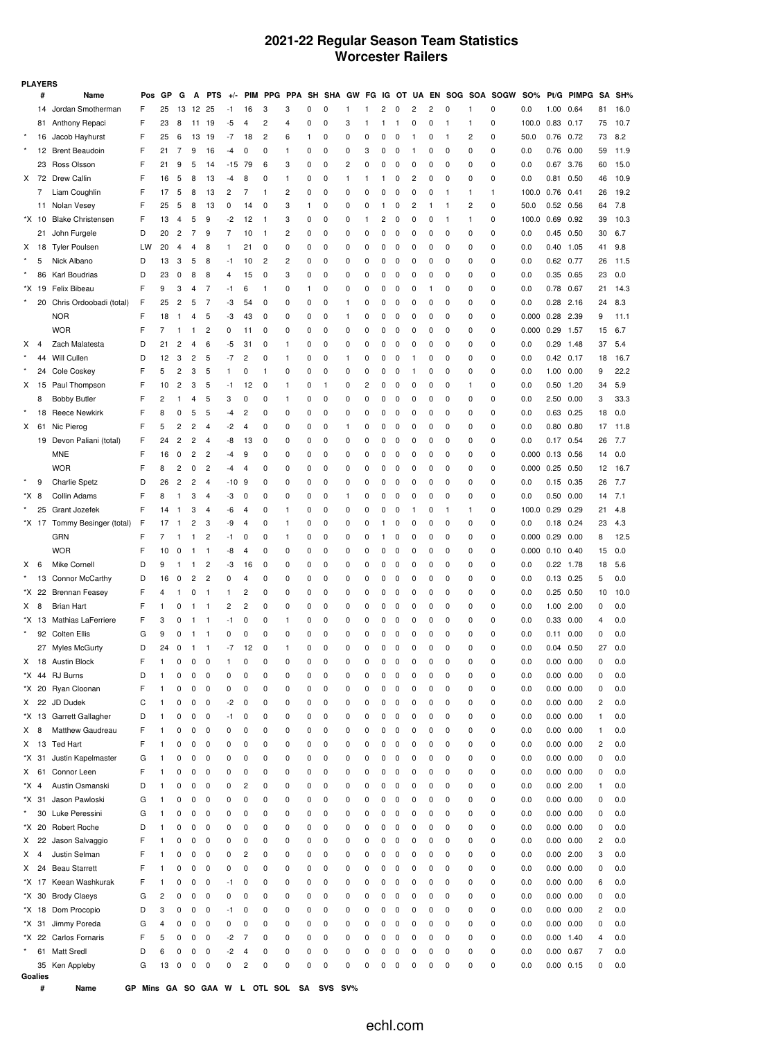# 2021-22 Regular Season Team Statistics
## Worcester Railers

**PLAYERS**

| | # | Name | Pos | GP | G | A | PTS | +/- | PIM | PPG | PPA | SH | SHA | GW | FG | IG | OT | UA | EN | SOG | SOA | SOGW | SO% | Pt/G | PIMPG | SA | SH% |
|---|---|---|---|---|---|---|---|---|---|---|---|---|---|---|---|---|---|---|---|---|---|---|---|---|---|---|---|
| | 14 | Jordan Smotherman | F | 25 | 13 | 12 | 25 | -1 | 16 | 3 | 3 | 0 | 0 | 1 | 1 | 2 | 0 | 2 | 2 | 0 | 1 | 0 | 0.0 | 1.00 | 0.64 | 81 | 16.0 |
| | 81 | Anthony Repaci | F | 23 | 8 | 11 | 19 | -5 | 4 | 2 | 4 | 0 | 0 | 3 | 1 | 1 | 1 | 0 | 0 | 1 | 1 | 0 | 100.0 | 0.83 | 0.17 | 75 | 10.7 |
| * | 16 | Jacob Hayhurst | F | 25 | 6 | 13 | 19 | -7 | 18 | 2 | 6 | 1 | 0 | 0 | 0 | 0 | 0 | 1 | 0 | 1 | 2 | 0 | 50.0 | 0.76 | 0.72 | 73 | 8.2 |
| * | 12 | Brent Beaudoin | F | 21 | 7 | 9 | 16 | -4 | 0 | 0 | 1 | 0 | 0 | 0 | 3 | 0 | 0 | 1 | 0 | 0 | 0 | 0 | 0.0 | 0.76 | 0.00 | 59 | 11.9 |
| | 23 | Ross Olsson | F | 21 | 9 | 5 | 14 | -15 | 79 | 6 | 3 | 0 | 0 | 2 | 0 | 0 | 0 | 0 | 0 | 0 | 0 | 0 | 0.0 | 0.67 | 3.76 | 60 | 15.0 |
| X | 72 | Drew Callin | F | 16 | 5 | 8 | 13 | -4 | 8 | 0 | 1 | 0 | 0 | 1 | 1 | 1 | 0 | 2 | 0 | 0 | 0 | 0 | 0.0 | 0.81 | 0.50 | 46 | 10.9 |
| | 7 | Liam Coughlin | F | 17 | 5 | 8 | 13 | 2 | 7 | 1 | 2 | 0 | 0 | 0 | 0 | 0 | 0 | 0 | 0 | 1 | 1 | 1 | 100.0 | 0.76 | 0.41 | 26 | 19.2 |
| | 11 | Nolan Vesey | F | 25 | 5 | 8 | 13 | 0 | 14 | 0 | 3 | 1 | 0 | 0 | 0 | 1 | 0 | 2 | 1 | 1 | 2 | 0 | 50.0 | 0.52 | 0.56 | 64 | 7.8 |
| *X | 10 | Blake Christensen | F | 13 | 4 | 5 | 9 | -2 | 12 | 1 | 3 | 0 | 0 | 0 | 1 | 2 | 0 | 0 | 0 | 1 | 1 | 0 | 100.0 | 0.69 | 0.92 | 39 | 10.3 |
| | 21 | John Furgele | D | 20 | 2 | 7 | 9 | 7 | 10 | 1 | 2 | 0 | 0 | 0 | 0 | 0 | 0 | 0 | 0 | 0 | 0 | 0 | 0.0 | 0.45 | 0.50 | 30 | 6.7 |
| X | 18 | Tyler Poulsen | LW | 20 | 4 | 4 | 8 | 1 | 21 | 0 | 0 | 0 | 0 | 0 | 0 | 0 | 0 | 0 | 0 | 0 | 0 | 0 | 0.0 | 0.40 | 1.05 | 41 | 9.8 |
| * | 5 | Nick Albano | D | 13 | 3 | 5 | 8 | -1 | 10 | 2 | 2 | 0 | 0 | 0 | 0 | 0 | 0 | 0 | 0 | 0 | 0 | 0 | 0.0 | 0.62 | 0.77 | 26 | 11.5 |
| * | 86 | Karl Boudrias | D | 23 | 0 | 8 | 8 | 4 | 15 | 0 | 3 | 0 | 0 | 0 | 0 | 0 | 0 | 0 | 0 | 0 | 0 | 0 | 0.0 | 0.35 | 0.65 | 23 | 0.0 |
| *X | 19 | Felix Bibeau | F | 9 | 3 | 4 | 7 | -1 | 6 | 1 | 0 | 1 | 0 | 0 | 0 | 0 | 0 | 0 | 1 | 0 | 0 | 0 | 0.0 | 0.78 | 0.67 | 21 | 14.3 |
| * | 20 | Chris Ordoobadi (total) | F | 25 | 2 | 5 | 7 | -3 | 54 | 0 | 0 | 0 | 0 | 1 | 0 | 0 | 0 | 0 | 0 | 0 | 0 | 0 | 0.0 | 0.28 | 2.16 | 24 | 8.3 |
| | | NOR | F | 18 | 1 | 4 | 5 | -3 | 43 | 0 | 0 | 0 | 0 | 1 | 0 | 0 | 0 | 0 | 0 | 0 | 0 | 0 | 0.000 | 0.28 | 2.39 | 9 | 11.1 |
| | | WOR | F | 7 | 1 | 1 | 2 | 0 | 11 | 0 | 0 | 0 | 0 | 0 | 0 | 0 | 0 | 0 | 0 | 0 | 0 | 0 | 0.000 | 0.29 | 1.57 | 15 | 6.7 |
| X | 4 | Zach Malatesta | D | 21 | 2 | 4 | 6 | -5 | 31 | 0 | 1 | 0 | 0 | 0 | 0 | 0 | 0 | 0 | 0 | 0 | 0 | 0 | 0.0 | 0.29 | 1.48 | 37 | 5.4 |
| * | 44 | Will Cullen | D | 12 | 3 | 2 | 5 | -7 | 2 | 0 | 1 | 0 | 0 | 1 | 0 | 0 | 0 | 1 | 0 | 0 | 0 | 0 | 0.0 | 0.42 | 0.17 | 18 | 16.7 |
| * | 24 | Cole Coskey | F | 5 | 2 | 3 | 5 | 1 | 0 | 1 | 0 | 0 | 0 | 0 | 0 | 0 | 0 | 1 | 0 | 0 | 0 | 0 | 0.0 | 1.00 | 0.00 | 9 | 22.2 |
| X | 15 | Paul Thompson | F | 10 | 2 | 3 | 5 | -1 | 12 | 0 | 1 | 0 | 1 | 0 | 2 | 0 | 0 | 0 | 0 | 0 | 1 | 0 | 0.0 | 0.50 | 1.20 | 34 | 5.9 |
| | 8 | Bobby Butler | F | 2 | 1 | 4 | 5 | 3 | 0 | 0 | 1 | 0 | 0 | 0 | 0 | 0 | 0 | 0 | 0 | 0 | 0 | 0 | 0.0 | 2.50 | 0.00 | 3 | 33.3 |
| * | 18 | Reece Newkirk | F | 8 | 0 | 5 | 5 | -4 | 2 | 0 | 0 | 0 | 0 | 0 | 0 | 0 | 0 | 0 | 0 | 0 | 0 | 0 | 0.0 | 0.63 | 0.25 | 18 | 0.0 |
| X | 61 | Nic Pierog | F | 5 | 2 | 2 | 4 | -2 | 4 | 0 | 0 | 0 | 0 | 1 | 0 | 0 | 0 | 0 | 0 | 0 | 0 | 0 | 0.0 | 0.80 | 0.80 | 17 | 11.8 |
| | 19 | Devon Paliani (total) | F | 24 | 2 | 2 | 4 | -8 | 13 | 0 | 0 | 0 | 0 | 0 | 0 | 0 | 0 | 0 | 0 | 0 | 0 | 0 | 0.0 | 0.17 | 0.54 | 26 | 7.7 |
| | | MNE | F | 16 | 0 | 2 | 2 | -4 | 9 | 0 | 0 | 0 | 0 | 0 | 0 | 0 | 0 | 0 | 0 | 0 | 0 | 0 | 0.000 | 0.13 | 0.56 | 14 | 0.0 |
| | | WOR | F | 8 | 2 | 0 | 2 | -4 | 4 | 0 | 0 | 0 | 0 | 0 | 0 | 0 | 0 | 0 | 0 | 0 | 0 | 0 | 0.000 | 0.25 | 0.50 | 12 | 16.7 |
| * | 9 | Charlie Spetz | D | 26 | 2 | 2 | 4 | -10 | 9 | 0 | 0 | 0 | 0 | 0 | 0 | 0 | 0 | 0 | 0 | 0 | 0 | 0 | 0.0 | 0.15 | 0.35 | 26 | 7.7 |
| *X | 8 | Collin Adams | F | 8 | 1 | 3 | 4 | -3 | 0 | 0 | 0 | 0 | 0 | 1 | 0 | 0 | 0 | 0 | 0 | 0 | 0 | 0 | 0.0 | 0.50 | 0.00 | 14 | 7.1 |
| * | 25 | Grant Jozefek | F | 14 | 1 | 3 | 4 | -6 | 4 | 0 | 1 | 0 | 0 | 0 | 0 | 0 | 0 | 1 | 0 | 1 | 1 | 0 | 100.0 | 0.29 | 0.29 | 21 | 4.8 |
| *X | 17 | Tommy Besinger (total) | F | 17 | 1 | 2 | 3 | -9 | 4 | 0 | 1 | 0 | 0 | 0 | 0 | 1 | 0 | 0 | 0 | 0 | 0 | 0 | 0.0 | 0.18 | 0.24 | 23 | 4.3 |
| | | GRN | F | 7 | 1 | 1 | 2 | -1 | 0 | 0 | 1 | 0 | 0 | 0 | 0 | 1 | 0 | 0 | 0 | 0 | 0 | 0 | 0.000 | 0.29 | 0.00 | 8 | 12.5 |
| | | WOR | F | 10 | 0 | 1 | 1 | -8 | 4 | 0 | 0 | 0 | 0 | 0 | 0 | 0 | 0 | 0 | 0 | 0 | 0 | 0 | 0.000 | 0.10 | 0.40 | 15 | 0.0 |
| X | 6 | Mike Cornell | D | 9 | 1 | 1 | 2 | -3 | 16 | 0 | 0 | 0 | 0 | 0 | 0 | 0 | 0 | 0 | 0 | 0 | 0 | 0 | 0.0 | 0.22 | 1.78 | 18 | 5.6 |
| * | 13 | Connor McCarthy | D | 16 | 0 | 2 | 2 | 0 | 4 | 0 | 0 | 0 | 0 | 0 | 0 | 0 | 0 | 0 | 0 | 0 | 0 | 0 | 0.0 | 0.13 | 0.25 | 5 | 0.0 |
| *X | 22 | Brennan Feasey | F | 4 | 1 | 0 | 1 | 1 | 2 | 0 | 0 | 0 | 0 | 0 | 0 | 0 | 0 | 0 | 0 | 0 | 0 | 0 | 0.0 | 0.25 | 0.50 | 10 | 10.0 |
| X | 8 | Brian Hart | F | 1 | 0 | 1 | 1 | 2 | 2 | 0 | 0 | 0 | 0 | 0 | 0 | 0 | 0 | 0 | 0 | 0 | 0 | 0 | 0.0 | 1.00 | 2.00 | 0 | 0.0 |
| *X | 13 | Mathias LaFerriere | F | 3 | 0 | 1 | 1 | -1 | 0 | 0 | 1 | 0 | 0 | 0 | 0 | 0 | 0 | 0 | 0 | 0 | 0 | 0 | 0.0 | 0.33 | 0.00 | 4 | 0.0 |
| * | 92 | Colten Ellis | G | 9 | 0 | 1 | 1 | 0 | 0 | 0 | 0 | 0 | 0 | 0 | 0 | 0 | 0 | 0 | 0 | 0 | 0 | 0 | 0.0 | 0.11 | 0.00 | 0 | 0.0 |
| | 27 | Myles McGurty | D | 24 | 0 | 1 | 1 | -7 | 12 | 0 | 1 | 0 | 0 | 0 | 0 | 0 | 0 | 0 | 0 | 0 | 0 | 0 | 0.0 | 0.04 | 0.50 | 27 | 0.0 |
| X | 18 | Austin Block | F | 1 | 0 | 0 | 0 | 1 | 0 | 0 | 0 | 0 | 0 | 0 | 0 | 0 | 0 | 0 | 0 | 0 | 0 | 0 | 0.0 | 0.00 | 0.00 | 0 | 0.0 |
| *X | 44 | RJ Burns | D | 1 | 0 | 0 | 0 | 0 | 0 | 0 | 0 | 0 | 0 | 0 | 0 | 0 | 0 | 0 | 0 | 0 | 0 | 0 | 0.0 | 0.00 | 0.00 | 0 | 0.0 |
| *X | 20 | Ryan Cloonan | F | 1 | 0 | 0 | 0 | 0 | 0 | 0 | 0 | 0 | 0 | 0 | 0 | 0 | 0 | 0 | 0 | 0 | 0 | 0 | 0.0 | 0.00 | 0.00 | 0 | 0.0 |
| X | 22 | JD Dudek | C | 1 | 0 | 0 | 0 | -2 | 0 | 0 | 0 | 0 | 0 | 0 | 0 | 0 | 0 | 0 | 0 | 0 | 0 | 0 | 0.0 | 0.00 | 0.00 | 2 | 0.0 |
| *X | 13 | Garrett Gallagher | D | 1 | 0 | 0 | 0 | -1 | 0 | 0 | 0 | 0 | 0 | 0 | 0 | 0 | 0 | 0 | 0 | 0 | 0 | 0 | 0.0 | 0.00 | 0.00 | 1 | 0.0 |
| X | 8 | Matthew Gaudreau | F | 1 | 0 | 0 | 0 | 0 | 0 | 0 | 0 | 0 | 0 | 0 | 0 | 0 | 0 | 0 | 0 | 0 | 0 | 0 | 0.0 | 0.00 | 0.00 | 1 | 0.0 |
| X | 13 | Ted Hart | F | 1 | 0 | 0 | 0 | 0 | 0 | 0 | 0 | 0 | 0 | 0 | 0 | 0 | 0 | 0 | 0 | 0 | 0 | 0 | 0.0 | 0.00 | 0.00 | 2 | 0.0 |
| *X | 31 | Justin Kapelmaster | G | 1 | 0 | 0 | 0 | 0 | 0 | 0 | 0 | 0 | 0 | 0 | 0 | 0 | 0 | 0 | 0 | 0 | 0 | 0 | 0.0 | 0.00 | 0.00 | 0 | 0.0 |
| X | 61 | Connor Leen | F | 1 | 0 | 0 | 0 | 0 | 0 | 0 | 0 | 0 | 0 | 0 | 0 | 0 | 0 | 0 | 0 | 0 | 0 | 0 | 0.0 | 0.00 | 0.00 | 0 | 0.0 |
| *X | 4 | Austin Osmanski | D | 1 | 0 | 0 | 0 | 0 | 2 | 0 | 0 | 0 | 0 | 0 | 0 | 0 | 0 | 0 | 0 | 0 | 0 | 0 | 0.0 | 0.00 | 2.00 | 1 | 0.0 |
| *X | 31 | Jason Pawloski | G | 1 | 0 | 0 | 0 | 0 | 0 | 0 | 0 | 0 | 0 | 0 | 0 | 0 | 0 | 0 | 0 | 0 | 0 | 0 | 0.0 | 0.00 | 0.00 | 0 | 0.0 |
| * | 30 | Luke Peressini | G | 1 | 0 | 0 | 0 | 0 | 0 | 0 | 0 | 0 | 0 | 0 | 0 | 0 | 0 | 0 | 0 | 0 | 0 | 0 | 0.0 | 0.00 | 0.00 | 0 | 0.0 |
| *X | 20 | Robert Roche | D | 1 | 0 | 0 | 0 | 0 | 0 | 0 | 0 | 0 | 0 | 0 | 0 | 0 | 0 | 0 | 0 | 0 | 0 | 0 | 0.0 | 0.00 | 0.00 | 0 | 0.0 |
| X | 22 | Jason Salvaggio | F | 1 | 0 | 0 | 0 | 0 | 0 | 0 | 0 | 0 | 0 | 0 | 0 | 0 | 0 | 0 | 0 | 0 | 0 | 0 | 0.0 | 0.00 | 0.00 | 2 | 0.0 |
| X | 4 | Justin Selman | F | 1 | 0 | 0 | 0 | 0 | 2 | 0 | 0 | 0 | 0 | 0 | 0 | 0 | 0 | 0 | 0 | 0 | 0 | 0 | 0.0 | 0.00 | 2.00 | 3 | 0.0 |
| X | 24 | Beau Starrett | F | 1 | 0 | 0 | 0 | 0 | 0 | 0 | 0 | 0 | 0 | 0 | 0 | 0 | 0 | 0 | 0 | 0 | 0 | 0 | 0.0 | 0.00 | 0.00 | 0 | 0.0 |
| *X | 17 | Keean Washkurak | F | 1 | 0 | 0 | 0 | -1 | 0 | 0 | 0 | 0 | 0 | 0 | 0 | 0 | 0 | 0 | 0 | 0 | 0 | 0 | 0.0 | 0.00 | 0.00 | 6 | 0.0 |
| *X | 30 | Brody Claeys | G | 2 | 0 | 0 | 0 | 0 | 0 | 0 | 0 | 0 | 0 | 0 | 0 | 0 | 0 | 0 | 0 | 0 | 0 | 0 | 0.0 | 0.00 | 0.00 | 0 | 0.0 |
| *X | 18 | Dom Procopio | D | 3 | 0 | 0 | 0 | -1 | 0 | 0 | 0 | 0 | 0 | 0 | 0 | 0 | 0 | 0 | 0 | 0 | 0 | 0 | 0.0 | 0.00 | 0.00 | 2 | 0.0 |
| *X | 31 | Jimmy Poreda | G | 4 | 0 | 0 | 0 | 0 | 0 | 0 | 0 | 0 | 0 | 0 | 0 | 0 | 0 | 0 | 0 | 0 | 0 | 0 | 0.0 | 0.00 | 0.00 | 0 | 0.0 |
| *X | 22 | Carlos Fornaris | F | 5 | 0 | 0 | 0 | -2 | 7 | 0 | 0 | 0 | 0 | 0 | 0 | 0 | 0 | 0 | 0 | 0 | 0 | 0 | 0.0 | 0.00 | 1.40 | 4 | 0.0 |
| * | 61 | Matt Sredl | D | 6 | 0 | 0 | 0 | -2 | 4 | 0 | 0 | 0 | 0 | 0 | 0 | 0 | 0 | 0 | 0 | 0 | 0 | 0 | 0.0 | 0.00 | 0.67 | 7 | 0.0 |
| | 35 | Ken Appleby | G | 13 | 0 | 0 | 0 | 0 | 2 | 0 | 0 | 0 | 0 | 0 | 0 | 0 | 0 | 0 | 0 | 0 | 0 | 0 | 0.0 | 0.00 | 0.15 | 0 | 0.0 |

**Goalies**

| # | Name | GP | Mins | GA | SO | GAA | W | L | OTL | SOL | SA | SVS | SV% |
|---|---|---|---|---|---|---|---|---|---|---|---|---|---|

echl.com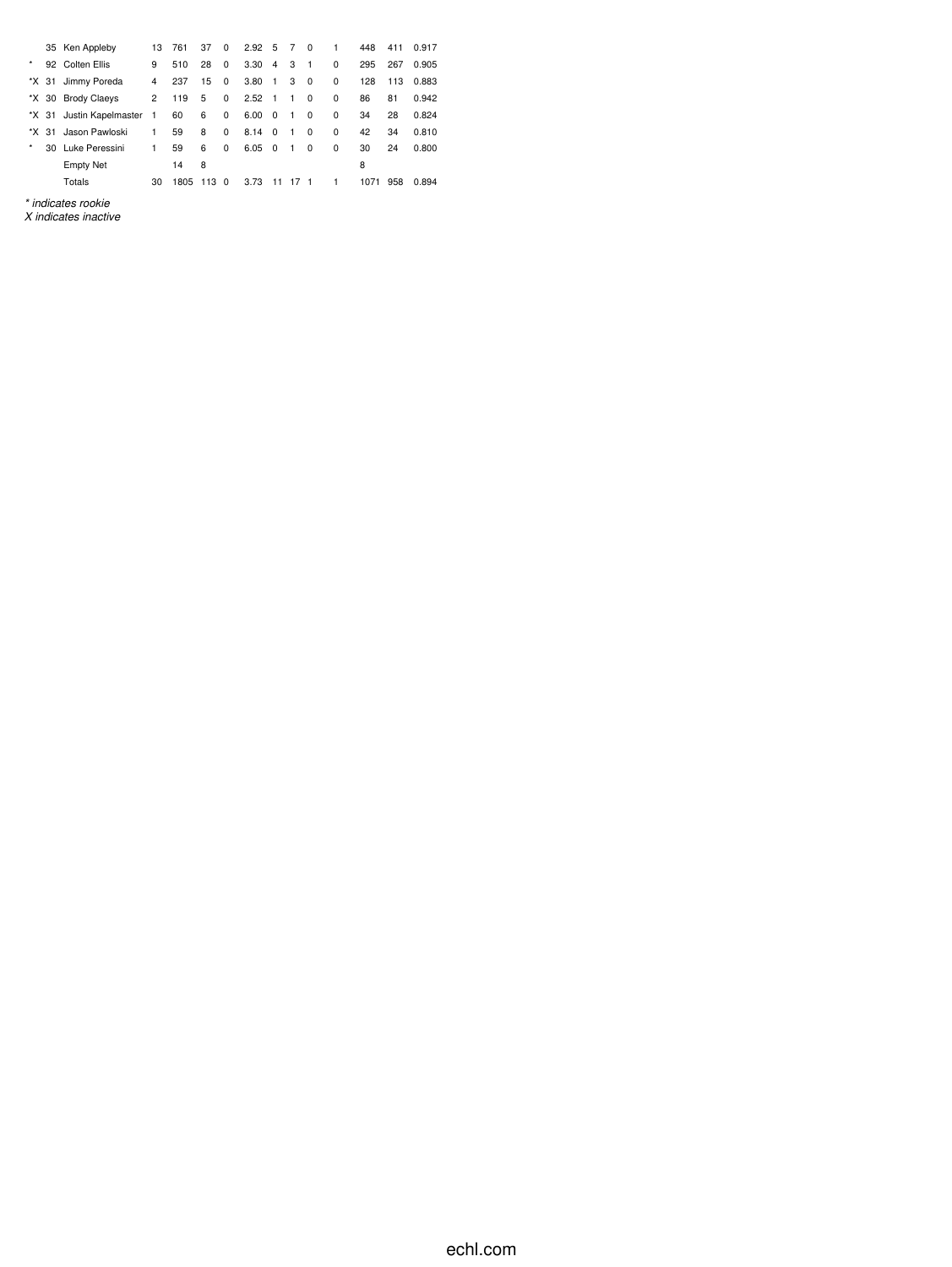| | | | | | | | | | | | | | | |
|---|---|---|---|---|---|---|---|---|---|---|---|---|---|---|
| | 35 | Ken Appleby | 13 | 761 | 37 | 0 | 2.92 | 5 | 7 | 0 | 1 | 448 | 411 | 0.917 |
| * | 92 | Colten Ellis | 9 | 510 | 28 | 0 | 3.30 | 4 | 3 | 1 | 0 | 295 | 267 | 0.905 |
| *X | 31 | Jimmy Poreda | 4 | 237 | 15 | 0 | 3.80 | 1 | 3 | 0 | 0 | 128 | 113 | 0.883 |
| *X | 30 | Brody Claeys | 2 | 119 | 5 | 0 | 2.52 | 1 | 1 | 0 | 0 | 86 | 81 | 0.942 |
| *X | 31 | Justin Kapelmaster | 1 | 60 | 6 | 0 | 6.00 | 0 | 1 | 0 | 0 | 34 | 28 | 0.824 |
| *X | 31 | Jason Pawloski | 1 | 59 | 8 | 0 | 8.14 | 0 | 1 | 0 | 0 | 42 | 34 | 0.810 |
| * | 30 | Luke Peressini | 1 | 59 | 6 | 0 | 6.05 | 0 | 1 | 0 | 0 | 30 | 24 | 0.800 |
| | | Empty Net | | 14 | 8 | | | | | | | 8 | | |
| | | Totals | 30 | 1805 | 113 | 0 | 3.73 | 11 | 17 | 1 | 1 | 1071 | 958 | 0.894 |

*\* indicates rookie*
*X indicates inactive*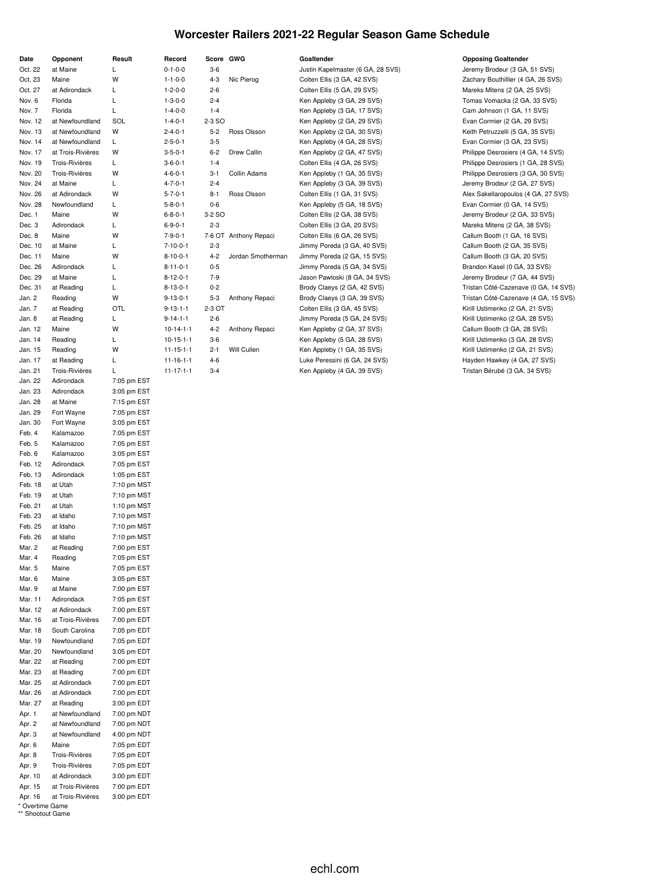# Worcester Railers 2021-22 Regular Season Game Schedule

| Date | Opponent | Result | Record | Score | GWG | Goaltender | Opposing Goaltender |
|---|---|---|---|---|---|---|---|
| Oct. 22 | at Maine | L | 0-1-0-0 | 3-6 | | Justin Kapelmaster (6 GA, 28 SVS) | Jeremy Brodeur (3 GA, 51 SVS) |
| Oct. 23 | Maine | W | 1-1-0-0 | 4-3 | Nic Pierog | Colten Ellis (3 GA, 42 SVS) | Zachary Bouthillier (4 GA, 26 SVS) |
| Oct. 27 | at Adirondack | L | 1-2-0-0 | 2-6 | | Colten Ellis (5 GA, 29 SVS) | Mareks Mitens (2 GA, 25 SVS) |
| Nov. 6 | Florida | L | 1-3-0-0 | 2-4 | | Ken Appleby (3 GA, 29 SVS) | Tomas Vomacka (2 GA, 33 SVS) |
| Nov. 7 | Florida | L | 1-4-0-0 | 1-4 | | Ken Appleby (3 GA, 17 SVS) | Cam Johnson (1 GA, 11 SVS) |
| Nov. 12 | at Newfoundland | SOL | 1-4-0-1 | 2-3 SO | | Ken Appleby (2 GA, 29 SVS) | Evan Cormier (2 GA, 29 SVS) |
| Nov. 13 | at Newfoundland | W | 2-4-0-1 | 5-2 | Ross Olsson | Ken Appleby (2 GA, 30 SVS) | Keith Petruzzelli (5 GA, 35 SVS) |
| Nov. 14 | at Newfoundland | L | 2-5-0-1 | 3-5 | | Ken Appleby (4 GA, 28 SVS) | Evan Cormier (3 GA, 23 SVS) |
| Nov. 17 | at Trois-Rivières | W | 3-5-0-1 | 6-2 | Drew Callin | Ken Appleby (2 GA, 47 SVS) | Philippe Desrosiers (4 GA, 14 SVS) |
| Nov. 19 | Trois-Rivières | L | 3-6-0-1 | 1-4 | | Colten Ellis (4 GA, 26 SVS) | Philippe Desrosiers (1 GA, 28 SVS) |
| Nov. 20 | Trois-Rivières | W | 4-6-0-1 | 3-1 | Collin Adams | Ken Appleby (1 GA, 35 SVS) | Philippe Desrosiers (3 GA, 30 SVS) |
| Nov. 24 | at Maine | L | 4-7-0-1 | 2-4 | | Ken Appleby (3 GA, 39 SVS) | Jeremy Brodeur (2 GA, 27 SVS) |
| Nov. 26 | at Adirondack | W | 5-7-0-1 | 8-1 | Ross Olsson | Colten Ellis (1 GA, 31 SVS) | Alex Sakellaropoulos (4 GA, 27 SVS) |
| Nov. 28 | Newfoundland | L | 5-8-0-1 | 0-6 | | Ken Appleby (5 GA, 18 SVS) | Evan Cormier (0 GA, 14 SVS) |
| Dec. 1 | Maine | W | 6-8-0-1 | 3-2 SO | | Colten Ellis (2 GA, 38 SVS) | Jeremy Brodeur (2 GA, 33 SVS) |
| Dec. 3 | Adirondack | L | 6-9-0-1 | 2-3 | | Colten Ellis (3 GA, 20 SVS) | Mareks Mitens (2 GA, 38 SVS) |
| Dec. 8 | Maine | W | 7-9-0-1 | 7-6 OT | Anthony Repaci | Colten Ellis (6 GA, 26 SVS) | Callum Booth (1 GA, 16 SVS) |
| Dec. 10 | at Maine | L | 7-10-0-1 | 2-3 | | Jimmy Poreda (3 GA, 40 SVS) | Callum Booth (2 GA, 35 SVS) |
| Dec. 11 | Maine | W | 8-10-0-1 | 4-2 | Jordan Smotherman | Jimmy Poreda (2 GA, 15 SVS) | Callum Booth (3 GA, 20 SVS) |
| Dec. 26 | Adirondack | L | 8-11-0-1 | 0-5 | | Jimmy Poreda (5 GA, 34 SVS) | Brandon Kasel (0 GA, 33 SVS) |
| Dec. 29 | at Maine | L | 8-12-0-1 | 7-9 | | Jason Pawloski (8 GA, 34 SVS) | Jeremy Brodeur (7 GA, 44 SVS) |
| Dec. 31 | at Reading | L | 8-13-0-1 | 0-2 | | Brody Claeys (2 GA, 42 SVS) | Tristan Côté-Cazenave (0 GA, 14 SVS) |
| Jan. 2 | Reading | W | 9-13-0-1 | 5-3 | Anthony Repaci | Brody Claeys (3 GA, 39 SVS) | Tristan Côté-Cazenave (4 GA, 15 SVS) |
| Jan. 7 | at Reading | OTL | 9-13-1-1 | 2-3 OT | | Colten Ellis (3 GA, 45 SVS) | Kirill Ustimenko (2 GA, 21 SVS) |
| Jan. 8 | at Reading | L | 9-14-1-1 | 2-6 | | Jimmy Poreda (5 GA, 24 SVS) | Kirill Ustimenko (2 GA, 28 SVS) |
| Jan. 12 | Maine | W | 10-14-1-1 | 4-2 | Anthony Repaci | Ken Appleby (2 GA, 37 SVS) | Callum Booth (3 GA, 28 SVS) |
| Jan. 14 | Reading | L | 10-15-1-1 | 3-6 | | Ken Appleby (5 GA, 28 SVS) | Kirill Ustimenko (3 GA, 28 SVS) |
| Jan. 15 | Reading | W | 11-15-1-1 | 2-1 | Will Cullen | Ken Appleby (1 GA, 35 SVS) | Kirill Ustimenko (2 GA, 21 SVS) |
| Jan. 17 | at Reading | L | 11-16-1-1 | 4-6 | | Luke Peressini (6 GA, 24 SVS) | Hayden Hawkey (4 GA, 27 SVS) |
| Jan. 21 | Trois-Rivières | L | 11-17-1-1 | 3-4 | | Ken Appleby (4 GA, 39 SVS) | Tristan Bérubé (3 GA, 34 SVS) |
| Jan. 22 | Adirondack | 7:05 pm EST | | | | | |
| Jan. 23 | Adirondack | 3:05 pm EST | | | | | |
| Jan. 28 | at Maine | 7:15 pm EST | | | | | |
| Jan. 29 | Fort Wayne | 7:05 pm EST | | | | | |
| Jan. 30 | Fort Wayne | 3:05 pm EST | | | | | |
| Feb. 4 | Kalamazoo | 7:05 pm EST | | | | | |
| Feb. 5 | Kalamazoo | 7:05 pm EST | | | | | |
| Feb. 6 | Kalamazoo | 3:05 pm EST | | | | | |
| Feb. 12 | Adirondack | 7:05 pm EST | | | | | |
| Feb. 13 | Adirondack | 1:05 pm EST | | | | | |
| Feb. 18 | at Utah | 7:10 pm MST | | | | | |
| Feb. 19 | at Utah | 7:10 pm MST | | | | | |
| Feb. 21 | at Utah | 1:10 pm MST | | | | | |
| Feb. 23 | at Idaho | 7:10 pm MST | | | | | |
| Feb. 25 | at Idaho | 7:10 pm MST | | | | | |
| Feb. 26 | at Idaho | 7:10 pm MST | | | | | |
| Mar. 2 | at Reading | 7:00 pm EST | | | | | |
| Mar. 4 | Reading | 7:05 pm EST | | | | | |
| Mar. 5 | Maine | 7:05 pm EST | | | | | |
| Mar. 6 | Maine | 3:05 pm EST | | | | | |
| Mar. 9 | at Maine | 7:00 pm EST | | | | | |
| Mar. 11 | Adirondack | 7:05 pm EST | | | | | |
| Mar. 12 | at Adirondack | 7:00 pm EST | | | | | |
| Mar. 16 | at Trois-Rivières | 7:00 pm EDT | | | | | |
| Mar. 18 | South Carolina | 7:05 pm EDT | | | | | |
| Mar. 19 | Newfoundland | 7:05 pm EDT | | | | | |
| Mar. 20 | Newfoundland | 3:05 pm EDT | | | | | |
| Mar. 22 | at Reading | 7:00 pm EDT | | | | | |
| Mar. 23 | at Reading | 7:00 pm EDT | | | | | |
| Mar. 25 | at Adirondack | 7:00 pm EDT | | | | | |
| Mar. 26 | at Adirondack | 7:00 pm EDT | | | | | |
| Mar. 27 | at Reading | 3:00 pm EDT | | | | | |
| Apr. 1 | at Newfoundland | 7:00 pm NDT | | | | | |
| Apr. 2 | at Newfoundland | 7:00 pm NDT | | | | | |
| Apr. 3 | at Newfoundland | 4:00 pm NDT | | | | | |
| Apr. 6 | Maine | 7:05 pm EDT | | | | | |
| Apr. 8 | Trois-Rivières | 7:05 pm EDT | | | | | |
| Apr. 9 | Trois-Rivières | 7:05 pm EDT | | | | | |
| Apr. 10 | at Adirondack | 3:00 pm EDT | | | | | |
| Apr. 15 | at Trois-Rivières | 7:00 pm EDT | | | | | |
| Apr. 16 | at Trois-Rivières | 3:00 pm EDT | | | | | |

\* Overtime Game
\** Shootout Game

echl.com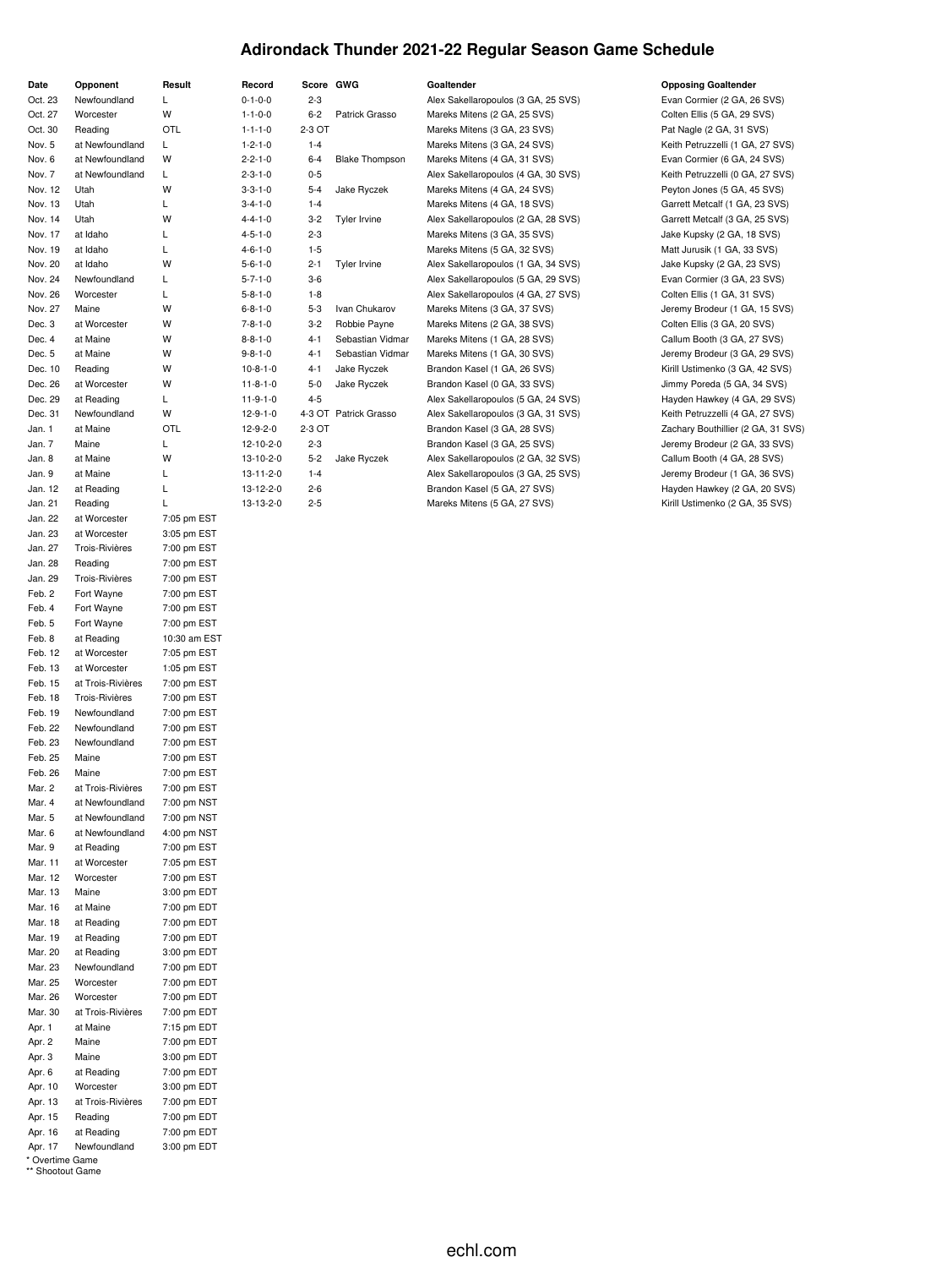# Adirondack Thunder 2021-22 Regular Season Game Schedule

| Date | Opponent | Result | Record | Score | GWG | Goaltender | Opposing Goaltender |
|---|---|---|---|---|---|---|---|
| Oct. 23 | Newfoundland | L | 0-1-0-0 | 2-3 | | Alex Sakellaropoulos (3 GA, 25 SVS) | Evan Cormier (2 GA, 26 SVS) |
| Oct. 27 | Worcester | W | 1-1-0-0 | 6-2 | Patrick Grasso | Mareks Mitens (2 GA, 25 SVS) | Colten Ellis (5 GA, 29 SVS) |
| Oct. 30 | Reading | OTL | 1-1-1-0 | 2-3 OT | | Mareks Mitens (3 GA, 23 SVS) | Pat Nagle (2 GA, 31 SVS) |
| Nov. 5 | at Newfoundland | L | 1-2-1-0 | 1-4 | | Mareks Mitens (3 GA, 24 SVS) | Keith Petruzzelli (1 GA, 27 SVS) |
| Nov. 6 | at Newfoundland | W | 2-2-1-0 | 6-4 | Blake Thompson | Mareks Mitens (4 GA, 31 SVS) | Evan Cormier (6 GA, 24 SVS) |
| Nov. 7 | at Newfoundland | L | 2-3-1-0 | 0-5 | | Alex Sakellaropoulos (4 GA, 30 SVS) | Keith Petruzzelli (0 GA, 27 SVS) |
| Nov. 12 | Utah | W | 3-3-1-0 | 5-4 | Jake Ryczek | Mareks Mitens (4 GA, 24 SVS) | Peyton Jones (5 GA, 45 SVS) |
| Nov. 13 | Utah | L | 3-4-1-0 | 1-4 | | Mareks Mitens (4 GA, 18 SVS) | Garrett Metcalf (1 GA, 23 SVS) |
| Nov. 14 | Utah | W | 4-4-1-0 | 3-2 | Tyler Irvine | Alex Sakellaropoulos (2 GA, 28 SVS) | Garrett Metcalf (3 GA, 25 SVS) |
| Nov. 17 | at Idaho | L | 4-5-1-0 | 2-3 | | Mareks Mitens (3 GA, 35 SVS) | Jake Kupsky (2 GA, 18 SVS) |
| Nov. 19 | at Idaho | L | 4-6-1-0 | 1-5 | | Mareks Mitens (5 GA, 32 SVS) | Matt Jurusik (1 GA, 33 SVS) |
| Nov. 20 | at Idaho | W | 5-6-1-0 | 2-1 | Tyler Irvine | Alex Sakellaropoulos (1 GA, 34 SVS) | Jake Kupsky (2 GA, 23 SVS) |
| Nov. 24 | Newfoundland | L | 5-7-1-0 | 3-6 | | Alex Sakellaropoulos (5 GA, 29 SVS) | Evan Cormier (3 GA, 23 SVS) |
| Nov. 26 | Worcester | L | 5-8-1-0 | 1-8 | | Alex Sakellaropoulos (4 GA, 27 SVS) | Colten Ellis (1 GA, 31 SVS) |
| Nov. 27 | Maine | W | 6-8-1-0 | 5-3 | Ivan Chukarov | Mareks Mitens (3 GA, 37 SVS) | Jeremy Brodeur (1 GA, 15 SVS) |
| Dec. 3 | at Worcester | W | 7-8-1-0 | 3-2 | Robbie Payne | Mareks Mitens (2 GA, 38 SVS) | Colten Ellis (3 GA, 20 SVS) |
| Dec. 4 | at Maine | W | 8-8-1-0 | 4-1 | Sebastian Vidmar | Mareks Mitens (1 GA, 28 SVS) | Callum Booth (3 GA, 27 SVS) |
| Dec. 5 | at Maine | W | 9-8-1-0 | 4-1 | Sebastian Vidmar | Mareks Mitens (1 GA, 30 SVS) | Jeremy Brodeur (3 GA, 29 SVS) |
| Dec. 10 | Reading | W | 10-8-1-0 | 4-1 | Jake Ryczek | Brandon Kasel (1 GA, 26 SVS) | Kirill Ustimenko (3 GA, 42 SVS) |
| Dec. 26 | at Worcester | W | 11-8-1-0 | 5-0 | Jake Ryczek | Brandon Kasel (0 GA, 33 SVS) | Jimmy Poreda (5 GA, 34 SVS) |
| Dec. 29 | at Reading | L | 11-9-1-0 | 4-5 | | Alex Sakellaropoulos (5 GA, 24 SVS) | Hayden Hawkey (4 GA, 29 SVS) |
| Dec. 31 | Newfoundland | W | 12-9-1-0 | 4-3 OT | Patrick Grasso | Alex Sakellaropoulos (3 GA, 31 SVS) | Keith Petruzzelli (4 GA, 27 SVS) |
| Jan. 1 | at Maine | OTL | 12-9-2-0 | 2-3 OT | | Brandon Kasel (3 GA, 28 SVS) | Zachary Bouthillier (2 GA, 31 SVS) |
| Jan. 7 | Maine | L | 12-10-2-0 | 2-3 | | Brandon Kasel (3 GA, 25 SVS) | Jeremy Brodeur (2 GA, 33 SVS) |
| Jan. 8 | at Maine | W | 13-10-2-0 | 5-2 | Jake Ryczek | Alex Sakellaropoulos (2 GA, 32 SVS) | Callum Booth (4 GA, 28 SVS) |
| Jan. 9 | at Maine | L | 13-11-2-0 | 1-4 | | Alex Sakellaropoulos (3 GA, 25 SVS) | Jeremy Brodeur (1 GA, 36 SVS) |
| Jan. 12 | at Reading | L | 13-12-2-0 | 2-6 | | Brandon Kasel (5 GA, 27 SVS) | Hayden Hawkey (2 GA, 20 SVS) |
| Jan. 21 | Reading | L | 13-13-2-0 | 2-5 | | Mareks Mitens (5 GA, 27 SVS) | Kirill Ustimenko (2 GA, 35 SVS) |
| Jan. 22 | at Worcester | 7:05 pm EST | | | | | |
| Jan. 23 | at Worcester | 3:05 pm EST | | | | | |
| Jan. 27 | Trois-Rivières | 7:00 pm EST | | | | | |
| Jan. 28 | Reading | 7:00 pm EST | | | | | |
| Jan. 29 | Trois-Rivières | 7:00 pm EST | | | | | |
| Feb. 2 | Fort Wayne | 7:00 pm EST | | | | | |
| Feb. 4 | Fort Wayne | 7:00 pm EST | | | | | |
| Feb. 5 | Fort Wayne | 7:00 pm EST | | | | | |
| Feb. 8 | at Reading | 10:30 am EST | | | | | |
| Feb. 12 | at Worcester | 7:05 pm EST | | | | | |
| Feb. 13 | at Worcester | 1:05 pm EST | | | | | |
| Feb. 15 | at Trois-Rivières | 7:00 pm EST | | | | | |
| Feb. 18 | Trois-Rivières | 7:00 pm EST | | | | | |
| Feb. 19 | Newfoundland | 7:00 pm EST | | | | | |
| Feb. 22 | Newfoundland | 7:00 pm EST | | | | | |
| Feb. 23 | Newfoundland | 7:00 pm EST | | | | | |
| Feb. 25 | Maine | 7:00 pm EST | | | | | |
| Feb. 26 | Maine | 7:00 pm EST | | | | | |
| Mar. 2 | at Trois-Rivières | 7:00 pm EST | | | | | |
| Mar. 4 | at Newfoundland | 7:00 pm NST | | | | | |
| Mar. 5 | at Newfoundland | 7:00 pm NST | | | | | |
| Mar. 6 | at Newfoundland | 4:00 pm NST | | | | | |
| Mar. 9 | at Reading | 7:00 pm EST | | | | | |
| Mar. 11 | at Worcester | 7:05 pm EST | | | | | |
| Mar. 12 | Worcester | 7:00 pm EST | | | | | |
| Mar. 13 | Maine | 3:00 pm EDT | | | | | |
| Mar. 16 | at Maine | 7:00 pm EDT | | | | | |
| Mar. 18 | at Reading | 7:00 pm EDT | | | | | |
| Mar. 19 | at Reading | 7:00 pm EDT | | | | | |
| Mar. 20 | at Reading | 3:00 pm EDT | | | | | |
| Mar. 23 | Newfoundland | 7:00 pm EDT | | | | | |
| Mar. 25 | Worcester | 7:00 pm EDT | | | | | |
| Mar. 26 | Worcester | 7:00 pm EDT | | | | | |
| Mar. 30 | at Trois-Rivières | 7:00 pm EDT | | | | | |
| Apr. 1 | at Maine | 7:15 pm EDT | | | | | |
| Apr. 2 | Maine | 7:00 pm EDT | | | | | |
| Apr. 3 | Maine | 3:00 pm EDT | | | | | |
| Apr. 6 | at Reading | 7:00 pm EDT | | | | | |
| Apr. 10 | Worcester | 3:00 pm EDT | | | | | |
| Apr. 13 | at Trois-Rivières | 7:00 pm EDT | | | | | |
| Apr. 15 | Reading | 7:00 pm EDT | | | | | |
| Apr. 16 | at Reading | 7:00 pm EDT | | | | | |
| Apr. 17 | Newfoundland | 3:00 pm EDT | | | | | |

* Overtime Game
** Shootout Game

echl.com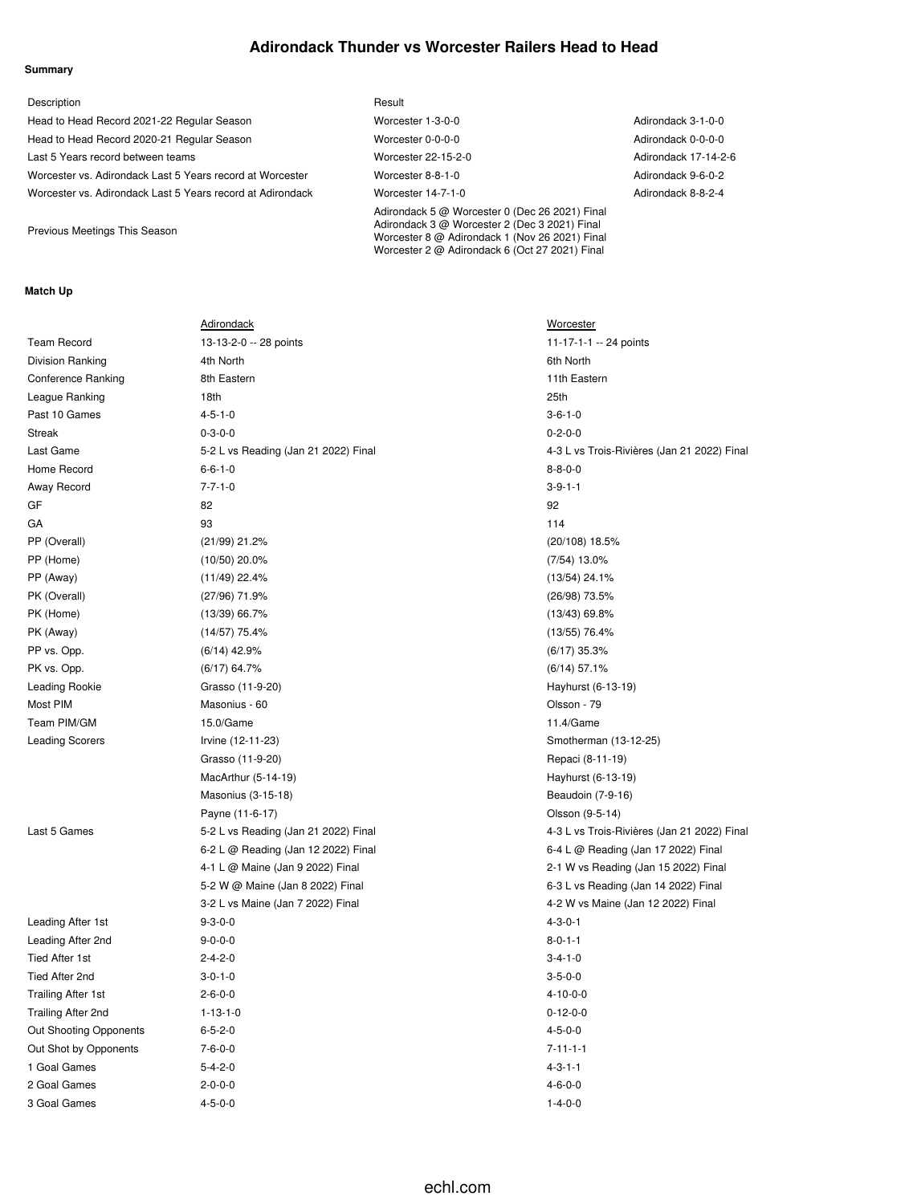# Adirondack Thunder vs Worcester Railers Head to Head

## Summary

| Description | Result | |
|---|---|---|
| Head to Head Record 2021-22 Regular Season | Worcester 1-3-0-0 | Adirondack 3-1-0-0 |
| Head to Head Record 2020-21 Regular Season | Worcester 0-0-0-0 | Adirondack 0-0-0-0 |
| Last 5 Years record between teams | Worcester 22-15-2-0 | Adirondack 17-14-2-6 |
| Worcester vs. Adirondack Last 5 Years record at Worcester | Worcester 8-8-1-0 | Adirondack 9-6-0-2 |
| Worcester vs. Adirondack Last 5 Years record at Adirondack | Worcester 14-7-1-0 | Adirondack 8-8-2-4 |
| Previous Meetings This Season | Adirondack 5 @ Worcester 0 (Dec 26 2021) Final<br>Adirondack 3 @ Worcester 2 (Dec 3 2021) Final<br>Worcester 8 @ Adirondack 1 (Nov 26 2021) Final<br>Worcester 2 @ Adirondack 6 (Oct 27 2021) Final | |

## Match Up

| | Adirondack | Worcester |
|---|---|---|
| Team Record | 13-13-2-0 -- 28 points | 11-17-1-1 -- 24 points |
| Division Ranking | 4th North | 6th North |
| Conference Ranking | 8th Eastern | 11th Eastern |
| League Ranking | 18th | 25th |
| Past 10 Games | 4-5-1-0 | 3-6-1-0 |
| Streak | 0-3-0-0 | 0-2-0-0 |
| Last Game | 5-2 L vs Reading (Jan 21 2022) Final | 4-3 L vs Trois-Rivières (Jan 21 2022) Final |
| Home Record | 6-6-1-0 | 8-8-0-0 |
| Away Record | 7-7-1-0 | 3-9-1-1 |
| GF | 82 | 92 |
| GA | 93 | 114 |
| PP (Overall) | (21/99) 21.2% | (20/108) 18.5% |
| PP (Home) | (10/50) 20.0% | (7/54) 13.0% |
| PP (Away) | (11/49) 22.4% | (13/54) 24.1% |
| PK (Overall) | (27/96) 71.9% | (26/98) 73.5% |
| PK (Home) | (13/39) 66.7% | (13/43) 69.8% |
| PK (Away) | (14/57) 75.4% | (13/55) 76.4% |
| PP vs. Opp. | (6/14) 42.9% | (6/17) 35.3% |
| PK vs. Opp. | (6/17) 64.7% | (6/14) 57.1% |
| Leading Rookie | Grasso (11-9-20) | Hayhurst (6-13-19) |
| Most PIM | Masonius - 60 | Olsson - 79 |
| Team PIM/GM | 15.0/Game | 11.4/Game |
| Leading Scorers | Irvine (12-11-23) | Smotherman (13-12-25) |
| | Grasso (11-9-20) | Repaci (8-11-19) |
| | MacArthur (5-14-19) | Hayhurst (6-13-19) |
| | Masonius (3-15-18) | Beaudoin (7-9-16) |
| | Payne (11-6-17) | Olsson (9-5-14) |
| Last 5 Games | 5-2 L vs Reading (Jan 21 2022) Final | 4-3 L vs Trois-Rivières (Jan 21 2022) Final |
| | 6-2 L @ Reading (Jan 12 2022) Final | 6-4 L @ Reading (Jan 17 2022) Final |
| | 4-1 L @ Maine (Jan 9 2022) Final | 2-1 W vs Reading (Jan 15 2022) Final |
| | 5-2 W @ Maine (Jan 8 2022) Final | 6-3 L vs Reading (Jan 14 2022) Final |
| | 3-2 L vs Maine (Jan 7 2022) Final | 4-2 W vs Maine (Jan 12 2022) Final |
| Leading After 1st | 9-3-0-0 | 4-3-0-1 |
| Leading After 2nd | 9-0-0-0 | 8-0-1-1 |
| Tied After 1st | 2-4-2-0 | 3-4-1-0 |
| Tied After 2nd | 3-0-1-0 | 3-5-0-0 |
| Trailing After 1st | 2-6-0-0 | 4-10-0-0 |
| Trailing After 2nd | 1-13-1-0 | 0-12-0-0 |
| Out Shooting Opponents | 6-5-2-0 | 4-5-0-0 |
| Out Shot by Opponents | 7-6-0-0 | 7-11-1-1 |
| 1 Goal Games | 5-4-2-0 | 4-3-1-1 |
| 2 Goal Games | 2-0-0-0 | 4-6-0-0 |
| 3 Goal Games | 4-5-0-0 | 1-4-0-0 |

echl.com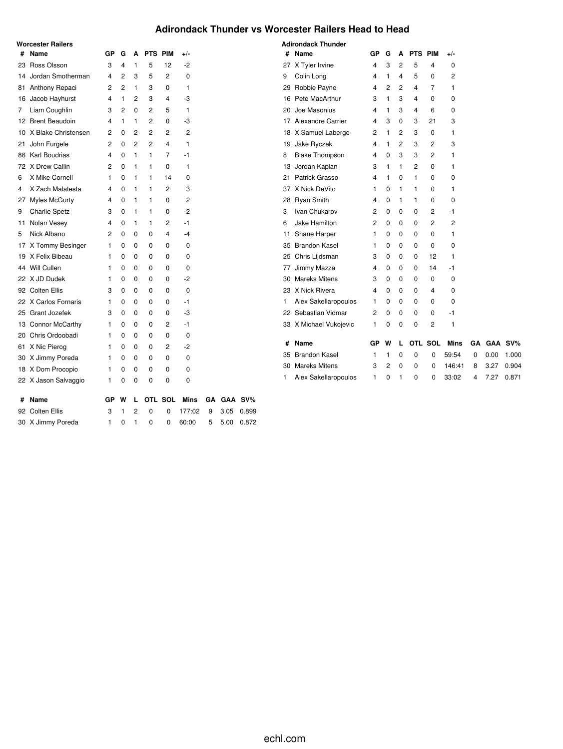# Adirondack Thunder vs Worcester Railers Head to Head

## Worcester Railers

| # | Name | GP | G | A | PTS | PIM | +/- |
|---|---|---|---|---|---|---|---|
| 23 | Ross Olsson | 3 | 4 | 1 | 5 | 12 | -2 |
| 14 | Jordan Smotherman | 4 | 2 | 3 | 5 | 2 | 0 |
| 81 | Anthony Repaci | 2 | 2 | 1 | 3 | 0 | 1 |
| 16 | Jacob Hayhurst | 4 | 1 | 2 | 3 | 4 | -3 |
| 7 | Liam Coughlin | 3 | 2 | 0 | 2 | 5 | 1 |
| 12 | Brent Beaudoin | 4 | 1 | 1 | 2 | 0 | -3 |
| 10 | X Blake Christensen | 2 | 0 | 2 | 2 | 2 | 2 |
| 21 | John Furgele | 2 | 0 | 2 | 2 | 4 | 1 |
| 86 | Karl Boudrias | 4 | 0 | 1 | 1 | 7 | -1 |
| 72 | X Drew Callin | 2 | 0 | 1 | 1 | 0 | 1 |
| 6 | X Mike Cornell | 1 | 0 | 1 | 1 | 14 | 0 |
| 4 | X Zach Malatesta | 4 | 0 | 1 | 1 | 2 | 3 |
| 27 | Myles McGurty | 4 | 0 | 1 | 1 | 0 | 2 |
| 9 | Charlie Spetz | 3 | 0 | 1 | 1 | 0 | -2 |
| 11 | Nolan Vesey | 4 | 0 | 1 | 1 | 2 | -1 |
| 5 | Nick Albano | 2 | 0 | 0 | 0 | 4 | -4 |
| 17 | X Tommy Besinger | 1 | 0 | 0 | 0 | 0 | 0 |
| 19 | X Felix Bibeau | 1 | 0 | 0 | 0 | 0 | 0 |
| 44 | Will Cullen | 1 | 0 | 0 | 0 | 0 | 0 |
| 22 | X JD Dudek | 1 | 0 | 0 | 0 | 0 | -2 |
| 92 | Colten Ellis | 3 | 0 | 0 | 0 | 0 | 0 |
| 22 | X Carlos Fornaris | 1 | 0 | 0 | 0 | 0 | -1 |
| 25 | Grant Jozefek | 3 | 0 | 0 | 0 | 0 | -3 |
| 13 | Connor McCarthy | 1 | 0 | 0 | 0 | 2 | -1 |
| 20 | Chris Ordoobadi | 1 | 0 | 0 | 0 | 0 | 0 |
| 61 | X Nic Pierog | 1 | 0 | 0 | 0 | 2 | -2 |
| 30 | X Jimmy Poreda | 1 | 0 | 0 | 0 | 0 | 0 |
| 18 | X Dom Procopio | 1 | 0 | 0 | 0 | 0 | 0 |
| 22 | X Jason Salvaggio | 1 | 0 | 0 | 0 | 0 | 0 |

| # | Name | GP | W | L | OTL | SOL | Mins | GA | GAA | SV% |
|---|---|---|---|---|---|---|---|---|---|---|
| 92 | Colten Ellis | 3 | 1 | 2 | 0 | 0 | 177:02 | 9 | 3.05 | 0.899 |
| 30 | X Jimmy Poreda | 1 | 0 | 1 | 0 | 0 | 60:00 | 5 | 5.00 | 0.872 |

## Adirondack Thunder

| # | Name | GP | G | A | PTS | PIM | +/- |
|---|---|---|---|---|---|---|---|
| 27 | X Tyler Irvine | 4 | 3 | 2 | 5 | 4 | 0 |
| 9 | Colin Long | 4 | 1 | 4 | 5 | 0 | 2 |
| 29 | Robbie Payne | 4 | 2 | 2 | 4 | 7 | 1 |
| 16 | Pete MacArthur | 3 | 1 | 3 | 4 | 0 | 0 |
| 20 | Joe Masonius | 4 | 1 | 3 | 4 | 6 | 0 |
| 17 | Alexandre Carrier | 4 | 3 | 0 | 3 | 21 | 3 |
| 18 | X Samuel Laberge | 2 | 1 | 2 | 3 | 0 | 1 |
| 19 | Jake Ryczek | 4 | 1 | 2 | 3 | 2 | 3 |
| 8 | Blake Thompson | 4 | 0 | 3 | 3 | 2 | 1 |
| 13 | Jordan Kaplan | 3 | 1 | 1 | 2 | 0 | 1 |
| 21 | Patrick Grasso | 4 | 1 | 0 | 1 | 0 | 0 |
| 37 | X Nick DeVito | 1 | 0 | 1 | 1 | 0 | 1 |
| 28 | Ryan Smith | 4 | 0 | 1 | 1 | 0 | 0 |
| 3 | Ivan Chukarov | 2 | 0 | 0 | 0 | 2 | -1 |
| 6 | Jake Hamilton | 2 | 0 | 0 | 0 | 2 | 2 |
| 11 | Shane Harper | 1 | 0 | 0 | 0 | 0 | 1 |
| 35 | Brandon Kasel | 1 | 0 | 0 | 0 | 0 | 0 |
| 25 | Chris Lijdsman | 3 | 0 | 0 | 0 | 12 | 1 |
| 77 | Jimmy Mazza | 4 | 0 | 0 | 0 | 14 | -1 |
| 30 | Mareks Mitens | 3 | 0 | 0 | 0 | 0 | 0 |
| 23 | X Nick Rivera | 4 | 0 | 0 | 0 | 4 | 0 |
| 1 | Alex Sakellaropoulos | 1 | 0 | 0 | 0 | 0 | 0 |
| 22 | Sebastian Vidmar | 2 | 0 | 0 | 0 | 0 | -1 |
| 33 | X Michael Vukojevic | 1 | 0 | 0 | 0 | 2 | 1 |

| # | Name | GP | W | L | OTL | SOL | Mins | GA | GAA | SV% |
|---|---|---|---|---|---|---|---|---|---|---|
| 35 | Brandon Kasel | 1 | 1 | 0 | 0 | 0 | 59:54 | 0 | 0.00 | 1.000 |
| 30 | Mareks Mitens | 3 | 2 | 0 | 0 | 0 | 146:41 | 8 | 3.27 | 0.904 |
| 1 | Alex Sakellaropoulos | 1 | 0 | 1 | 0 | 0 | 33:02 | 4 | 7.27 | 0.871 |

echl.com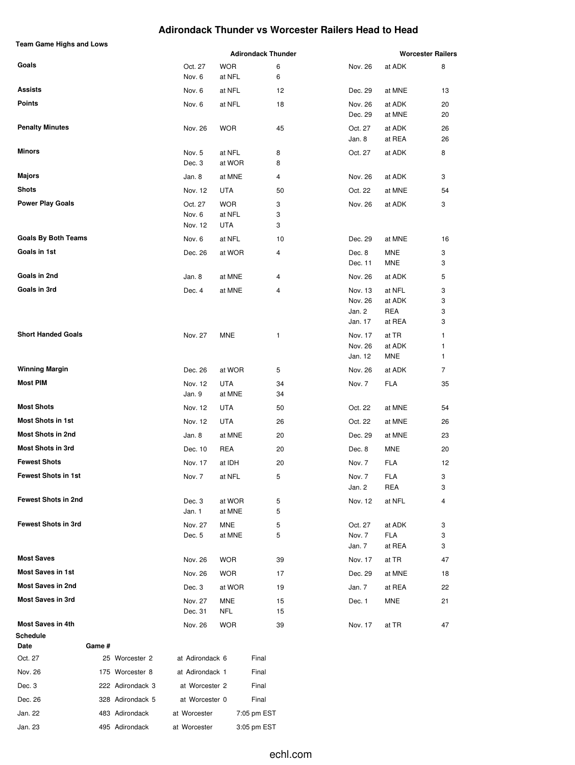# Adirondack Thunder vs Worcester Railers Head to Head

**Team Game Highs and Lows**

| | Adirondack Thunder | | | Worcester Railers | | |
|---|---|---|---|---|---|---|
| **Goals** | Oct. 27 | WOR | 6 | Nov. 26 | at ADK | 8 |
| | Nov. 6 | at NFL | 6 | | | |
| **Assists** | Nov. 6 | at NFL | 12 | Dec. 29 | at MNE | 13 |
| **Points** | Nov. 6 | at NFL | 18 | Nov. 26 | at ADK | 20 |
| | | | | Dec. 29 | at MNE | 20 |
| **Penalty Minutes** | Nov. 26 | WOR | 45 | Oct. 27 | at ADK | 26 |
| | | | | Jan. 8 | at REA | 26 |
| **Minors** | Nov. 5 | at NFL | 8 | Oct. 27 | at ADK | 8 |
| | Dec. 3 | at WOR | 8 | | | |
| **Majors** | Jan. 8 | at MNE | 4 | Nov. 26 | at ADK | 3 |
| **Shots** | Nov. 12 | UTA | 50 | Oct. 22 | at MNE | 54 |
| **Power Play Goals** | Oct. 27 | WOR | 3 | Nov. 26 | at ADK | 3 |
| | Nov. 6 | at NFL | 3 | | | |
| | Nov. 12 | UTA | 3 | | | |
| **Goals By Both Teams** | Nov. 6 | at NFL | 10 | Dec. 29 | at MNE | 16 |
| **Goals in 1st** | Dec. 26 | at WOR | 4 | Dec. 8 | MNE | 3 |
| | | | | Dec. 11 | MNE | 3 |
| **Goals in 2nd** | Jan. 8 | at MNE | 4 | Nov. 26 | at ADK | 5 |
| **Goals in 3rd** | Dec. 4 | at MNE | 4 | Nov. 13 | at NFL | 3 |
| | | | | Nov. 26 | at ADK | 3 |
| | | | | Jan. 2 | REA | 3 |
| | | | | Jan. 17 | at REA | 3 |
| **Short Handed Goals** | Nov. 27 | MNE | 1 | Nov. 17 | at TR | 1 |
| | | | | Nov. 26 | at ADK | 1 |
| | | | | Jan. 12 | MNE | 1 |
| **Winning Margin** | Dec. 26 | at WOR | 5 | Nov. 26 | at ADK | 7 |
| **Most PIM** | Nov. 12 | UTA | 34 | Nov. 7 | FLA | 35 |
| | Jan. 9 | at MNE | 34 | | | |
| **Most Shots** | Nov. 12 | UTA | 50 | Oct. 22 | at MNE | 54 |
| **Most Shots in 1st** | Nov. 12 | UTA | 26 | Oct. 22 | at MNE | 26 |
| **Most Shots in 2nd** | Jan. 8 | at MNE | 20 | Dec. 29 | at MNE | 23 |
| **Most Shots in 3rd** | Dec. 10 | REA | 20 | Dec. 8 | MNE | 20 |
| **Fewest Shots** | Nov. 17 | at IDH | 20 | Nov. 7 | FLA | 12 |
| **Fewest Shots in 1st** | Nov. 7 | at NFL | 5 | Nov. 7 | FLA | 3 |
| | | | | Jan. 2 | REA | 3 |
| **Fewest Shots in 2nd** | Dec. 3 | at WOR | 5 | Nov. 12 | at NFL | 4 |
| | Jan. 1 | at MNE | 5 | | | |
| **Fewest Shots in 3rd** | Nov. 27 | MNE | 5 | Oct. 27 | at ADK | 3 |
| | Dec. 5 | at MNE | 5 | Nov. 7 | FLA | 3 |
| | | | | Jan. 7 | at REA | 3 |
| **Most Saves** | Nov. 26 | WOR | 39 | Nov. 17 | at TR | 47 |
| **Most Saves in 1st** | Nov. 26 | WOR | 17 | Dec. 29 | at MNE | 18 |
| **Most Saves in 2nd** | Dec. 3 | at WOR | 19 | Jan. 7 | at REA | 22 |
| **Most Saves in 3rd** | Nov. 27 | MNE | 15 | Dec. 1 | MNE | 21 |
| | Dec. 31 | NFL | 15 | | | |
| **Most Saves in 4th** | Nov. 26 | WOR | 39 | Nov. 17 | at TR | 47 |

**Schedule**

| Date | Game # | | | |
|---|---|---|---|---|
| Oct. 27 | 25 | Worcester 2 | at Adirondack 6 | Final |
| Nov. 26 | 175 | Worcester 8 | at Adirondack 1 | Final |
| Dec. 3 | 222 | Adirondack 3 | at Worcester 2 | Final |
| Dec. 26 | 328 | Adirondack 5 | at Worcester 0 | Final |
| Jan. 22 | 483 | Adirondack | at Worcester | 7:05 pm EST |
| Jan. 23 | 495 | Adirondack | at Worcester | 3:05 pm EST |

echl.com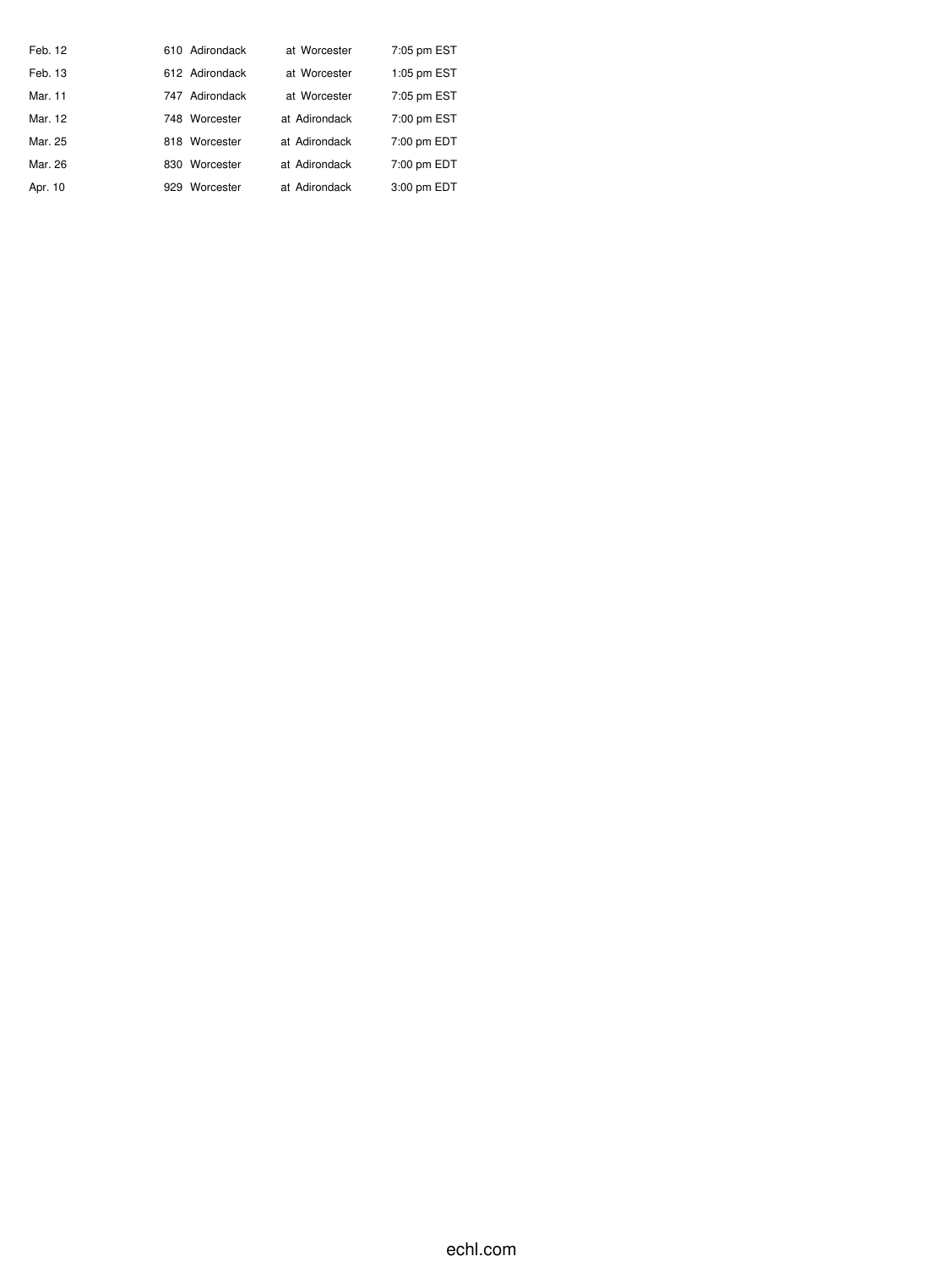| | | | | |
|---|---|---|---|---|
| Feb. 12 | 610 | Adirondack | at Worcester | 7:05 pm EST |
| Feb. 13 | 612 | Adirondack | at Worcester | 1:05 pm EST |
| Mar. 11 | 747 | Adirondack | at Worcester | 7:05 pm EST |
| Mar. 12 | 748 | Worcester | at Adirondack | 7:00 pm EST |
| Mar. 25 | 818 | Worcester | at Adirondack | 7:00 pm EDT |
| Mar. 26 | 830 | Worcester | at Adirondack | 7:00 pm EDT |
| Apr. 10 | 929 | Worcester | at Adirondack | 3:00 pm EDT |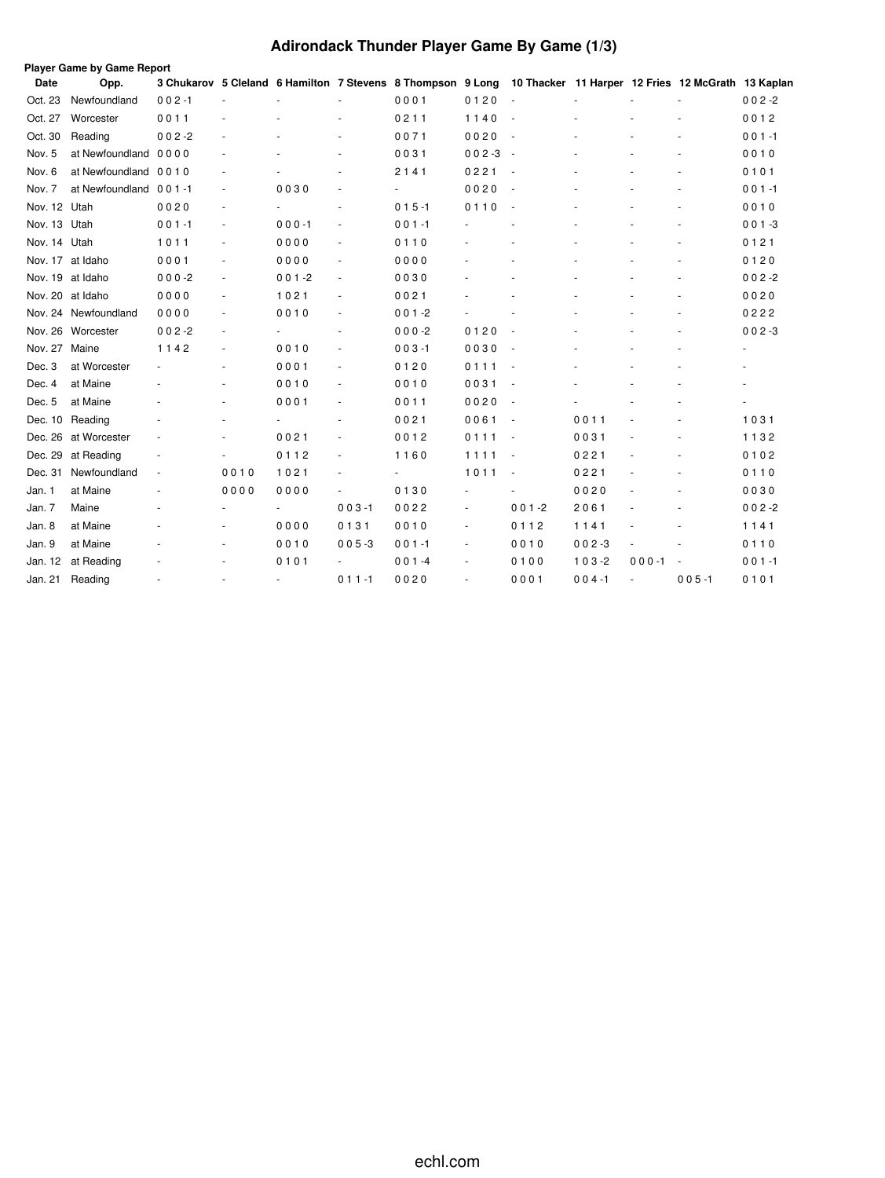# Adirondack Thunder Player Game By Game (1/3)

**Player Game by Game Report**

| Date | Opp. | 3 Chukarov | 5 Cleland | 6 Hamilton | 7 Stevens | 8 Thompson | 9 Long | 10 Thacker | 11 Harper | 12 Fries | 12 McGrath | 13 Kaplan |
|---|---|---|---|---|---|---|---|---|---|---|---|---|
| Oct. 23 | Newfoundland | 0 0 2 -1 | - | - | - | 0 0 0 1 | 0 1 2 0 | - | - | - | - | 0 0 2 -2 |
| Oct. 27 | Worcester | 0 0 1 1 | - | - | - | 0 2 1 1 | 1 1 4 0 | - | - | - | - | 0 0 1 2 |
| Oct. 30 | Reading | 0 0 2 -2 | - | - | - | 0 0 7 1 | 0 0 2 0 | - | - | - | - | 0 0 1 -1 |
| Nov. 5 | at Newfoundland | 0 0 0 0 | - | - | - | 0 0 3 1 | 0 0 2 -3 | - | - | - | - | 0 0 1 0 |
| Nov. 6 | at Newfoundland | 0 0 1 0 | - | - | - | 2 1 4 1 | 0 2 2 1 | - | - | - | - | 0 1 0 1 |
| Nov. 7 | at Newfoundland | 0 0 1 -1 | - | 0 0 3 0 | - | - | 0 0 2 0 | - | - | - | - | 0 0 1 -1 |
| Nov. 12 | Utah | 0 0 2 0 | - | - | - | 0 1 5 -1 | 0 1 1 0 | - | - | - | - | 0 0 1 0 |
| Nov. 13 | Utah | 0 0 1 -1 | - | 0 0 0 -1 | - | 0 0 1 -1 | - | - | - | - | - | 0 0 1 -3 |
| Nov. 14 | Utah | 1 0 1 1 | - | 0 0 0 0 | - | 0 1 1 0 | - | - | - | - | - | 0 1 2 1 |
| Nov. 17 | at Idaho | 0 0 0 1 | - | 0 0 0 0 | - | 0 0 0 0 | - | - | - | - | - | 0 1 2 0 |
| Nov. 19 | at Idaho | 0 0 0 -2 | - | 0 0 1 -2 | - | 0 0 3 0 | - | - | - | - | - | 0 0 2 -2 |
| Nov. 20 | at Idaho | 0 0 0 0 | - | 1 0 2 1 | - | 0 0 2 1 | - | - | - | - | - | 0 0 2 0 |
| Nov. 24 | Newfoundland | 0 0 0 0 | - | 0 0 1 0 | - | 0 0 1 -2 | - | - | - | - | - | 0 2 2 2 |
| Nov. 26 | Worcester | 0 0 2 -2 | - | - | - | 0 0 0 -2 | 0 1 2 0 | - | - | - | - | 0 0 2 -3 |
| Nov. 27 | Maine | 1 1 4 2 | - | 0 0 1 0 | - | 0 0 3 -1 | 0 0 3 0 | - | - | - | - | - |
| Dec. 3 | at Worcester | - | - | 0 0 0 1 | - | 0 1 2 0 | 0 1 1 1 | - | - | - | - | - |
| Dec. 4 | at Maine | - | - | 0 0 1 0 | - | 0 0 1 0 | 0 0 3 1 | - | - | - | - | - |
| Dec. 5 | at Maine | - | - | 0 0 0 1 | - | 0 0 1 1 | 0 0 2 0 | - | - | - | - | - |
| Dec. 10 | Reading | - | - | - | - | 0 0 2 1 | 0 0 6 1 | - | 0 0 1 1 | - | - | 1 0 3 1 |
| Dec. 26 | at Worcester | - | - | 0 0 2 1 | - | 0 0 1 2 | 0 1 1 1 | - | 0 0 3 1 | - | - | 1 1 3 2 |
| Dec. 29 | at Reading | - | - | 0 1 1 2 | - | 1 1 6 0 | 1 1 1 1 | - | 0 2 2 1 | - | - | 0 1 0 2 |
| Dec. 31 | Newfoundland | - | 0 0 1 0 | 1 0 2 1 | - | - | 1 0 1 1 | - | 0 2 2 1 | - | - | 0 1 1 0 |
| Jan. 1 | at Maine | - | 0 0 0 0 | 0 0 0 0 | - | 0 1 3 0 | - | - | 0 0 2 0 | - | - | 0 0 3 0 |
| Jan. 7 | Maine | - | - | - | 0 0 3 -1 | 0 0 2 2 | - | 0 0 1 -2 | 2 0 6 1 | - | - | 0 0 2 -2 |
| Jan. 8 | at Maine | - | - | 0 0 0 0 | 0 1 3 1 | 0 0 1 0 | - | 0 1 1 2 | 1 1 4 1 | - | - | 1 1 4 1 |
| Jan. 9 | at Maine | - | - | 0 0 1 0 | 0 0 5 -3 | 0 0 1 -1 | - | 0 0 1 0 | 0 0 2 -3 | - | - | 0 1 1 0 |
| Jan. 12 | at Reading | - | - | 0 1 0 1 | - | 0 0 1 -4 | - | 0 1 0 0 | 1 0 3 -2 | 0 0 0 -1 | - | 0 0 1 -1 |
| Jan. 21 | Reading | - | - | - | 0 1 1 -1 | 0 0 2 0 | - | 0 0 0 1 | 0 0 4 -1 | - | 0 0 5 -1 | 0 1 0 1 |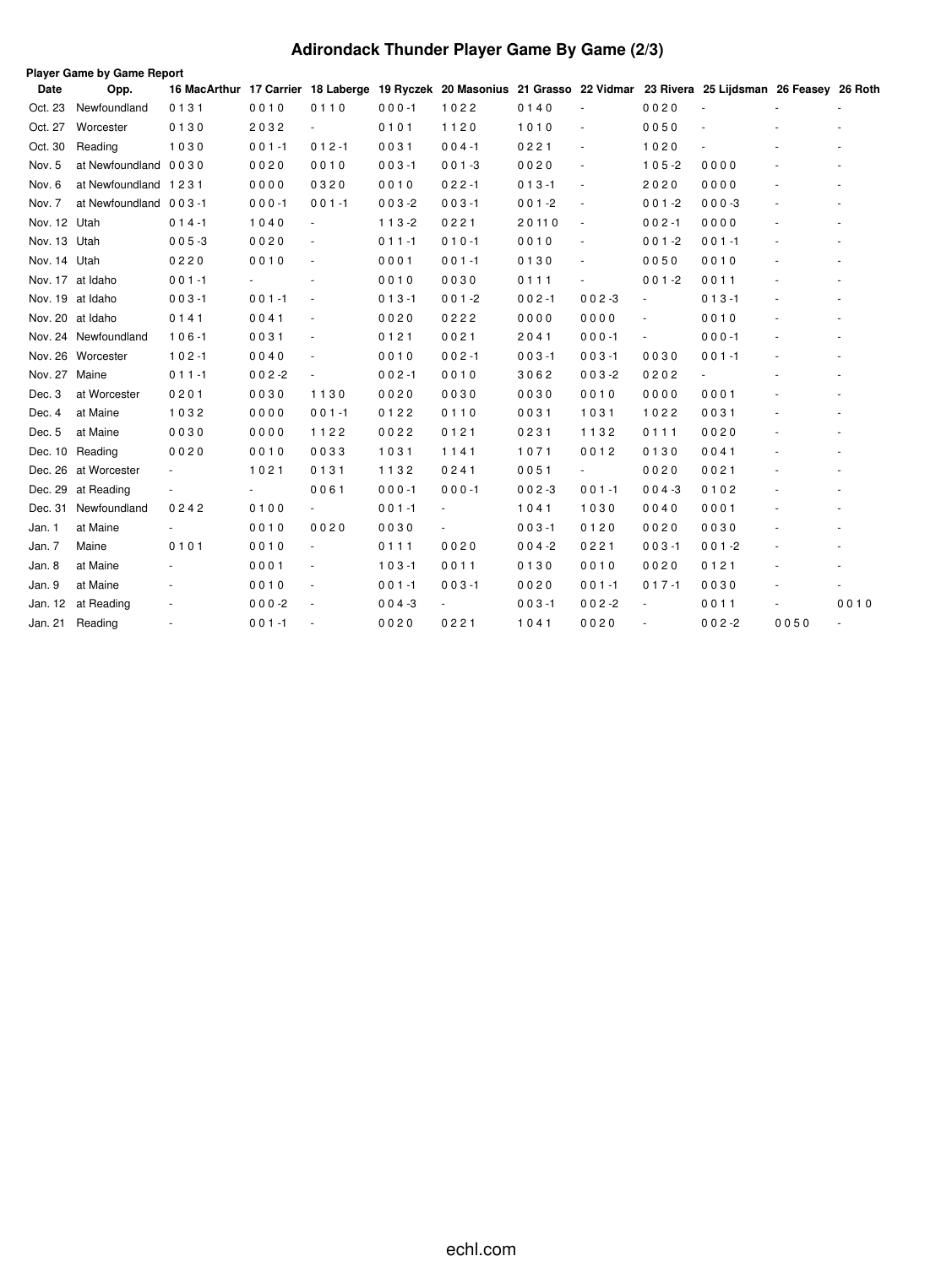# Adirondack Thunder Player Game By Game (2/3)

**Player Game by Game Report**

| Date | Opp. | 16 MacArthur | 17 Carrier | 18 Laberge | 19 Ryczek | 20 Masonius | 21 Grasso | 22 Vidmar | 23 Rivera | 25 Lijdsman | 26 Feasey | 26 Roth |
|---|---|---|---|---|---|---|---|---|---|---|---|---|
| Oct. 23 | Newfoundland | 0 1 3 1 | 0 0 1 0 | 0 1 1 0 | 0 0 0 -1 | 1 0 2 2 | 0 1 4 0 | - | 0 0 2 0 | - | - | - |
| Oct. 27 | Worcester | 0 1 3 0 | 2 0 3 2 | - | 0 1 0 1 | 1 1 2 0 | 1 0 1 0 | - | 0 0 5 0 | - | - | - |
| Oct. 30 | Reading | 1 0 3 0 | 0 0 1 -1 | 0 1 2 -1 | 0 0 3 1 | 0 0 4 -1 | 0 2 2 1 | - | 1 0 2 0 | - | - | - |
| Nov. 5 | at Newfoundland | 0 0 3 0 | 0 0 2 0 | 0 0 1 0 | 0 0 3 -1 | 0 0 1 -3 | 0 0 2 0 | - | 1 0 5 -2 | 0 0 0 0 | - | - |
| Nov. 6 | at Newfoundland | 1 2 3 1 | 0 0 0 0 | 0 3 2 0 | 0 0 1 0 | 0 2 2 -1 | 0 1 3 -1 | - | 2 0 2 0 | 0 0 0 0 | - | - |
| Nov. 7 | at Newfoundland | 0 0 3 -1 | 0 0 0 -1 | 0 0 1 -1 | 0 0 3 -2 | 0 0 3 -1 | 0 0 1 -2 | - | 0 0 1 -2 | 0 0 0 -3 | - | - |
| Nov. 12 | Utah | 0 1 4 -1 | 1 0 4 0 | - | 1 1 3 -2 | 0 2 2 1 | 2 0 11 0 | - | 0 0 2 -1 | 0 0 0 0 | - | - |
| Nov. 13 | Utah | 0 0 5 -3 | 0 0 2 0 | - | 0 1 1 -1 | 0 1 0 -1 | 0 0 1 0 | - | 0 0 1 -2 | 0 0 1 -1 | - | - |
| Nov. 14 | Utah | 0 2 2 0 | 0 0 1 0 | - | 0 0 0 1 | 0 0 1 -1 | 0 1 3 0 | - | 0 0 5 0 | 0 0 1 0 | - | - |
| Nov. 17 | at Idaho | 0 0 1 -1 | - | - | 0 0 1 0 | 0 0 3 0 | 0 1 1 1 | - | 0 0 1 -2 | 0 0 1 1 | - | - |
| Nov. 19 | at Idaho | 0 0 3 -1 | 0 0 1 -1 | - | 0 1 3 -1 | 0 0 1 -2 | 0 0 2 -1 | 0 0 2 -3 | - | 0 1 3 -1 | - | - |
| Nov. 20 | at Idaho | 0 1 4 1 | 0 0 4 1 | - | 0 0 2 0 | 0 2 2 2 | 0 0 0 0 | 0 0 0 0 | - | 0 0 1 0 | - | - |
| Nov. 24 | Newfoundland | 1 0 6 -1 | 0 0 3 1 | - | 0 1 2 1 | 0 0 2 1 | 2 0 4 1 | 0 0 0 -1 | - | 0 0 0 -1 | - | - |
| Nov. 26 | Worcester | 1 0 2 -1 | 0 0 4 0 | - | 0 0 1 0 | 0 0 2 -1 | 0 0 3 -1 | 0 0 3 -1 | 0 0 3 0 | 0 0 1 -1 | - | - |
| Nov. 27 | Maine | 0 1 1 -1 | 0 0 2 -2 | - | 0 0 2 -1 | 0 0 1 0 | 3 0 6 2 | 0 0 3 -2 | 0 2 0 2 | - | - | - |
| Dec. 3 | at Worcester | 0 2 0 1 | 0 0 3 0 | 1 1 3 0 | 0 0 2 0 | 0 0 3 0 | 0 0 3 0 | 0 0 1 0 | 0 0 0 0 | 0 0 0 1 | - | - |
| Dec. 4 | at Maine | 1 0 3 2 | 0 0 0 0 | 0 0 1 -1 | 0 1 2 2 | 0 1 1 0 | 0 0 3 1 | 1 0 3 1 | 1 0 2 2 | 0 0 3 1 | - | - |
| Dec. 5 | at Maine | 0 0 3 0 | 0 0 0 0 | 1 1 2 2 | 0 0 2 2 | 0 1 2 1 | 0 2 3 1 | 1 1 3 2 | 0 1 1 1 | 0 0 2 0 | - | - |
| Dec. 10 | Reading | 0 0 2 0 | 0 0 1 0 | 0 0 3 3 | 1 0 3 1 | 1 1 4 1 | 1 0 7 1 | 0 0 1 2 | 0 1 3 0 | 0 0 4 1 | - | - |
| Dec. 26 | at Worcester | - | 1 0 2 1 | 0 1 3 1 | 1 1 3 2 | 0 2 4 1 | 0 0 5 1 | - | 0 0 2 0 | 0 0 2 1 | - | - |
| Dec. 29 | at Reading | - | - | 0 0 6 1 | 0 0 0 -1 | 0 0 0 -1 | 0 0 2 -3 | 0 0 1 -1 | 0 0 4 -3 | 0 1 0 2 | - | - |
| Dec. 31 | Newfoundland | 0 2 4 2 | 0 1 0 0 | - | 0 0 1 -1 | - | 1 0 4 1 | 1 0 3 0 | 0 0 4 0 | 0 0 0 1 | - | - |
| Jan. 1 | at Maine | - | 0 0 1 0 | 0 0 2 0 | 0 0 3 0 | - | 0 0 3 -1 | 0 1 2 0 | 0 0 2 0 | 0 0 3 0 | - | - |
| Jan. 7 | Maine | 0 1 0 1 | 0 0 1 0 | - | 0 1 1 1 | 0 0 2 0 | 0 0 4 -2 | 0 2 2 1 | 0 0 3 -1 | 0 0 1 -2 | - | - |
| Jan. 8 | at Maine | - | 0 0 0 1 | - | 1 0 3 -1 | 0 0 1 1 | 0 1 3 0 | 0 0 1 0 | 0 0 2 0 | 0 1 2 1 | - | - |
| Jan. 9 | at Maine | - | 0 0 1 0 | - | 0 0 1 -1 | 0 0 3 -1 | 0 0 2 0 | 0 0 1 -1 | 0 1 7 -1 | 0 0 3 0 | - | - |
| Jan. 12 | at Reading | - | 0 0 0 -2 | - | 0 0 4 -3 | - | 0 0 3 -1 | 0 0 2 -2 | - | 0 0 1 1 | - | 0 0 1 0 |
| Jan. 21 | Reading | - | 0 0 1 -1 | - | 0 0 2 0 | 0 2 2 1 | 1 0 4 1 | 0 0 2 0 | - | 0 0 2 -2 | 0 0 5 0 | - |

echl.com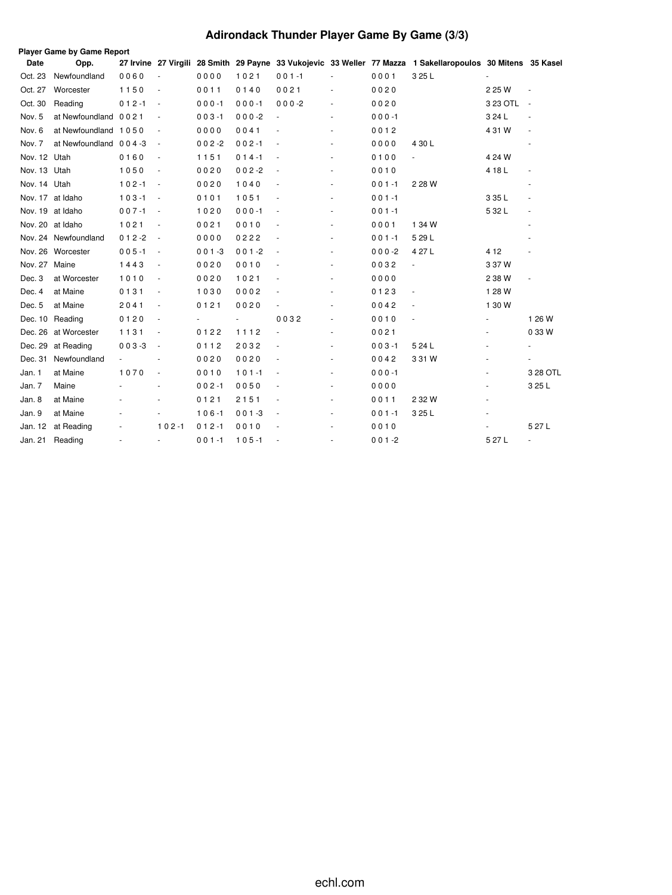# Adirondack Thunder Player Game By Game (3/3)

**Player Game by Game Report**

| Date | Opp. | 27 Irvine | 27 Virgili | 28 Smith | 29 Payne | 33 Vukojevic | 33 Weller | 77 Mazza | 1 Sakellaropoulos | 30 Mitens | 35 Kasel |
|---|---|---|---|---|---|---|---|---|---|---|---|
| Oct. 23 | Newfoundland | 0 0 6 0 | - | 0 0 0 0 | 1 0 2 1 | 0 0 1 -1 | - | 0 0 0 1 | 3 25 L | - | |
| Oct. 27 | Worcester | 1 1 5 0 | - | 0 0 1 1 | 0 1 4 0 | 0 0 2 1 | - | 0 0 2 0 | | 2 25 W | - |
| Oct. 30 | Reading | 0 1 2 -1 | - | 0 0 0 -1 | 0 0 0 -1 | 0 0 0 -2 | - | 0 0 2 0 | | 3 23 OTL | - |
| Nov. 5 | at Newfoundland | 0 0 2 1 | - | 0 0 3 -1 | 0 0 0 -2 | - | - | 0 0 0 -1 | | 3 24 L | - |
| Nov. 6 | at Newfoundland | 1 0 5 0 | - | 0 0 0 0 | 0 0 4 1 | - | - | 0 0 1 2 | | 4 31 W | - |
| Nov. 7 | at Newfoundland | 0 0 4 -3 | - | 0 0 2 -2 | 0 0 2 -1 | - | - | 0 0 0 0 | 4 30 L | | - |
| Nov. 12 | Utah | 0 1 6 0 | - | 1 1 5 1 | 0 1 4 -1 | - | - | 0 1 0 0 | - | 4 24 W | |
| Nov. 13 | Utah | 1 0 5 0 | - | 0 0 2 0 | 0 0 2 -2 | - | - | 0 0 1 0 | | 4 18 L | - |
| Nov. 14 | Utah | 1 0 2 -1 | - | 0 0 2 0 | 1 0 4 0 | - | - | 0 0 1 -1 | 2 28 W | | - |
| Nov. 17 | at Idaho | 1 0 3 -1 | - | 0 1 0 1 | 1 0 5 1 | - | - | 0 0 1 -1 | | 3 35 L | - |
| Nov. 19 | at Idaho | 0 0 7 -1 | - | 1 0 2 0 | 0 0 0 -1 | - | - | 0 0 1 -1 | | 5 32 L | - |
| Nov. 20 | at Idaho | 1 0 2 1 | - | 0 0 2 1 | 0 0 1 0 | - | - | 0 0 0 1 | 1 34 W | | - |
| Nov. 24 | Newfoundland | 0 1 2 -2 | - | 0 0 0 0 | 0 2 2 2 | - | - | 0 0 1 -1 | 5 29 L | | - |
| Nov. 26 | Worcester | 0 0 5 -1 | - | 0 0 1 -3 | 0 0 1 -2 | - | - | 0 0 0 -2 | 4 27 L | 4 12 | - |
| Nov. 27 | Maine | 1 4 4 3 | - | 0 0 2 0 | 0 0 1 0 | - | - | 0 0 3 2 | - | 3 37 W | |
| Dec. 3 | at Worcester | 1 0 1 0 | - | 0 0 2 0 | 1 0 2 1 | - | - | 0 0 0 0 | | 2 38 W | - |
| Dec. 4 | at Maine | 0 1 3 1 | - | 1 0 3 0 | 0 0 0 2 | - | - | 0 1 2 3 | - | 1 28 W | |
| Dec. 5 | at Maine | 2 0 4 1 | - | 0 1 2 1 | 0 0 2 0 | - | - | 0 0 4 2 | - | 1 30 W | |
| Dec. 10 | Reading | 0 1 2 0 | - | - | - | 0 0 3 2 | - | 0 0 1 0 | - | - | 1 26 W |
| Dec. 26 | at Worcester | 1 1 3 1 | - | 0 1 2 2 | 1 1 1 2 | - | - | 0 0 2 1 | | - | 0 33 W |
| Dec. 29 | at Reading | 0 0 3 -3 | - | 0 1 1 2 | 2 0 3 2 | - | - | 0 0 3 -1 | 5 24 L | - | - |
| Dec. 31 | Newfoundland | - | - | 0 0 2 0 | 0 0 2 0 | - | - | 0 0 4 2 | 3 31 W | - | - |
| Jan. 1 | at Maine | 1 0 7 0 | - | 0 0 1 0 | 1 0 1 -1 | - | - | 0 0 0 -1 | | - | 3 28 OTL |
| Jan. 7 | Maine | - | - | 0 0 2 -1 | 0 0 5 0 | - | - | 0 0 0 0 | | - | 3 25 L |
| Jan. 8 | at Maine | - | - | 0 1 2 1 | 2 1 5 1 | - | - | 0 0 1 1 | 2 32 W | - | |
| Jan. 9 | at Maine | - | - | 1 0 6 -1 | 0 0 1 -3 | - | - | 0 0 1 -1 | 3 25 L | - | |
| Jan. 12 | at Reading | - | 1 0 2 -1 | 0 1 2 -1 | 0 0 1 0 | - | - | 0 0 1 0 | | - | 5 27 L |
| Jan. 21 | Reading | - | - | 0 0 1 -1 | 1 0 5 -1 | - | - | 0 0 1 -2 | | 5 27 L | - |

echl.com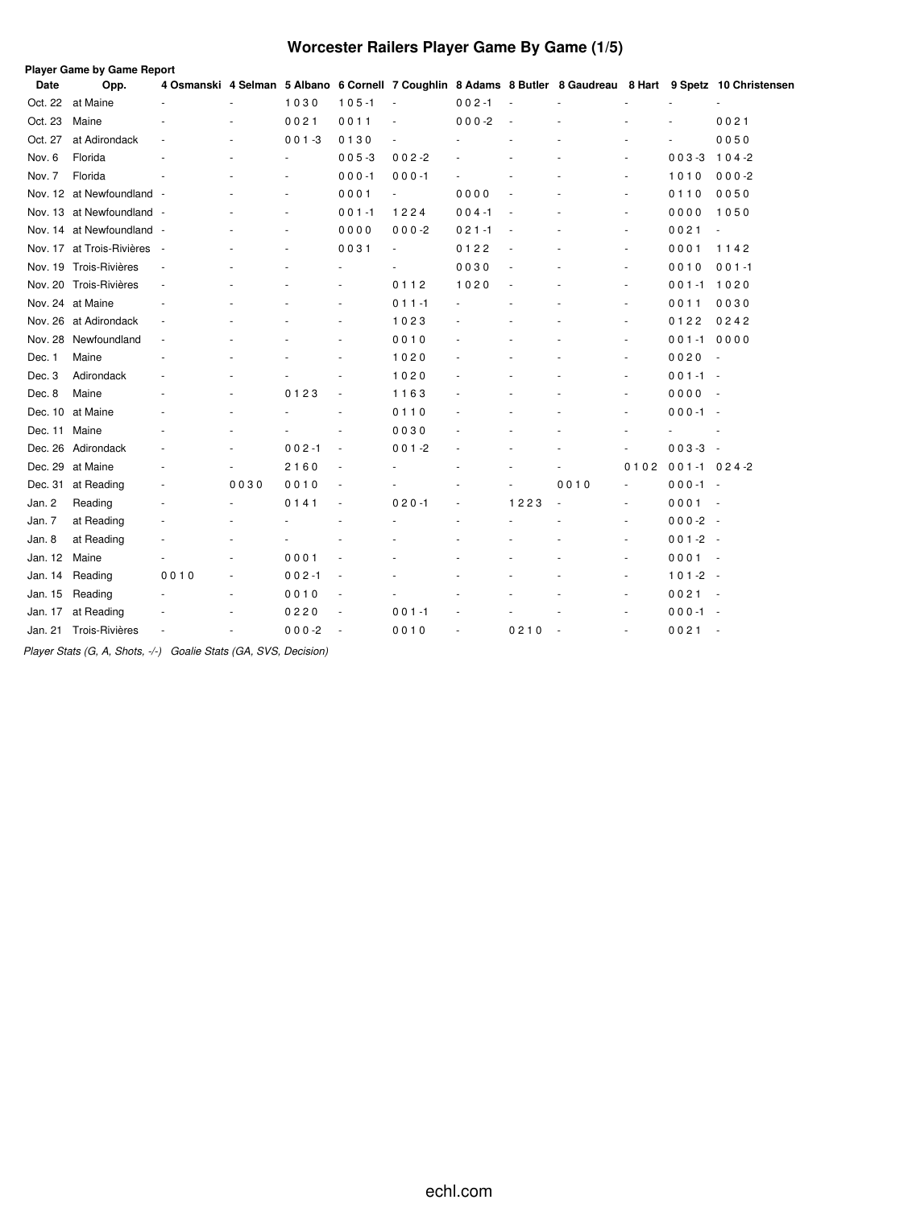# Worcester Railers Player Game By Game (1/5)

**Player Game by Game Report**

| Date | Opp. | 4 Osmanski | 4 Selman | 5 Albano | 6 Cornell | 7 Coughlin | 8 Adams | 8 Butler | 8 Gaudreau | 8 Hart | 9 Spetz | 10 Christensen |
|---|---|---|---|---|---|---|---|---|---|---|---|---|
| Oct. 22 | at Maine | - | - | 1 0 3 0 | 1 0 5 -1 | - | 0 0 2 -1 | - | - | - | - | - |
| Oct. 23 | Maine | - | - | 0 0 2 1 | 0 0 1 1 | - | 0 0 0 -2 | - | - | - | - | 0 0 2 1 |
| Oct. 27 | at Adirondack | - | - | 0 0 1 -3 | 0 1 3 0 | - | - | - | - | - | - | 0 0 5 0 |
| Nov. 6 | Florida | - | - | - | 0 0 5 -3 | 0 0 2 -2 | - | - | - | - | 0 0 3 -3 | 1 0 4 -2 |
| Nov. 7 | Florida | - | - | - | 0 0 0 -1 | 0 0 0 -1 | - | - | - | - | 1 0 1 0 | 0 0 0 -2 |
| Nov. 12 | at Newfoundland | - | - | - | 0 0 0 1 | - | 0 0 0 0 | - | - | - | 0 1 1 0 | 0 0 5 0 |
| Nov. 13 | at Newfoundland | - | - | - | 0 0 1 -1 | 1 2 2 4 | 0 0 4 -1 | - | - | - | 0 0 0 0 | 1 0 5 0 |
| Nov. 14 | at Newfoundland | - | - | - | 0 0 0 0 | 0 0 0 -2 | 0 2 1 -1 | - | - | - | 0 0 2 1 | - |
| Nov. 17 | at Trois-Rivières | - | - | - | 0 0 3 1 | - | 0 1 2 2 | - | - | - | 0 0 0 1 | 1 1 4 2 |
| Nov. 19 | Trois-Rivières | - | - | - | - | - | 0 0 3 0 | - | - | - | 0 0 1 0 | 0 0 1 -1 |
| Nov. 20 | Trois-Rivières | - | - | - | - | 0 1 1 2 | 1 0 2 0 | - | - | - | 0 0 1 -1 | 1 0 2 0 |
| Nov. 24 | at Maine | - | - | - | - | 0 1 1 -1 | - | - | - | - | 0 0 1 1 | 0 0 3 0 |
| Nov. 26 | at Adirondack | - | - | - | - | 1 0 2 3 | - | - | - | - | 0 1 2 2 | 0 2 4 2 |
| Nov. 28 | Newfoundland | - | - | - | - | 0 0 1 0 | - | - | - | - | 0 0 1 -1 | 0 0 0 0 |
| Dec. 1 | Maine | - | - | - | - | 1 0 2 0 | - | - | - | - | 0 0 2 0 | - |
| Dec. 3 | Adirondack | - | - | - | - | 1 0 2 0 | - | - | - | - | 0 0 1 -1 | - |
| Dec. 8 | Maine | - | - | 0 1 2 3 | - | 1 1 6 3 | - | - | - | - | 0 0 0 0 | - |
| Dec. 10 | at Maine | - | - | - | - | 0 1 1 0 | - | - | - | - | 0 0 0 -1 | - |
| Dec. 11 | Maine | - | - | - | - | 0 0 3 0 | - | - | - | - | - | - |
| Dec. 26 | Adirondack | - | - | 0 0 2 -1 | - | 0 0 1 -2 | - | - | - | - | 0 0 3 -3 | - |
| Dec. 29 | at Maine | - | - | 2 1 6 0 | - | - | - | - | - | 0 1 0 2 | 0 0 1 -1 | 0 2 4 -2 |
| Dec. 31 | at Reading | - | 0 0 3 0 | 0 0 1 0 | - | - | - | - | 0 0 1 0 | - | 0 0 0 -1 | - |
| Jan. 2 | Reading | - | - | 0 1 4 1 | - | 0 2 0 -1 | - | 1 2 2 3 | - | - | 0 0 0 1 | - |
| Jan. 7 | at Reading | - | - | - | - | - | - | - | - | - | 0 0 0 -2 | - |
| Jan. 8 | at Reading | - | - | - | - | - | - | - | - | - | 0 0 1 -2 | - |
| Jan. 12 | Maine | - | - | 0 0 0 1 | - | - | - | - | - | - | 0 0 0 1 | - |
| Jan. 14 | Reading | 0 0 1 0 | - | 0 0 2 -1 | - | - | - | - | - | - | 1 0 1 -2 | - |
| Jan. 15 | Reading | - | - | 0 0 1 0 | - | - | - | - | - | - | 0 0 2 1 | - |
| Jan. 17 | at Reading | - | - | 0 2 2 0 | - | 0 0 1 -1 | - | - | - | - | 0 0 0 -1 | - |
| Jan. 21 | Trois-Rivières | - | - | 0 0 0 -2 | - | 0 0 1 0 | - | 0 2 1 0 | - | - | 0 0 2 1 | - |

*Player Stats (G, A, Shots, -/-) Goalie Stats (GA, SVS, Decision)*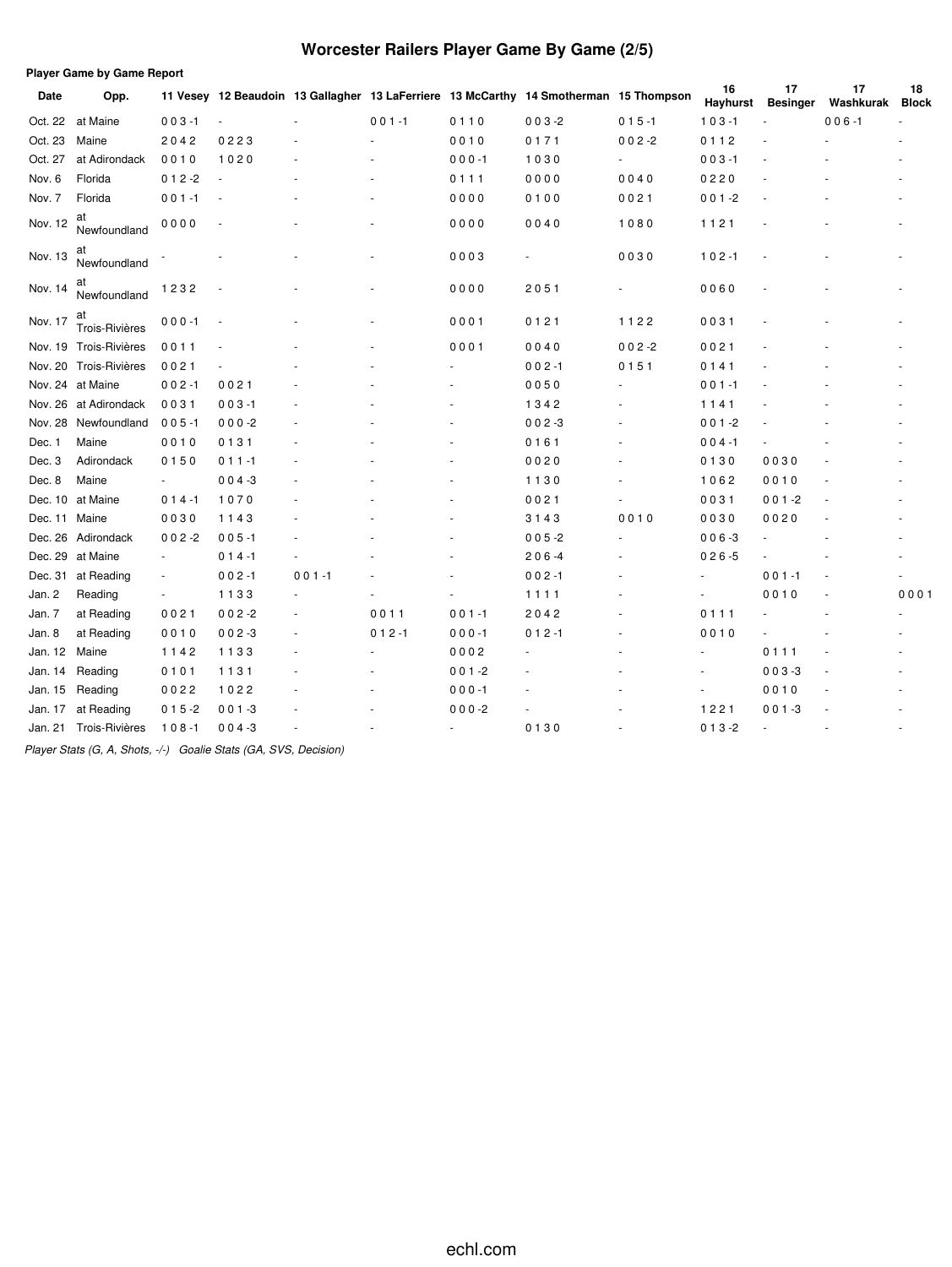# Worcester Railers Player Game By Game (2/5)

**Player Game by Game Report**

| Date | Opp. | 11 Vesey | 12 Beaudoin | 13 Gallagher | 13 LaFerriere | 13 McCarthy | 14 Smotherman | 15 Thompson | 16 Hayhurst | 17 Besinger | 17 Washkurak | 18 Block |
|---|---|---|---|---|---|---|---|---|---|---|---|---|
| Oct. 22 | at Maine | 0 0 3 -1 | - | - | 0 0 1 -1 | 0 1 1 0 | 0 0 3 -2 | 0 1 5 -1 | 1 0 3 -1 | - | 0 0 6 -1 | - |
| Oct. 23 | Maine | 2 0 4 2 | 0 2 2 3 | - | - | 0 0 1 0 | 0 1 7 1 | 0 0 2 -2 | 0 1 1 2 | - | - | - |
| Oct. 27 | at Adirondack | 0 0 1 0 | 1 0 2 0 | - | - | 0 0 0 -1 | 1 0 3 0 | - | 0 0 3 -1 | - | - | - |
| Nov. 6 | Florida | 0 1 2 -2 | - | - | - | 0 1 1 1 | 0 0 0 0 | 0 0 4 0 | 0 2 2 0 | - | - | - |
| Nov. 7 | Florida | 0 0 1 -1 | - | - | - | 0 0 0 0 | 0 1 0 0 | 0 0 2 1 | 0 0 1 -2 | - | - | - |
| Nov. 12 | at Newfoundland | 0 0 0 0 | - | - | - | 0 0 0 0 | 0 0 4 0 | 1 0 8 0 | 1 1 2 1 | - | - | - |
| Nov. 13 | at Newfoundland | - | - | - | - | 0 0 0 3 | - | 0 0 3 0 | 1 0 2 -1 | - | - | - |
| Nov. 14 | at Newfoundland | 1 2 3 2 | - | - | - | 0 0 0 0 | 2 0 5 1 | - | 0 0 6 0 | - | - | - |
| Nov. 17 | at Trois-Rivières | 0 0 0 -1 | - | - | - | 0 0 0 1 | 0 1 2 1 | 1 1 2 2 | 0 0 3 1 | - | - | - |
| Nov. 19 | Trois-Rivières | 0 0 1 1 | - | - | - | 0 0 0 1 | 0 0 4 0 | 0 0 2 -2 | 0 0 2 1 | - | - | - |
| Nov. 20 | Trois-Rivières | 0 0 2 1 | - | - | - | - | 0 0 2 -1 | 0 1 5 1 | 0 1 4 1 | - | - | - |
| Nov. 24 | at Maine | 0 0 2 -1 | 0 0 2 1 | - | - | - | 0 0 5 0 | - | 0 0 1 -1 | - | - | - |
| Nov. 26 | at Adirondack | 0 0 3 1 | 0 0 3 -1 | - | - | - | 1 3 4 2 | - | 1 1 4 1 | - | - | - |
| Nov. 28 | Newfoundland | 0 0 5 -1 | 0 0 0 -2 | - | - | - | 0 0 2 -3 | - | 0 0 1 -2 | - | - | - |
| Dec. 1 | Maine | 0 0 1 0 | 0 1 3 1 | - | - | - | 0 1 6 1 | - | 0 0 4 -1 | - | - | - |
| Dec. 3 | Adirondack | 0 1 5 0 | 0 1 1 -1 | - | - | - | 0 0 2 0 | - | 0 1 3 0 | 0 0 3 0 | - | - |
| Dec. 8 | Maine | - | 0 0 4 -3 | - | - | - | 1 1 3 0 | - | 1 0 6 2 | 0 0 1 0 | - | - |
| Dec. 10 | at Maine | 0 1 4 -1 | 1 0 7 0 | - | - | - | 0 0 2 1 | - | 0 0 3 1 | 0 0 1 -2 | - | - |
| Dec. 11 | Maine | 0 0 3 0 | 1 1 4 3 | - | - | - | 3 1 4 3 | 0 0 1 0 | 0 0 3 0 | 0 0 2 0 | - | - |
| Dec. 26 | Adirondack | 0 0 2 -2 | 0 0 5 -1 | - | - | - | 0 0 5 -2 | - | 0 0 6 -3 | - | - | - |
| Dec. 29 | at Maine | - | 0 1 4 -1 | - | - | - | 2 0 6 -4 | - | 0 2 6 -5 | - | - | - |
| Dec. 31 | at Reading | - | 0 0 2 -1 | 0 0 1 -1 | - | - | 0 0 2 -1 | - | - | 0 0 1 -1 | - | - |
| Jan. 2 | Reading | - | 1 1 3 3 | - | - | - | 1 1 1 1 | - | - | 0 0 1 0 | - | 0 0 0 1 |
| Jan. 7 | at Reading | 0 0 2 1 | 0 0 2 -2 | - | 0 0 1 1 | 0 0 1 -1 | 2 0 4 2 | - | 0 1 1 1 | - | - | - |
| Jan. 8 | at Reading | 0 0 1 0 | 0 0 2 -3 | - | 0 1 2 -1 | 0 0 0 -1 | 0 1 2 -1 | - | 0 0 1 0 | - | - | - |
| Jan. 12 | Maine | 1 1 4 2 | 1 1 3 3 | - | - | 0 0 0 2 | - | - | - | 0 1 1 1 | - | - |
| Jan. 14 | Reading | 0 1 0 1 | 1 1 3 1 | - | - | 0 0 1 -2 | - | - | - | 0 0 3 -3 | - | - |
| Jan. 15 | Reading | 0 0 2 2 | 1 0 2 2 | - | - | 0 0 0 -1 | - | - | - | 0 0 1 0 | - | - |
| Jan. 17 | at Reading | 0 1 5 -2 | 0 0 1 -3 | - | - | 0 0 0 -2 | - | - | 1 2 2 1 | 0 0 1 -3 | - | - |
| Jan. 21 | Trois-Rivières | 1 0 8 -1 | 0 0 4 -3 | - | - | - | 0 1 3 0 | - | 0 1 3 -2 | - | - | - |

*Player Stats (G, A, Shots, -/-) Goalie Stats (GA, SVS, Decision)*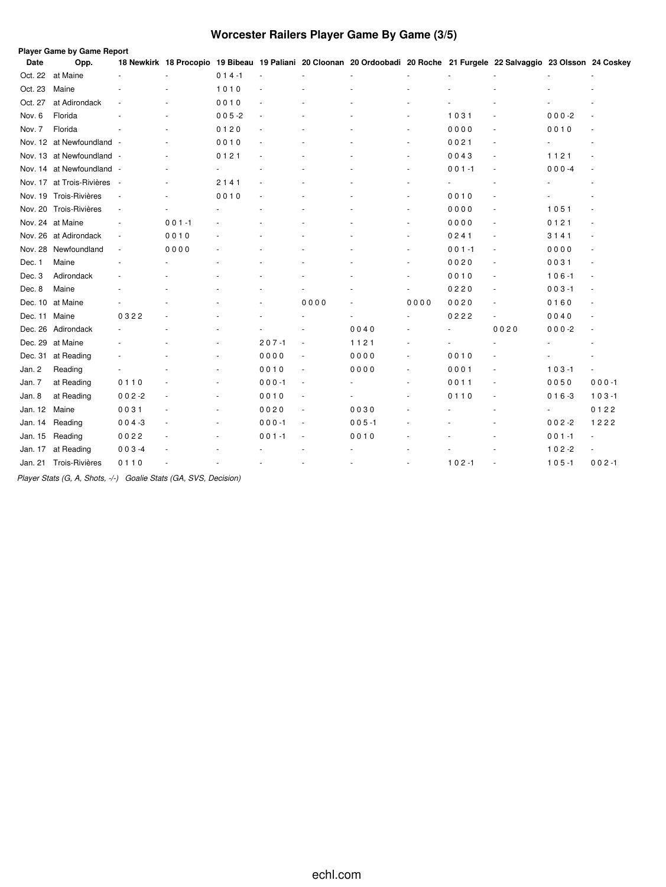# Worcester Railers Player Game By Game (3/5)

**Player Game by Game Report**

| Date | Opp. | 18 Newkirk | 18 Procopio | 19 Bibeau | 19 Paliani | 20 Cloonan | 20 Ordoobadi | 20 Roche | 21 Furgele | 22 Salvaggio | 23 Olsson | 24 Coskey |
|---|---|---|---|---|---|---|---|---|---|---|---|---|
| Oct. 22 | at Maine | - | - | 0 1 4 -1 | - | - | - | - | - | - | - | - |
| Oct. 23 | Maine | - | - | 1 0 1 0 | - | - | - | - | - | - | - | - |
| Oct. 27 | at Adirondack | - | - | 0 0 1 0 | - | - | - | - | - | - | - | - |
| Nov. 6 | Florida | - | - | 0 0 5 -2 | - | - | - | - | 1 0 3 1 | - | 0 0 0 -2 | - |
| Nov. 7 | Florida | - | - | 0 1 2 0 | - | - | - | - | 0 0 0 0 | - | 0 0 1 0 | - |
| Nov. 12 | at Newfoundland | - | - | 0 0 1 0 | - | - | - | - | 0 0 2 1 | - | - | - |
| Nov. 13 | at Newfoundland | - | - | 0 1 2 1 | - | - | - | - | 0 0 4 3 | - | 1 1 2 1 | - |
| Nov. 14 | at Newfoundland | - | - | - | - | - | - | - | 0 0 1 -1 | - | 0 0 0 -4 | - |
| Nov. 17 | at Trois-Rivières | - | - | 2 1 4 1 | - | - | - | - | - | - | - | - |
| Nov. 19 | Trois-Rivières | - | - | 0 0 1 0 | - | - | - | - | 0 0 1 0 | - | - | - |
| Nov. 20 | Trois-Rivières | - | - | - | - | - | - | - | 0 0 0 0 | - | 1 0 5 1 | - |
| Nov. 24 | at Maine | - | 0 0 1 -1 | - | - | - | - | - | 0 0 0 0 | - | 0 1 2 1 | - |
| Nov. 26 | at Adirondack | - | 0 0 1 0 | - | - | - | - | - | 0 2 4 1 | - | 3 1 4 1 | - |
| Nov. 28 | Newfoundland | - | 0 0 0 0 | - | - | - | - | - | 0 0 1 -1 | - | 0 0 0 0 | - |
| Dec. 1 | Maine | - | - | - | - | - | - | - | 0 0 2 0 | - | 0 0 3 1 | - |
| Dec. 3 | Adirondack | - | - | - | - | - | - | - | 0 0 1 0 | - | 1 0 6 -1 | - |
| Dec. 8 | Maine | - | - | - | - | - | - | - | 0 2 2 0 | - | 0 0 3 -1 | - |
| Dec. 10 | at Maine | - | - | - | - | 0 0 0 0 | - | 0 0 0 0 | 0 0 2 0 | - | 0 1 6 0 | - |
| Dec. 11 | Maine | 0 3 2 2 | - | - | - | - | - | - | 0 2 2 2 | - | 0 0 4 0 | - |
| Dec. 26 | Adirondack | - | - | - | - | - | 0 0 4 0 | - | - | 0 0 2 0 | 0 0 0 -2 | - |
| Dec. 29 | at Maine | - | - | - | 2 0 7 -1 | - | 1 1 2 1 | - | - | - | - | - |
| Dec. 31 | at Reading | - | - | - | 0 0 0 0 | - | 0 0 0 0 | - | 0 0 1 0 | - | - | - |
| Jan. 2 | Reading | - | - | - | 0 0 1 0 | - | 0 0 0 0 | - | 0 0 0 1 | - | 1 0 3 -1 | - |
| Jan. 7 | at Reading | 0 1 1 0 | - | - | 0 0 0 -1 | - | - | - | 0 0 1 1 | - | 0 0 5 0 | 0 0 0 -1 |
| Jan. 8 | at Reading | 0 0 2 -2 | - | - | 0 0 1 0 | - | - | - | 0 1 1 0 | - | 0 1 6 -3 | 1 0 3 -1 |
| Jan. 12 | Maine | 0 0 3 1 | - | - | 0 0 2 0 | - | 0 0 3 0 | - | - | - | - | 0 1 2 2 |
| Jan. 14 | Reading | 0 0 4 -3 | - | - | 0 0 0 -1 | - | 0 0 5 -1 | - | - | - | 0 0 2 -2 | 1 2 2 2 |
| Jan. 15 | Reading | 0 0 2 2 | - | - | 0 0 1 -1 | - | 0 0 1 0 | - | - | - | 0 0 1 -1 | - |
| Jan. 17 | at Reading | 0 0 3 -4 | - | - | - | - | - | - | - | - | 1 0 2 -2 | - |
| Jan. 21 | Trois-Rivières | 0 1 1 0 | - | - | - | - | - | - | 1 0 2 -1 | - | 1 0 5 -1 | 0 0 2 -1 |

*Player Stats (G, A, Shots, -/-) Goalie Stats (GA, SVS, Decision)*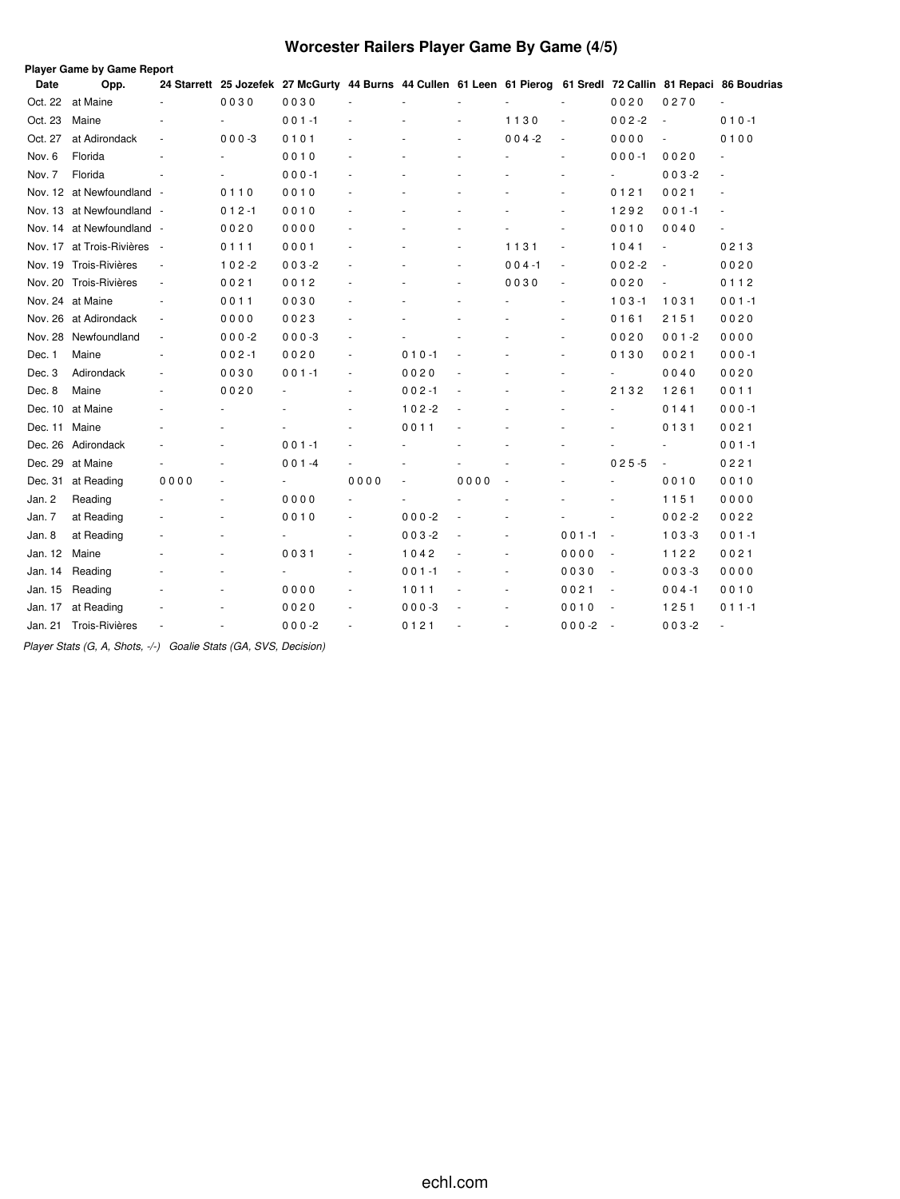# Worcester Railers Player Game By Game (4/5)

**Player Game by Game Report**

| Date | Opp. | 24 Starrett | 25 Jozefek | 27 McGurty | 44 Burns | 44 Cullen | 61 Leen | 61 Pierog | 61 Sredl | 72 Callin | 81 Repaci | 86 Boudrias |
|---|---|---|---|---|---|---|---|---|---|---|---|---|
| Oct. 22 | at Maine | - | 0 0 3 0 | 0 0 3 0 | - | - | - | - | - | 0 0 2 0 | 0 2 7 0 | - |
| Oct. 23 | Maine | - | - | 0 0 1 -1 | - | - | - | 1 1 3 0 | - | 0 0 2 -2 | - | 0 1 0 -1 |
| Oct. 27 | at Adirondack | - | 0 0 0 -3 | 0 1 0 1 | - | - | - | 0 0 4 -2 | - | 0 0 0 0 | - | 0 1 0 0 |
| Nov. 6 | Florida | - | - | 0 0 1 0 | - | - | - | - | - | 0 0 0 -1 | 0 0 2 0 | - |
| Nov. 7 | Florida | - | - | 0 0 0 -1 | - | - | - | - | - | - | 0 0 3 -2 | - |
| Nov. 12 | at Newfoundland | - | 0 1 1 0 | 0 0 1 0 | - | - | - | - | - | 0 1 2 1 | 0 0 2 1 | - |
| Nov. 13 | at Newfoundland | - | 0 1 2 -1 | 0 0 1 0 | - | - | - | - | - | 1 2 9 2 | 0 0 1 -1 | - |
| Nov. 14 | at Newfoundland | - | 0 0 2 0 | 0 0 0 0 | - | - | - | - | - | 0 0 1 0 | 0 0 4 0 | - |
| Nov. 17 | at Trois-Rivières | - | 0 1 1 1 | 0 0 0 1 | - | - | - | 1 1 3 1 | - | 1 0 4 1 | - | 0 2 1 3 |
| Nov. 19 | Trois-Rivières | - | 1 0 2 -2 | 0 0 3 -2 | - | - | - | 0 0 4 -1 | - | 0 0 2 -2 | - | 0 0 2 0 |
| Nov. 20 | Trois-Rivières | - | 0 0 2 1 | 0 0 1 2 | - | - | - | 0 0 3 0 | - | 0 0 2 0 | - | 0 1 1 2 |
| Nov. 24 | at Maine | - | 0 0 1 1 | 0 0 3 0 | - | - | - | - | - | 1 0 3 -1 | 1 0 3 1 | 0 0 1 -1 |
| Nov. 26 | at Adirondack | - | 0 0 0 0 | 0 0 2 3 | - | - | - | - | - | 0 1 6 1 | 2 1 5 1 | 0 0 2 0 |
| Nov. 28 | Newfoundland | - | 0 0 0 -2 | 0 0 0 -3 | - | - | - | - | - | 0 0 2 0 | 0 0 1 -2 | 0 0 0 0 |
| Dec. 1 | Maine | - | 0 0 2 -1 | 0 0 2 0 | - | 0 1 0 -1 | - | - | - | 0 1 3 0 | 0 0 2 1 | 0 0 0 -1 |
| Dec. 3 | Adirondack | - | 0 0 3 0 | 0 0 1 -1 | - | 0 0 2 0 | - | - | - | - | 0 0 4 0 | 0 0 2 0 |
| Dec. 8 | Maine | - | 0 0 2 0 | - | - | 0 0 2 -1 | - | - | - | 2 1 3 2 | 1 2 6 1 | 0 0 1 1 |
| Dec. 10 | at Maine | - | - | - | - | 1 0 2 -2 | - | - | - | - | 0 1 4 1 | 0 0 0 -1 |
| Dec. 11 | Maine | - | - | - | - | 0 0 1 1 | - | - | - | - | 0 1 3 1 | 0 0 2 1 |
| Dec. 26 | Adirondack | - | - | 0 0 1 -1 | - | - | - | - | - | - | - | 0 0 1 -1 |
| Dec. 29 | at Maine | - | - | 0 0 1 -4 | - | - | - | - | - | 0 2 5 -5 | - | 0 2 2 1 |
| Dec. 31 | at Reading | 0 0 0 0 | - | - | 0 0 0 0 | - | 0 0 0 0 | - | - | - | 0 0 1 0 | 0 0 1 0 |
| Jan. 2 | Reading | - | - | 0 0 0 0 | - | - | - | - | - | - | 1 1 5 1 | 0 0 0 0 |
| Jan. 7 | at Reading | - | - | 0 0 1 0 | - | 0 0 0 -2 | - | - | - | - | 0 0 2 -2 | 0 0 2 2 |
| Jan. 8 | at Reading | - | - | - | - | 0 0 3 -2 | - | - | 0 0 1 -1 | - | 1 0 3 -3 | 0 0 1 -1 |
| Jan. 12 | Maine | - | - | 0 0 3 1 | - | 1 0 4 2 | - | - | 0 0 0 0 | - | 1 1 2 2 | 0 0 2 1 |
| Jan. 14 | Reading | - | - | - | - | 0 0 1 -1 | - | - | 0 0 3 0 | - | 0 0 3 -3 | 0 0 0 0 |
| Jan. 15 | Reading | - | - | 0 0 0 0 | - | 1 0 1 1 | - | - | 0 0 2 1 | - | 0 0 4 -1 | 0 0 1 0 |
| Jan. 17 | at Reading | - | - | 0 0 2 0 | - | 0 0 0 -3 | - | - | 0 0 1 0 | - | 1 2 5 1 | 0 1 1 -1 |
| Jan. 21 | Trois-Rivières | - | - | 0 0 0 -2 | - | 0 1 2 1 | - | - | 0 0 0 -2 | - | 0 0 3 -2 | - |

*Player Stats (G, A, Shots, -/-) Goalie Stats (GA, SVS, Decision)*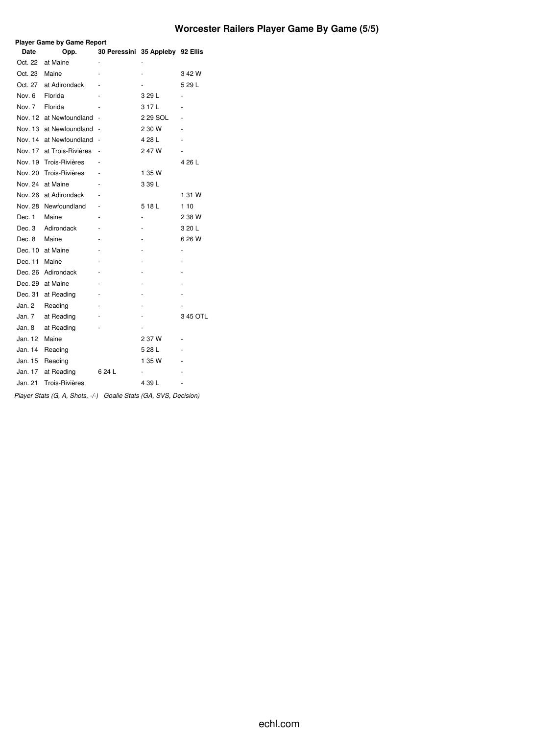# Worcester Railers Player Game By Game (5/5)

**Player Game by Game Report**

| Date | Opp. | 30 Peressini | 35 Appleby | 92 Ellis |
|---|---|---|---|---|
| Oct. 22 | at Maine | - | - | |
| Oct. 23 | Maine | - | - | 3 42 W |
| Oct. 27 | at Adirondack | - | - | 5 29 L |
| Nov. 6 | Florida | - | 3 29 L | - |
| Nov. 7 | Florida | - | 3 17 L | - |
| Nov. 12 | at Newfoundland | - | 2 29 SOL | - |
| Nov. 13 | at Newfoundland | - | 2 30 W | - |
| Nov. 14 | at Newfoundland | - | 4 28 L | - |
| Nov. 17 | at Trois-Rivières | - | 2 47 W | - |
| Nov. 19 | Trois-Rivières | - | | 4 26 L |
| Nov. 20 | Trois-Rivières | - | 1 35 W | |
| Nov. 24 | at Maine | - | 3 39 L | |
| Nov. 26 | at Adirondack | - | | 1 31 W |
| Nov. 28 | Newfoundland | - | 5 18 L | 1 10 |
| Dec. 1 | Maine | - | - | 2 38 W |
| Dec. 3 | Adirondack | - | - | 3 20 L |
| Dec. 8 | Maine | - | - | 6 26 W |
| Dec. 10 | at Maine | - | - | - |
| Dec. 11 | Maine | - | - | - |
| Dec. 26 | Adirondack | - | - | - |
| Dec. 29 | at Maine | - | - | - |
| Dec. 31 | at Reading | - | - | - |
| Jan. 2 | Reading | - | - | - |
| Jan. 7 | at Reading | - | - | 3 45 OTL |
| Jan. 8 | at Reading | - | - | |
| Jan. 12 | Maine | | 2 37 W | - |
| Jan. 14 | Reading | | 5 28 L | - |
| Jan. 15 | Reading | | 1 35 W | - |
| Jan. 17 | at Reading | 6 24 L | - | - |
| Jan. 21 | Trois-Rivières | | 4 39 L | - |

*Player Stats (G, A, Shots, -/-)   Goalie Stats (GA, SVS, Decision)*